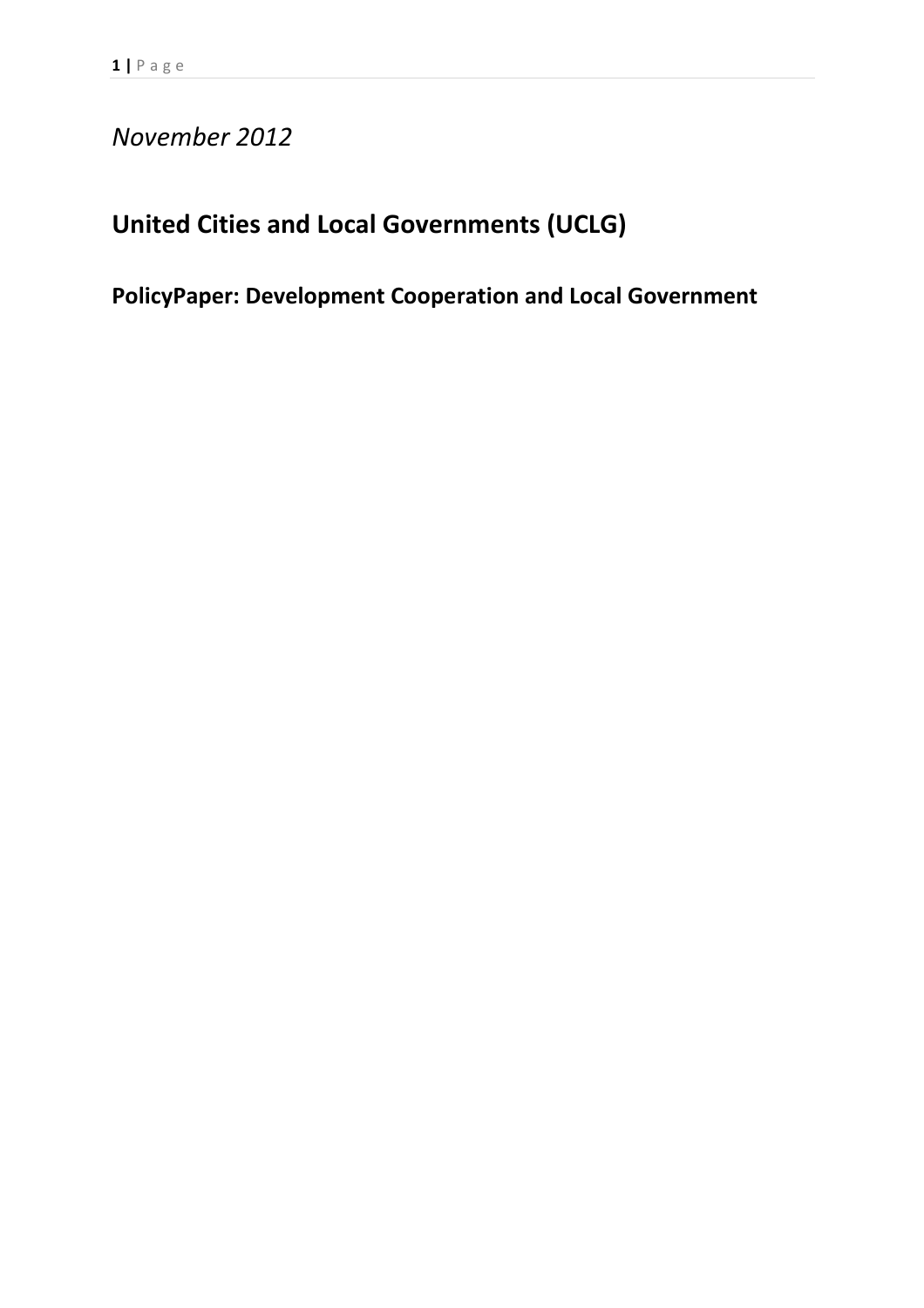*November 2012*

# United Cities and Local Governments (UCLG)

## PolicyPaper: Development Cooperation and Local Government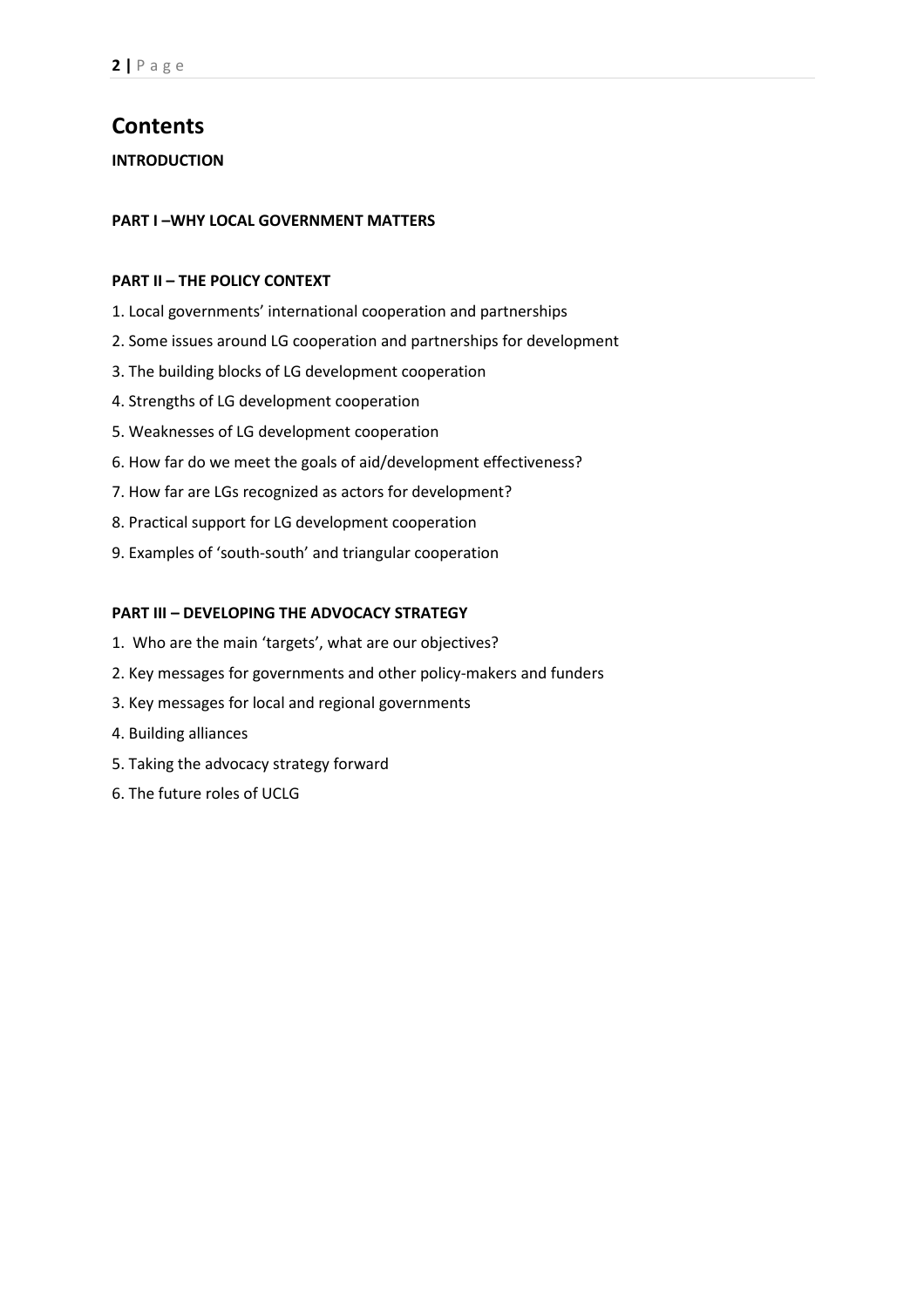# Contents

**INTRODUCTION**

**PART I –WHY LOCAL GOVERNMENT MATTERS**

**PART II – THE POLICY CONTEXT**

1. Local governments' international cooperation and partnerships
2. Some issues around LG cooperation and partnerships for development
3. The building blocks of LG development cooperation
4. Strengths of LG development cooperation
5. Weaknesses of LG development cooperation
6. How far do we meet the goals of aid/development effectiveness?
7. How far are LGs recognized as actors for development?
8. Practical support for LG development cooperation
9. Examples of 'south-south' and triangular cooperation

**PART III – DEVELOPING THE ADVOCACY STRATEGY**

1. Who are the main 'targets', what are our objectives?
2. Key messages for governments and other policy-makers and funders
3. Key messages for local and regional governments
4. Building alliances
5. Taking the advocacy strategy forward
6. The future roles of UCLG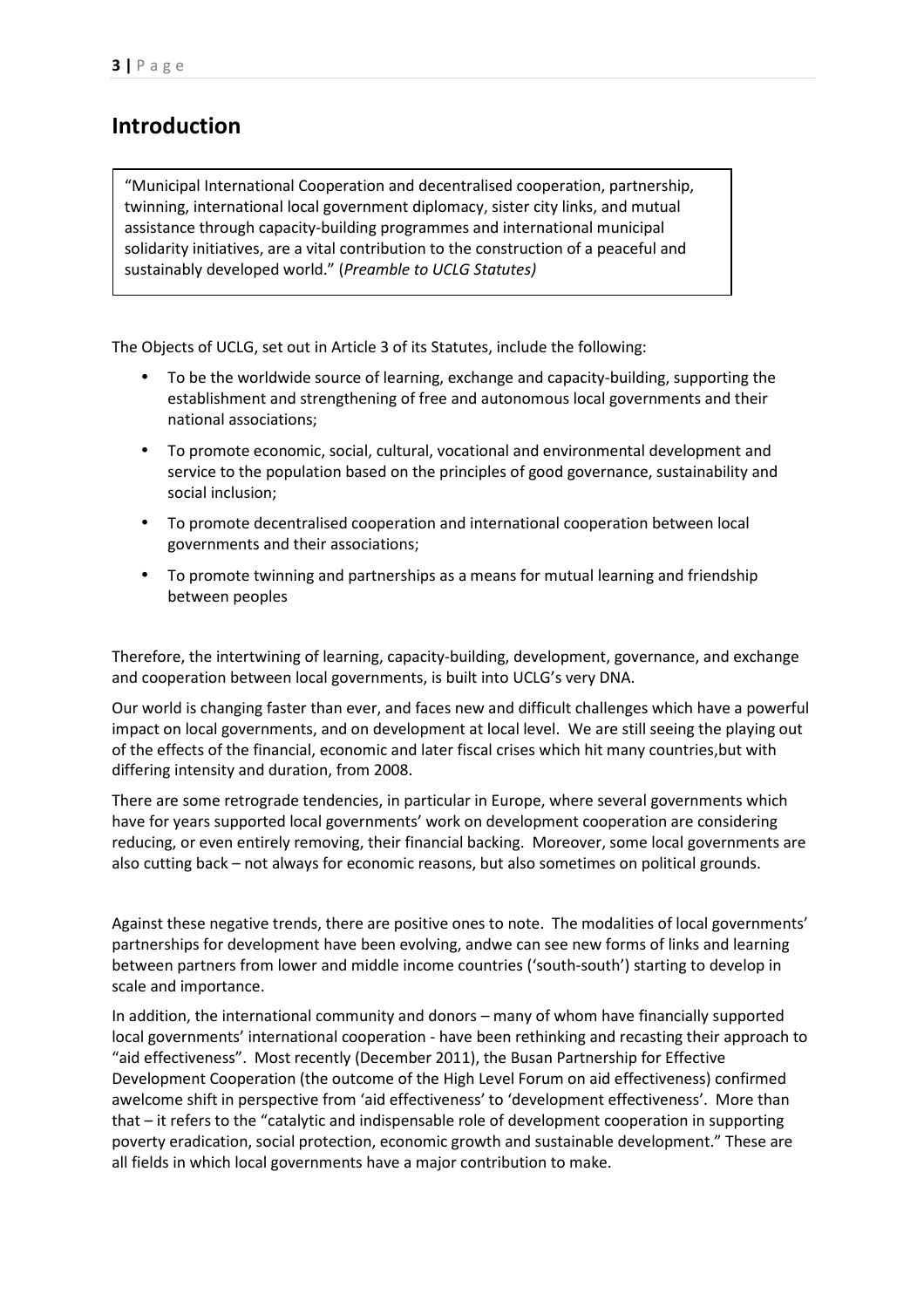## Introduction

> "Municipal International Cooperation and decentralised cooperation, partnership, twinning, international local government diplomacy, sister city links, and mutual assistance through capacity-building programmes and international municipal solidarity initiatives, are a vital contribution to the construction of a peaceful and sustainably developed world." (*Preamble to UCLG Statutes)*

The Objects of UCLG, set out in Article 3 of its Statutes, include the following:

- To be the worldwide source of learning, exchange and capacity-building, supporting the establishment and strengthening of free and autonomous local governments and their national associations;
- To promote economic, social, cultural, vocational and environmental development and service to the population based on the principles of good governance, sustainability and social inclusion;
- To promote decentralised cooperation and international cooperation between local governments and their associations;
- To promote twinning and partnerships as a means for mutual learning and friendship between peoples

Therefore, the intertwining of learning, capacity-building, development, governance, and exchange and cooperation between local governments, is built into UCLG's very DNA.

Our world is changing faster than ever, and faces new and difficult challenges which have a powerful impact on local governments, and on development at local level. We are still seeing the playing out of the effects of the financial, economic and later fiscal crises which hit many countries,but with differing intensity and duration, from 2008.

There are some retrograde tendencies, in particular in Europe, where several governments which have for years supported local governments' work on development cooperation are considering reducing, or even entirely removing, their financial backing. Moreover, some local governments are also cutting back – not always for economic reasons, but also sometimes on political grounds.

Against these negative trends, there are positive ones to note. The modalities of local governments' partnerships for development have been evolving, andwe can see new forms of links and learning between partners from lower and middle income countries ('south-south') starting to develop in scale and importance.

In addition, the international community and donors – many of whom have financially supported local governments' international cooperation - have been rethinking and recasting their approach to "aid effectiveness". Most recently (December 2011), the Busan Partnership for Effective Development Cooperation (the outcome of the High Level Forum on aid effectiveness) confirmed awelcome shift in perspective from 'aid effectiveness' to 'development effectiveness'. More than that – it refers to the "catalytic and indispensable role of development cooperation in supporting poverty eradication, social protection, economic growth and sustainable development." These are all fields in which local governments have a major contribution to make.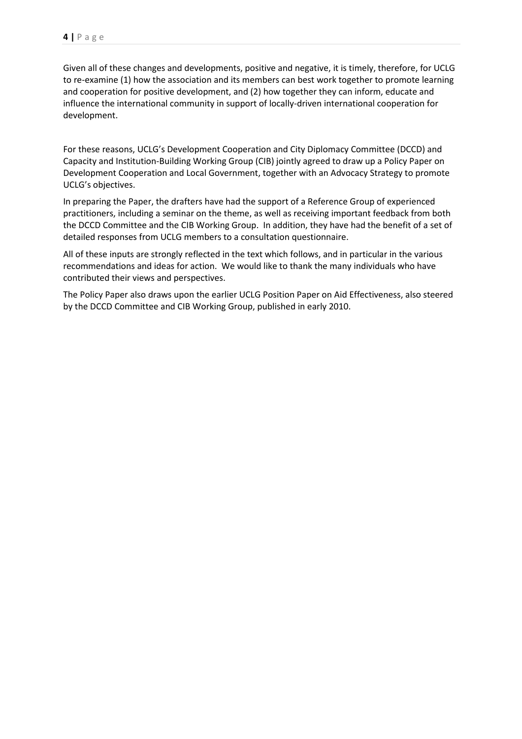Given all of these changes and developments, positive and negative, it is timely, therefore, for UCLG to re-examine (1) how the association and its members can best work together to promote learning and cooperation for positive development, and (2) how together they can inform, educate and influence the international community in support of locally-driven international cooperation for development.

For these reasons, UCLG's Development Cooperation and City Diplomacy Committee (DCCD) and Capacity and Institution-Building Working Group (CIB) jointly agreed to draw up a Policy Paper on Development Cooperation and Local Government, together with an Advocacy Strategy to promote UCLG's objectives.

In preparing the Paper, the drafters have had the support of a Reference Group of experienced practitioners, including a seminar on the theme, as well as receiving important feedback from both the DCCD Committee and the CIB Working Group. In addition, they have had the benefit of a set of detailed responses from UCLG members to a consultation questionnaire.

All of these inputs are strongly reflected in the text which follows, and in particular in the various recommendations and ideas for action. We would like to thank the many individuals who have contributed their views and perspectives.

The Policy Paper also draws upon the earlier UCLG Position Paper on Aid Effectiveness, also steered by the DCCD Committee and CIB Working Group, published in early 2010.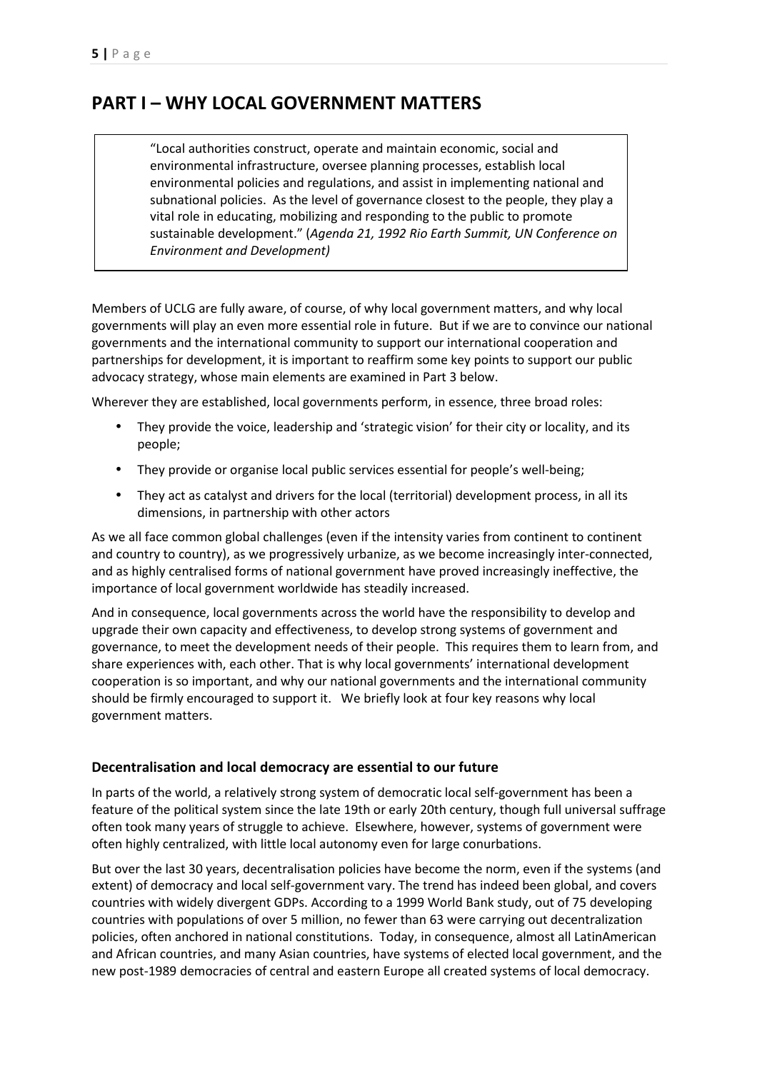# PART I – WHY LOCAL GOVERNMENT MATTERS

> "Local authorities construct, operate and maintain economic, social and environmental infrastructure, oversee planning processes, establish local environmental policies and regulations, and assist in implementing national and subnational policies. As the level of governance closest to the people, they play a vital role in educating, mobilizing and responding to the public to promote sustainable development." (*Agenda 21, 1992 Rio Earth Summit, UN Conference on Environment and Development)*

Members of UCLG are fully aware, of course, of why local government matters, and why local governments will play an even more essential role in future. But if we are to convince our national governments and the international community to support our international cooperation and partnerships for development, it is important to reaffirm some key points to support our public advocacy strategy, whose main elements are examined in Part 3 below.

Wherever they are established, local governments perform, in essence, three broad roles:

- They provide the voice, leadership and 'strategic vision' for their city or locality, and its people;
- They provide or organise local public services essential for people's well-being;
- They act as catalyst and drivers for the local (territorial) development process, in all its dimensions, in partnership with other actors

As we all face common global challenges (even if the intensity varies from continent to continent and country to country), as we progressively urbanize, as we become increasingly inter-connected, and as highly centralised forms of national government have proved increasingly ineffective, the importance of local government worldwide has steadily increased.

And in consequence, local governments across the world have the responsibility to develop and upgrade their own capacity and effectiveness, to develop strong systems of government and governance, to meet the development needs of their people. This requires them to learn from, and share experiences with, each other. That is why local governments' international development cooperation is so important, and why our national governments and the international community should be firmly encouraged to support it. We briefly look at four key reasons why local government matters.

### Decentralisation and local democracy are essential to our future

In parts of the world, a relatively strong system of democratic local self-government has been a feature of the political system since the late 19th or early 20th century, though full universal suffrage often took many years of struggle to achieve. Elsewhere, however, systems of government were often highly centralized, with little local autonomy even for large conurbations.

But over the last 30 years, decentralisation policies have become the norm, even if the systems (and extent) of democracy and local self-government vary. The trend has indeed been global, and covers countries with widely divergent GDPs. According to a 1999 World Bank study, out of 75 developing countries with populations of over 5 million, no fewer than 63 were carrying out decentralization policies, often anchored in national constitutions. Today, in consequence, almost all LatinAmerican and African countries, and many Asian countries, have systems of elected local government, and the new post-1989 democracies of central and eastern Europe all created systems of local democracy.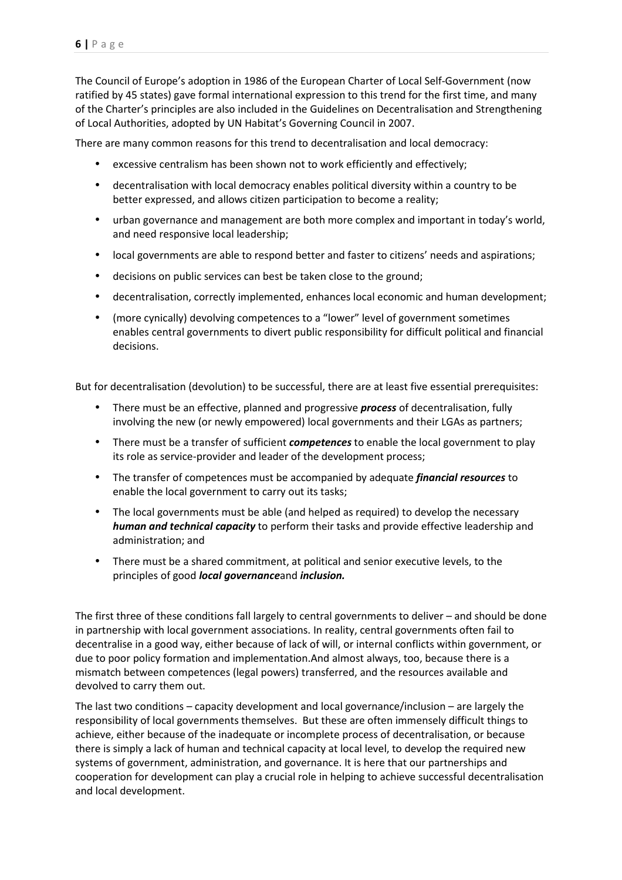The Council of Europe's adoption in 1986 of the European Charter of Local Self-Government (now ratified by 45 states) gave formal international expression to this trend for the first time, and many of the Charter's principles are also included in the Guidelines on Decentralisation and Strengthening of Local Authorities, adopted by UN Habitat's Governing Council in 2007.

There are many common reasons for this trend to decentralisation and local democracy:

- excessive centralism has been shown not to work efficiently and effectively;
- decentralisation with local democracy enables political diversity within a country to be better expressed, and allows citizen participation to become a reality;
- urban governance and management are both more complex and important in today's world, and need responsive local leadership;
- local governments are able to respond better and faster to citizens' needs and aspirations;
- decisions on public services can best be taken close to the ground;
- decentralisation, correctly implemented, enhances local economic and human development;
- (more cynically) devolving competences to a "lower" level of government sometimes enables central governments to divert public responsibility for difficult political and financial decisions.

But for decentralisation (devolution) to be successful, there are at least five essential prerequisites:

- There must be an effective, planned and progressive ***process*** of decentralisation, fully involving the new (or newly empowered) local governments and their LGAs as partners;
- There must be a transfer of sufficient ***competences*** to enable the local government to play its role as service-provider and leader of the development process;
- The transfer of competences must be accompanied by adequate ***financial resources*** to enable the local government to carry out its tasks;
- The local governments must be able (and helped as required) to develop the necessary ***human and technical capacity*** to perform their tasks and provide effective leadership and administration; and
- There must be a shared commitment, at political and senior executive levels, to the principles of good ***local governance***and ***inclusion.***

The first three of these conditions fall largely to central governments to deliver – and should be done in partnership with local government associations. In reality, central governments often fail to decentralise in a good way, either because of lack of will, or internal conflicts within government, or due to poor policy formation and implementation.And almost always, too, because there is a mismatch between competences (legal powers) transferred, and the resources available and devolved to carry them out.

The last two conditions – capacity development and local governance/inclusion – are largely the responsibility of local governments themselves. But these are often immensely difficult things to achieve, either because of the inadequate or incomplete process of decentralisation, or because there is simply a lack of human and technical capacity at local level, to develop the required new systems of government, administration, and governance. It is here that our partnerships and cooperation for development can play a crucial role in helping to achieve successful decentralisation and local development.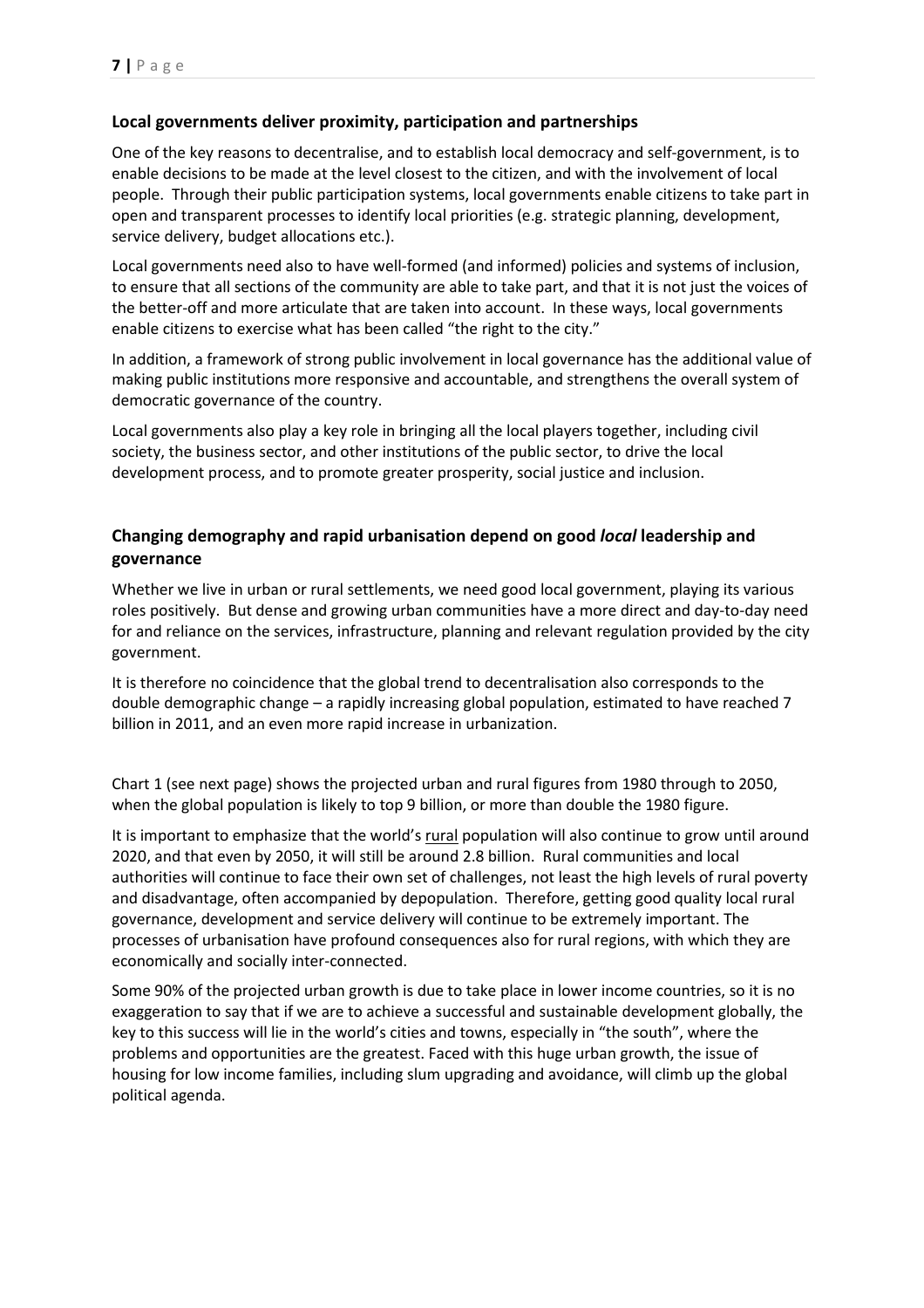## Local governments deliver proximity, participation and partnerships

One of the key reasons to decentralise, and to establish local democracy and self-government, is to enable decisions to be made at the level closest to the citizen, and with the involvement of local people. Through their public participation systems, local governments enable citizens to take part in open and transparent processes to identify local priorities (e.g. strategic planning, development, service delivery, budget allocations etc.).

Local governments need also to have well-formed (and informed) policies and systems of inclusion, to ensure that all sections of the community are able to take part, and that it is not just the voices of the better-off and more articulate that are taken into account. In these ways, local governments enable citizens to exercise what has been called "the right to the city."

In addition, a framework of strong public involvement in local governance has the additional value of making public institutions more responsive and accountable, and strengthens the overall system of democratic governance of the country.

Local governments also play a key role in bringing all the local players together, including civil society, the business sector, and other institutions of the public sector, to drive the local development process, and to promote greater prosperity, social justice and inclusion.

## Changing demography and rapid urbanisation depend on good *local* leadership and governance

Whether we live in urban or rural settlements, we need good local government, playing its various roles positively. But dense and growing urban communities have a more direct and day-to-day need for and reliance on the services, infrastructure, planning and relevant regulation provided by the city government.

It is therefore no coincidence that the global trend to decentralisation also corresponds to the double demographic change – a rapidly increasing global population, estimated to have reached 7 billion in 2011, and an even more rapid increase in urbanization.

Chart 1 (see next page) shows the projected urban and rural figures from 1980 through to 2050, when the global population is likely to top 9 billion, or more than double the 1980 figure.

It is important to emphasize that the world's rural population will also continue to grow until around 2020, and that even by 2050, it will still be around 2.8 billion. Rural communities and local authorities will continue to face their own set of challenges, not least the high levels of rural poverty and disadvantage, often accompanied by depopulation. Therefore, getting good quality local rural governance, development and service delivery will continue to be extremely important. The processes of urbanisation have profound consequences also for rural regions, with which they are economically and socially inter-connected.

Some 90% of the projected urban growth is due to take place in lower income countries, so it is no exaggeration to say that if we are to achieve a successful and sustainable development globally, the key to this success will lie in the world's cities and towns, especially in "the south", where the problems and opportunities are the greatest. Faced with this huge urban growth, the issue of housing for low income families, including slum upgrading and avoidance, will climb up the global political agenda.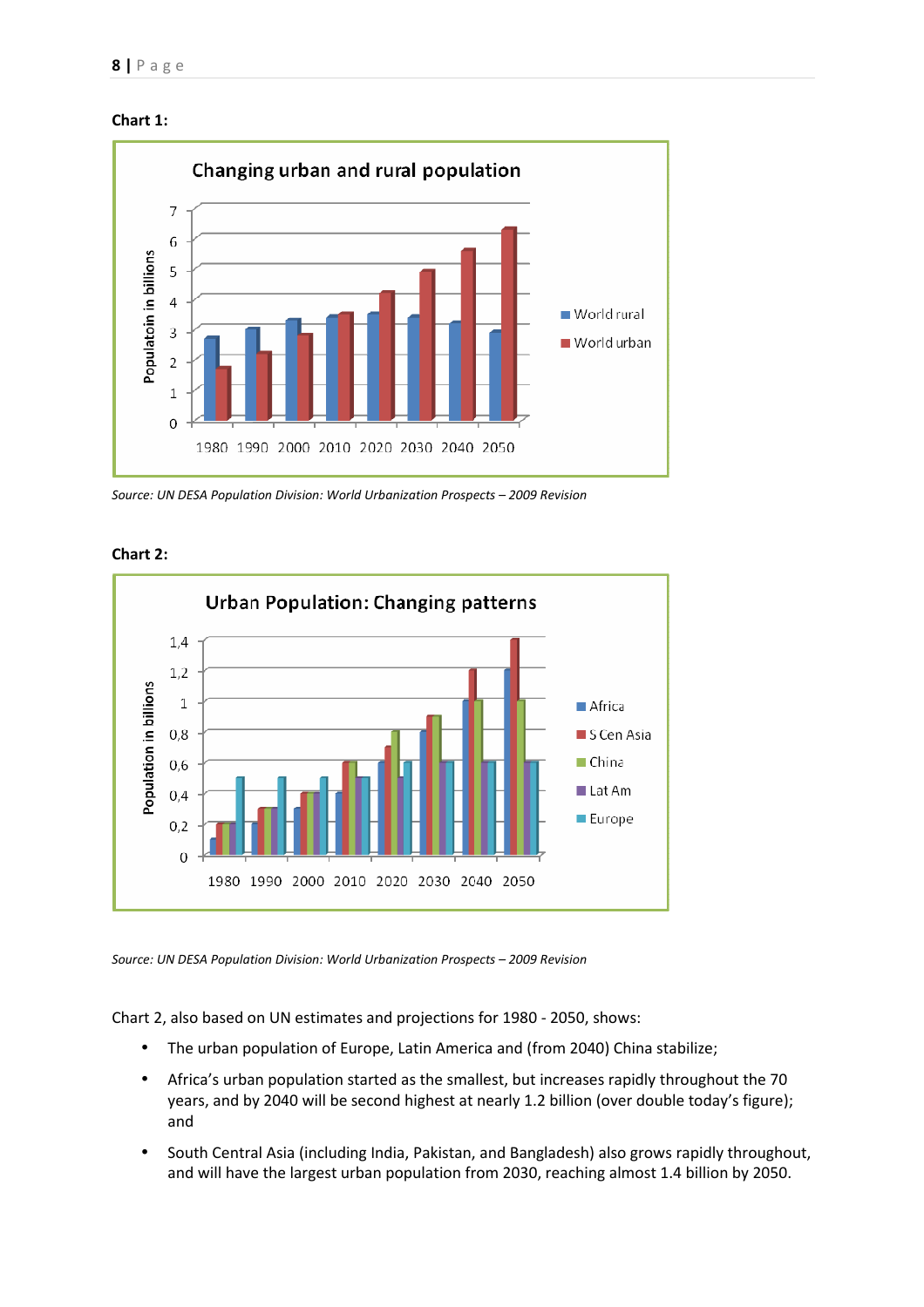**Chart 1:**

Changing urban and rural population

Source: UN DESA Population Division: World Urbanization Prospects – 2009 Revision

**Chart 2:**

Urban Population: Changing patterns

Source: UN DESA Population Division: World Urbanization Prospects – 2009 Revision

Chart 2, also based on UN estimates and projections for 1980 - 2050, shows:

- The urban population of Europe, Latin America and (from 2040) China stabilize;
- Africa's urban population started as the smallest, but increases rapidly throughout the 70 years, and by 2040 will be second highest at nearly 1.2 billion (over double today's figure); and
- South Central Asia (including India, Pakistan, and Bangladesh) also grows rapidly throughout, and will have the largest urban population from 2030, reaching almost 1.4 billion by 2050.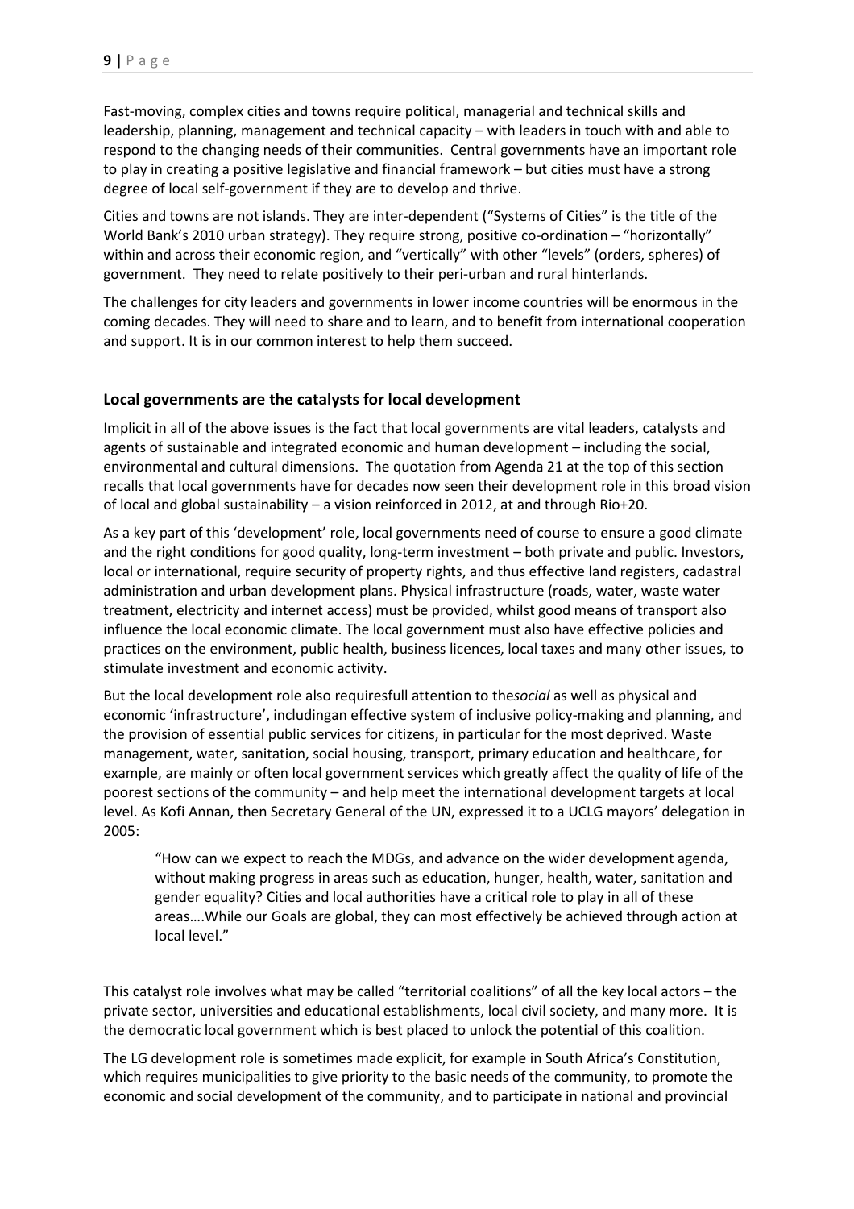Fast-moving, complex cities and towns require political, managerial and technical skills and leadership, planning, management and technical capacity – with leaders in touch with and able to respond to the changing needs of their communities. Central governments have an important role to play in creating a positive legislative and financial framework – but cities must have a strong degree of local self-government if they are to develop and thrive.

Cities and towns are not islands. They are inter-dependent ("Systems of Cities" is the title of the World Bank's 2010 urban strategy). They require strong, positive co-ordination – "horizontally" within and across their economic region, and "vertically" with other "levels" (orders, spheres) of government. They need to relate positively to their peri-urban and rural hinterlands.

The challenges for city leaders and governments in lower income countries will be enormous in the coming decades. They will need to share and to learn, and to benefit from international cooperation and support. It is in our common interest to help them succeed.

### Local governments are the catalysts for local development

Implicit in all of the above issues is the fact that local governments are vital leaders, catalysts and agents of sustainable and integrated economic and human development – including the social, environmental and cultural dimensions. The quotation from Agenda 21 at the top of this section recalls that local governments have for decades now seen their development role in this broad vision of local and global sustainability – a vision reinforced in 2012, at and through Rio+20.

As a key part of this 'development' role, local governments need of course to ensure a good climate and the right conditions for good quality, long-term investment – both private and public. Investors, local or international, require security of property rights, and thus effective land registers, cadastral administration and urban development plans. Physical infrastructure (roads, water, waste water treatment, electricity and internet access) must be provided, whilst good means of transport also influence the local economic climate. The local government must also have effective policies and practices on the environment, public health, business licences, local taxes and many other issues, to stimulate investment and economic activity.

But the local development role also requiresfull attention to the*social* as well as physical and economic 'infrastructure', includingan effective system of inclusive policy-making and planning, and the provision of essential public services for citizens, in particular for the most deprived. Waste management, water, sanitation, social housing, transport, primary education and healthcare, for example, are mainly or often local government services which greatly affect the quality of life of the poorest sections of the community – and help meet the international development targets at local level. As Kofi Annan, then Secretary General of the UN, expressed it to a UCLG mayors' delegation in 2005:

> "How can we expect to reach the MDGs, and advance on the wider development agenda, without making progress in areas such as education, hunger, health, water, sanitation and gender equality? Cities and local authorities have a critical role to play in all of these areas….While our Goals are global, they can most effectively be achieved through action at local level."

This catalyst role involves what may be called "territorial coalitions" of all the key local actors – the private sector, universities and educational establishments, local civil society, and many more. It is the democratic local government which is best placed to unlock the potential of this coalition.

The LG development role is sometimes made explicit, for example in South Africa's Constitution, which requires municipalities to give priority to the basic needs of the community, to promote the economic and social development of the community, and to participate in national and provincial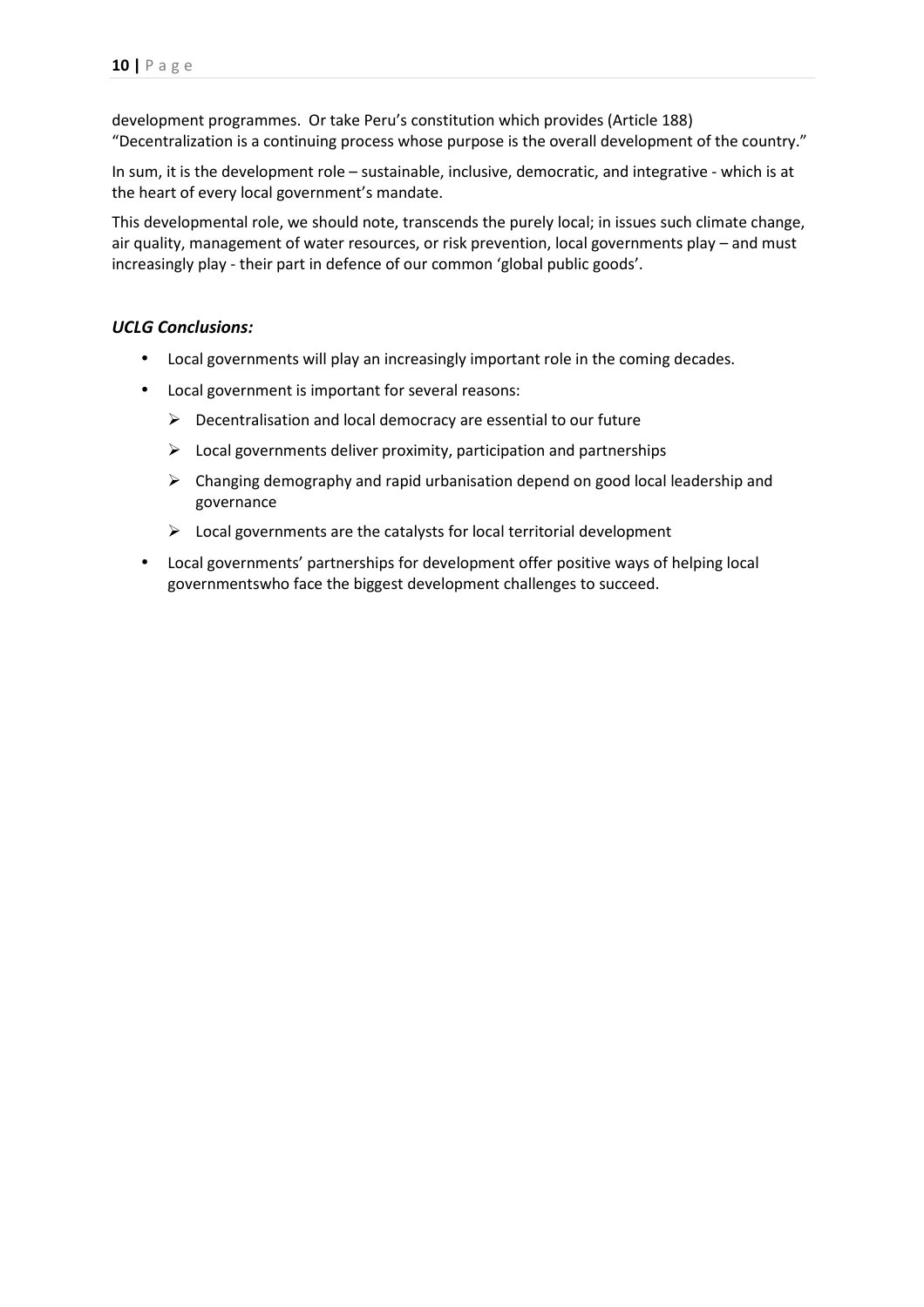development programmes. Or take Peru's constitution which provides (Article 188) "Decentralization is a continuing process whose purpose is the overall development of the country."

In sum, it is the development role – sustainable, inclusive, democratic, and integrative - which is at the heart of every local government's mandate.

This developmental role, we should note, transcends the purely local; in issues such climate change, air quality, management of water resources, or risk prevention, local governments play – and must increasingly play - their part in defence of our common 'global public goods'.

### *UCLG Conclusions:*

- Local governments will play an increasingly important role in the coming decades.
- Local government is important for several reasons:
  - Decentralisation and local democracy are essential to our future
  - Local governments deliver proximity, participation and partnerships
  - Changing demography and rapid urbanisation depend on good local leadership and governance
  - Local governments are the catalysts for local territorial development
- Local governments' partnerships for development offer positive ways of helping local governmentswho face the biggest development challenges to succeed.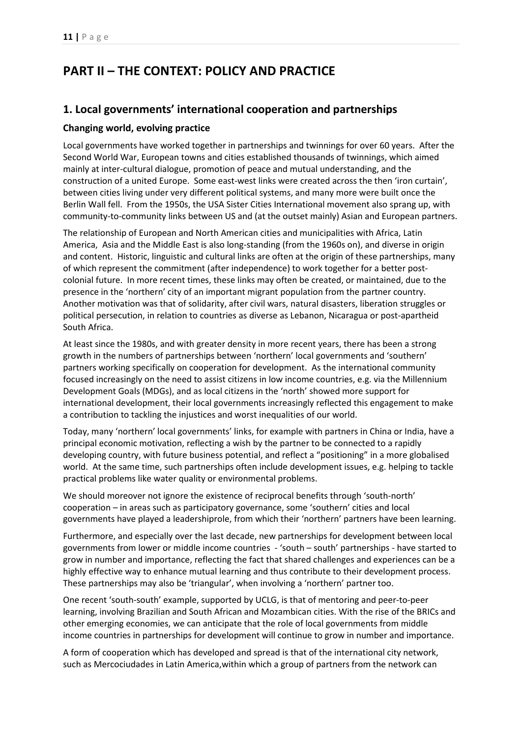# PART II – THE CONTEXT: POLICY AND PRACTICE

## 1. Local governments' international cooperation and partnerships

### Changing world, evolving practice

Local governments have worked together in partnerships and twinnings for over 60 years. After the Second World War, European towns and cities established thousands of twinnings, which aimed mainly at inter-cultural dialogue, promotion of peace and mutual understanding, and the construction of a united Europe. Some east-west links were created across the then 'iron curtain', between cities living under very different political systems, and many more were built once the Berlin Wall fell. From the 1950s, the USA Sister Cities International movement also sprang up, with community-to-community links between US and (at the outset mainly) Asian and European partners.

The relationship of European and North American cities and municipalities with Africa, Latin America, Asia and the Middle East is also long-standing (from the 1960s on), and diverse in origin and content. Historic, linguistic and cultural links are often at the origin of these partnerships, many of which represent the commitment (after independence) to work together for a better post-colonial future. In more recent times, these links may often be created, or maintained, due to the presence in the 'northern' city of an important migrant population from the partner country. Another motivation was that of solidarity, after civil wars, natural disasters, liberation struggles or political persecution, in relation to countries as diverse as Lebanon, Nicaragua or post-apartheid South Africa.

At least since the 1980s, and with greater density in more recent years, there has been a strong growth in the numbers of partnerships between 'northern' local governments and 'southern' partners working specifically on cooperation for development. As the international community focused increasingly on the need to assist citizens in low income countries, e.g. via the Millennium Development Goals (MDGs), and as local citizens in the 'north' showed more support for international development, their local governments increasingly reflected this engagement to make a contribution to tackling the injustices and worst inequalities of our world.

Today, many 'northern' local governments' links, for example with partners in China or India, have a principal economic motivation, reflecting a wish by the partner to be connected to a rapidly developing country, with future business potential, and reflect a "positioning" in a more globalised world. At the same time, such partnerships often include development issues, e.g. helping to tackle practical problems like water quality or environmental problems.

We should moreover not ignore the existence of reciprocal benefits through 'south-north' cooperation – in areas such as participatory governance, some 'southern' cities and local governments have played a leadershiprole, from which their 'northern' partners have been learning.

Furthermore, and especially over the last decade, new partnerships for development between local governments from lower or middle income countries - 'south – south' partnerships - have started to grow in number and importance, reflecting the fact that shared challenges and experiences can be a highly effective way to enhance mutual learning and thus contribute to their development process. These partnerships may also be 'triangular', when involving a 'northern' partner too.

One recent 'south-south' example, supported by UCLG, is that of mentoring and peer-to-peer learning, involving Brazilian and South African and Mozambican cities. With the rise of the BRICs and other emerging economies, we can anticipate that the role of local governments from middle income countries in partnerships for development will continue to grow in number and importance.

A form of cooperation which has developed and spread is that of the international city network, such as Mercociudades in Latin America,within which a group of partners from the network can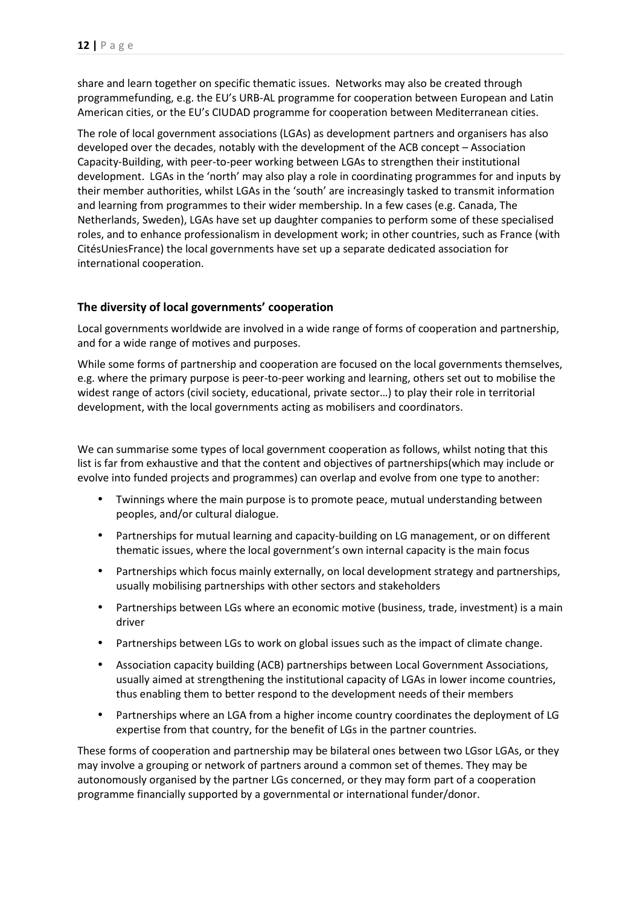share and learn together on specific thematic issues. Networks may also be created through programmefunding, e.g. the EU's URB-AL programme for cooperation between European and Latin American cities, or the EU's CIUDAD programme for cooperation between Mediterranean cities.

The role of local government associations (LGAs) as development partners and organisers has also developed over the decades, notably with the development of the ACB concept – Association Capacity-Building, with peer-to-peer working between LGAs to strengthen their institutional development. LGAs in the 'north' may also play a role in coordinating programmes for and inputs by their member authorities, whilst LGAs in the 'south' are increasingly tasked to transmit information and learning from programmes to their wider membership. In a few cases (e.g. Canada, The Netherlands, Sweden), LGAs have set up daughter companies to perform some of these specialised roles, and to enhance professionalism in development work; in other countries, such as France (with CitésUniesFrance) the local governments have set up a separate dedicated association for international cooperation.

## The diversity of local governments' cooperation

Local governments worldwide are involved in a wide range of forms of cooperation and partnership, and for a wide range of motives and purposes.

While some forms of partnership and cooperation are focused on the local governments themselves, e.g. where the primary purpose is peer-to-peer working and learning, others set out to mobilise the widest range of actors (civil society, educational, private sector…) to play their role in territorial development, with the local governments acting as mobilisers and coordinators.

We can summarise some types of local government cooperation as follows, whilst noting that this list is far from exhaustive and that the content and objectives of partnerships(which may include or evolve into funded projects and programmes) can overlap and evolve from one type to another:

- Twinnings where the main purpose is to promote peace, mutual understanding between peoples, and/or cultural dialogue.
- Partnerships for mutual learning and capacity-building on LG management, or on different thematic issues, where the local government's own internal capacity is the main focus
- Partnerships which focus mainly externally, on local development strategy and partnerships, usually mobilising partnerships with other sectors and stakeholders
- Partnerships between LGs where an economic motive (business, trade, investment) is a main driver
- Partnerships between LGs to work on global issues such as the impact of climate change.
- Association capacity building (ACB) partnerships between Local Government Associations, usually aimed at strengthening the institutional capacity of LGAs in lower income countries, thus enabling them to better respond to the development needs of their members
- Partnerships where an LGA from a higher income country coordinates the deployment of LG expertise from that country, for the benefit of LGs in the partner countries.

These forms of cooperation and partnership may be bilateral ones between two LGsor LGAs, or they may involve a grouping or network of partners around a common set of themes. They may be autonomously organised by the partner LGs concerned, or they may form part of a cooperation programme financially supported by a governmental or international funder/donor.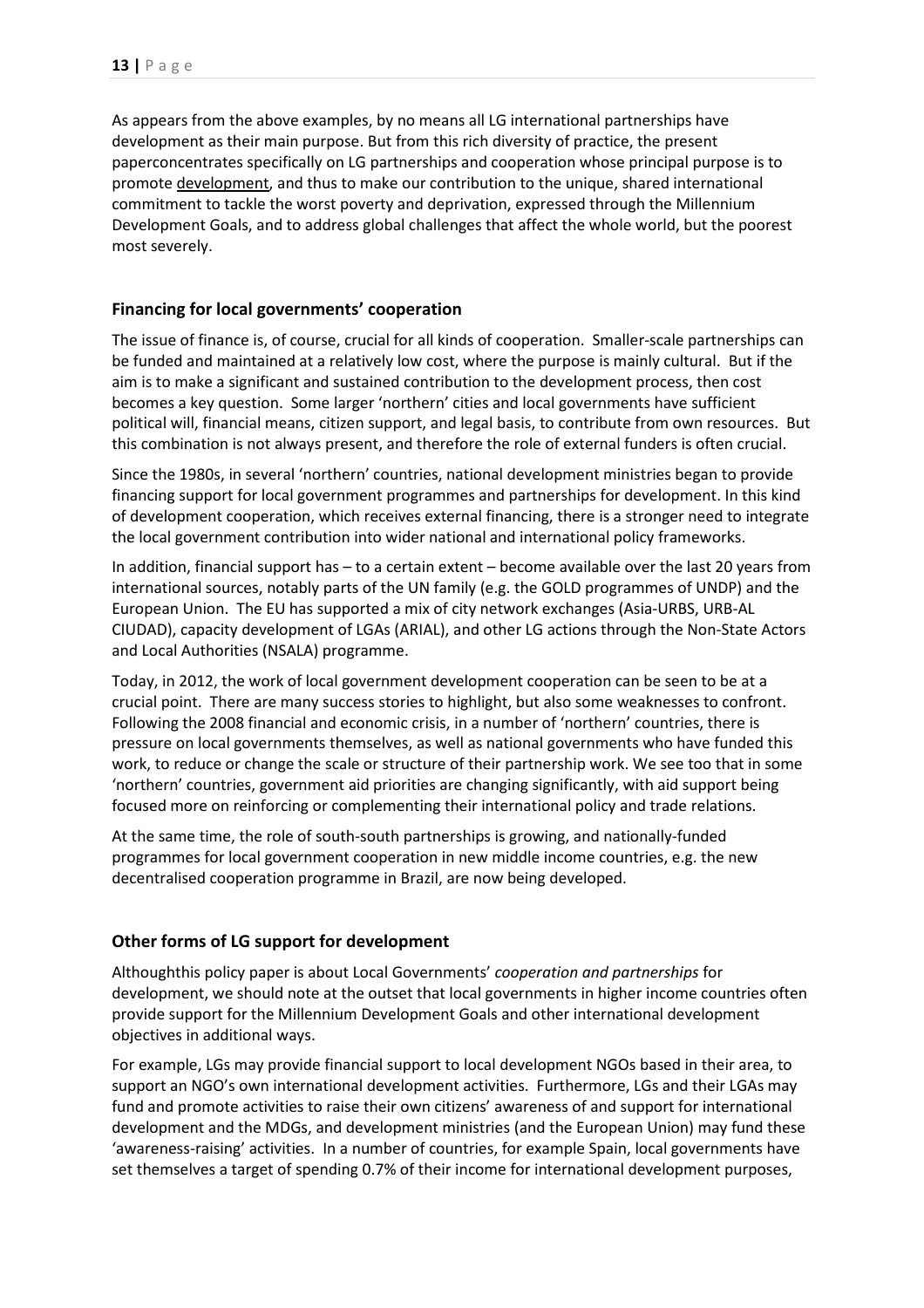As appears from the above examples, by no means all LG international partnerships have development as their main purpose. But from this rich diversity of practice, the present paperconcentrates specifically on LG partnerships and cooperation whose principal purpose is to promote development, and thus to make our contribution to the unique, shared international commitment to tackle the worst poverty and deprivation, expressed through the Millennium Development Goals, and to address global challenges that affect the whole world, but the poorest most severely.

## Financing for local governments' cooperation

The issue of finance is, of course, crucial for all kinds of cooperation. Smaller-scale partnerships can be funded and maintained at a relatively low cost, where the purpose is mainly cultural. But if the aim is to make a significant and sustained contribution to the development process, then cost becomes a key question. Some larger 'northern' cities and local governments have sufficient political will, financial means, citizen support, and legal basis, to contribute from own resources. But this combination is not always present, and therefore the role of external funders is often crucial.

Since the 1980s, in several 'northern' countries, national development ministries began to provide financing support for local government programmes and partnerships for development. In this kind of development cooperation, which receives external financing, there is a stronger need to integrate the local government contribution into wider national and international policy frameworks.

In addition, financial support has – to a certain extent – become available over the last 20 years from international sources, notably parts of the UN family (e.g. the GOLD programmes of UNDP) and the European Union. The EU has supported a mix of city network exchanges (Asia-URBS, URB-AL CIUDAD), capacity development of LGAs (ARIAL), and other LG actions through the Non-State Actors and Local Authorities (NSALA) programme.

Today, in 2012, the work of local government development cooperation can be seen to be at a crucial point. There are many success stories to highlight, but also some weaknesses to confront. Following the 2008 financial and economic crisis, in a number of 'northern' countries, there is pressure on local governments themselves, as well as national governments who have funded this work, to reduce or change the scale or structure of their partnership work. We see too that in some 'northern' countries, government aid priorities are changing significantly, with aid support being focused more on reinforcing or complementing their international policy and trade relations.

At the same time, the role of south-south partnerships is growing, and nationally-funded programmes for local government cooperation in new middle income countries, e.g. the new decentralised cooperation programme in Brazil, are now being developed.

## Other forms of LG support for development

Althoughthis policy paper is about Local Governments' *cooperation and partnerships* for development, we should note at the outset that local governments in higher income countries often provide support for the Millennium Development Goals and other international development objectives in additional ways.

For example, LGs may provide financial support to local development NGOs based in their area, to support an NGO's own international development activities. Furthermore, LGs and their LGAs may fund and promote activities to raise their own citizens' awareness of and support for international development and the MDGs, and development ministries (and the European Union) may fund these 'awareness-raising' activities. In a number of countries, for example Spain, local governments have set themselves a target of spending 0.7% of their income for international development purposes,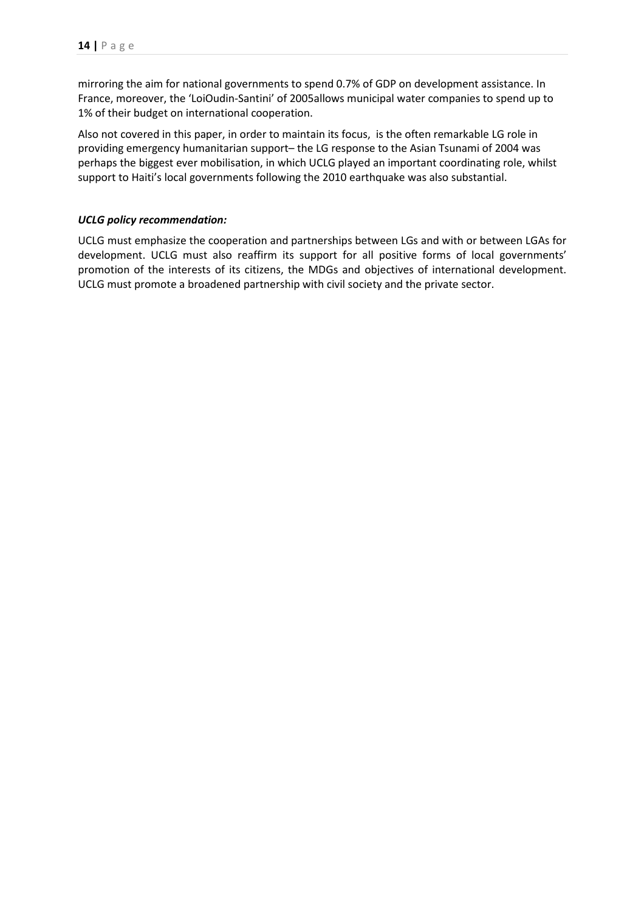mirroring the aim for national governments to spend 0.7% of GDP on development assistance. In France, moreover, the 'LoiOudin-Santini' of 2005allows municipal water companies to spend up to 1% of their budget on international cooperation.

Also not covered in this paper, in order to maintain its focus, is the often remarkable LG role in providing emergency humanitarian support– the LG response to the Asian Tsunami of 2004 was perhaps the biggest ever mobilisation, in which UCLG played an important coordinating role, whilst support to Haiti's local governments following the 2010 earthquake was also substantial.

***UCLG policy recommendation:***

UCLG must emphasize the cooperation and partnerships between LGs and with or between LGAs for development. UCLG must also reaffirm its support for all positive forms of local governments' promotion of the interests of its citizens, the MDGs and objectives of international development. UCLG must promote a broadened partnership with civil society and the private sector.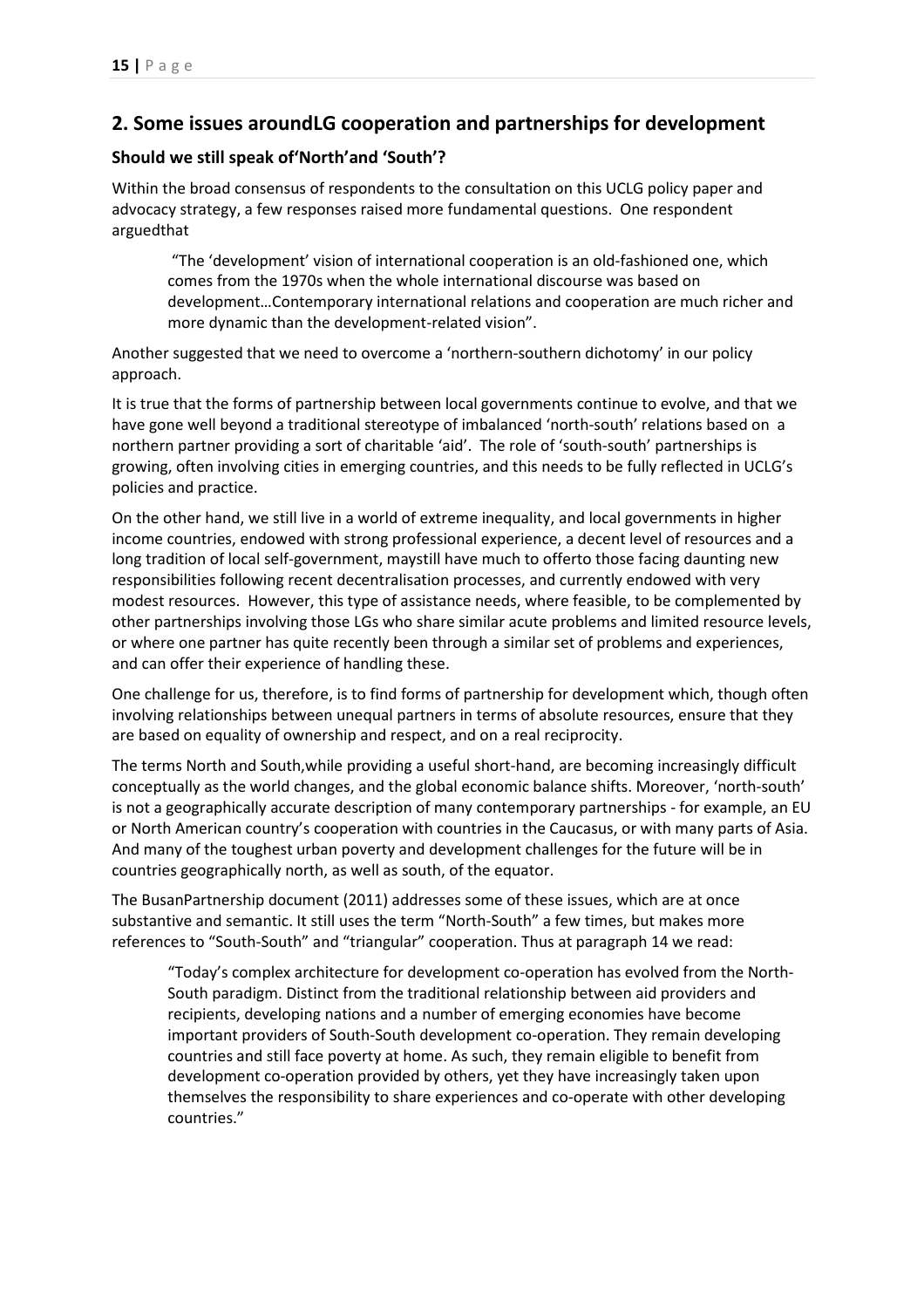## 2. Some issues aroundLG cooperation and partnerships for development

### Should we still speak of'North'and 'South'?

Within the broad consensus of respondents to the consultation on this UCLG policy paper and advocacy strategy, a few responses raised more fundamental questions. One respondent arguedthat

> "The 'development' vision of international cooperation is an old-fashioned one, which comes from the 1970s when the whole international discourse was based on development…Contemporary international relations and cooperation are much richer and more dynamic than the development-related vision".

Another suggested that we need to overcome a 'northern-southern dichotomy' in our policy approach.

It is true that the forms of partnership between local governments continue to evolve, and that we have gone well beyond a traditional stereotype of imbalanced 'north-south' relations based on a northern partner providing a sort of charitable 'aid'. The role of 'south-south' partnerships is growing, often involving cities in emerging countries, and this needs to be fully reflected in UCLG's policies and practice.

On the other hand, we still live in a world of extreme inequality, and local governments in higher income countries, endowed with strong professional experience, a decent level of resources and a long tradition of local self-government, maystill have much to offerto those facing daunting new responsibilities following recent decentralisation processes, and currently endowed with very modest resources. However, this type of assistance needs, where feasible, to be complemented by other partnerships involving those LGs who share similar acute problems and limited resource levels, or where one partner has quite recently been through a similar set of problems and experiences, and can offer their experience of handling these.

One challenge for us, therefore, is to find forms of partnership for development which, though often involving relationships between unequal partners in terms of absolute resources, ensure that they are based on equality of ownership and respect, and on a real reciprocity.

The terms North and South,while providing a useful short-hand, are becoming increasingly difficult conceptually as the world changes, and the global economic balance shifts. Moreover, 'north-south' is not a geographically accurate description of many contemporary partnerships - for example, an EU or North American country's cooperation with countries in the Caucasus, or with many parts of Asia. And many of the toughest urban poverty and development challenges for the future will be in countries geographically north, as well as south, of the equator.

The BusanPartnership document (2011) addresses some of these issues, which are at once substantive and semantic. It still uses the term "North-South" a few times, but makes more references to "South-South" and "triangular" cooperation. Thus at paragraph 14 we read:

> "Today's complex architecture for development co-operation has evolved from the North-South paradigm. Distinct from the traditional relationship between aid providers and recipients, developing nations and a number of emerging economies have become important providers of South-South development co-operation. They remain developing countries and still face poverty at home. As such, they remain eligible to benefit from development co-operation provided by others, yet they have increasingly taken upon themselves the responsibility to share experiences and co-operate with other developing countries."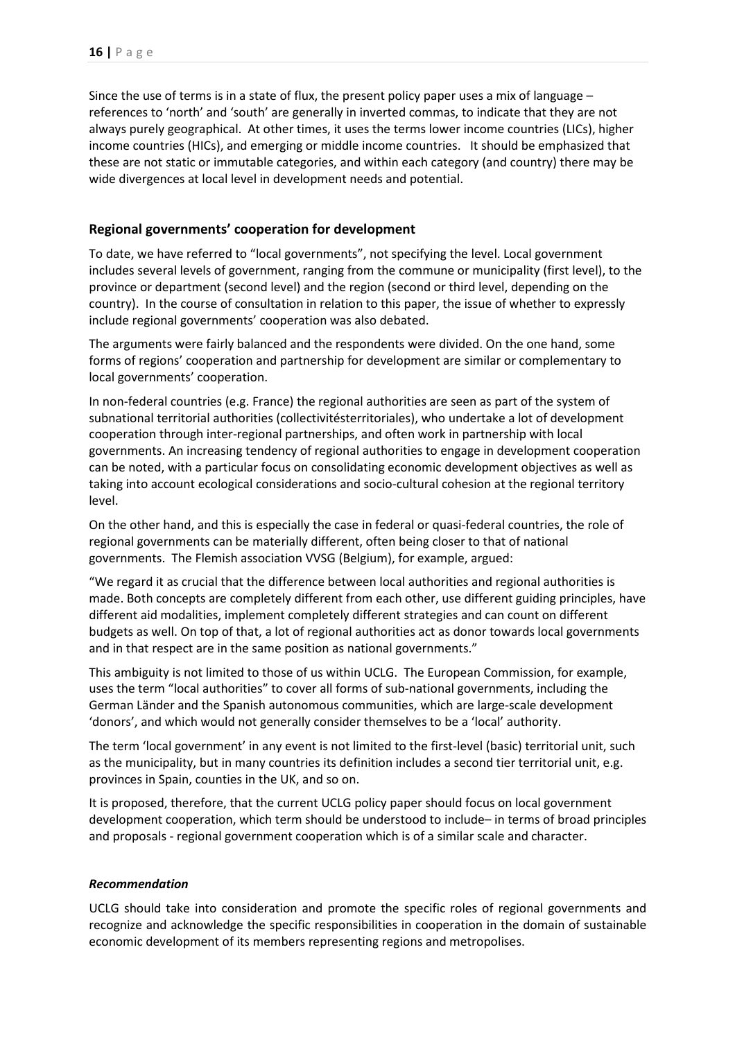Since the use of terms is in a state of flux, the present policy paper uses a mix of language – references to 'north' and 'south' are generally in inverted commas, to indicate that they are not always purely geographical. At other times, it uses the terms lower income countries (LICs), higher income countries (HICs), and emerging or middle income countries. It should be emphasized that these are not static or immutable categories, and within each category (and country) there may be wide divergences at local level in development needs and potential.

### Regional governments' cooperation for development

To date, we have referred to "local governments", not specifying the level. Local government includes several levels of government, ranging from the commune or municipality (first level), to the province or department (second level) and the region (second or third level, depending on the country). In the course of consultation in relation to this paper, the issue of whether to expressly include regional governments' cooperation was also debated.

The arguments were fairly balanced and the respondents were divided. On the one hand, some forms of regions' cooperation and partnership for development are similar or complementary to local governments' cooperation.

In non-federal countries (e.g. France) the regional authorities are seen as part of the system of subnational territorial authorities (collectivitésterritoriales), who undertake a lot of development cooperation through inter-regional partnerships, and often work in partnership with local governments. An increasing tendency of regional authorities to engage in development cooperation can be noted, with a particular focus on consolidating economic development objectives as well as taking into account ecological considerations and socio-cultural cohesion at the regional territory level.

On the other hand, and this is especially the case in federal or quasi-federal countries, the role of regional governments can be materially different, often being closer to that of national governments. The Flemish association VVSG (Belgium), for example, argued:

"We regard it as crucial that the difference between local authorities and regional authorities is made. Both concepts are completely different from each other, use different guiding principles, have different aid modalities, implement completely different strategies and can count on different budgets as well. On top of that, a lot of regional authorities act as donor towards local governments and in that respect are in the same position as national governments."

This ambiguity is not limited to those of us within UCLG. The European Commission, for example, uses the term "local authorities" to cover all forms of sub-national governments, including the German Länder and the Spanish autonomous communities, which are large-scale development 'donors', and which would not generally consider themselves to be a 'local' authority.

The term 'local government' in any event is not limited to the first-level (basic) territorial unit, such as the municipality, but in many countries its definition includes a second tier territorial unit, e.g. provinces in Spain, counties in the UK, and so on.

It is proposed, therefore, that the current UCLG policy paper should focus on local government development cooperation, which term should be understood to include– in terms of broad principles and proposals - regional government cooperation which is of a similar scale and character.

#### *Recommendation*

UCLG should take into consideration and promote the specific roles of regional governments and recognize and acknowledge the specific responsibilities in cooperation in the domain of sustainable economic development of its members representing regions and metropolises.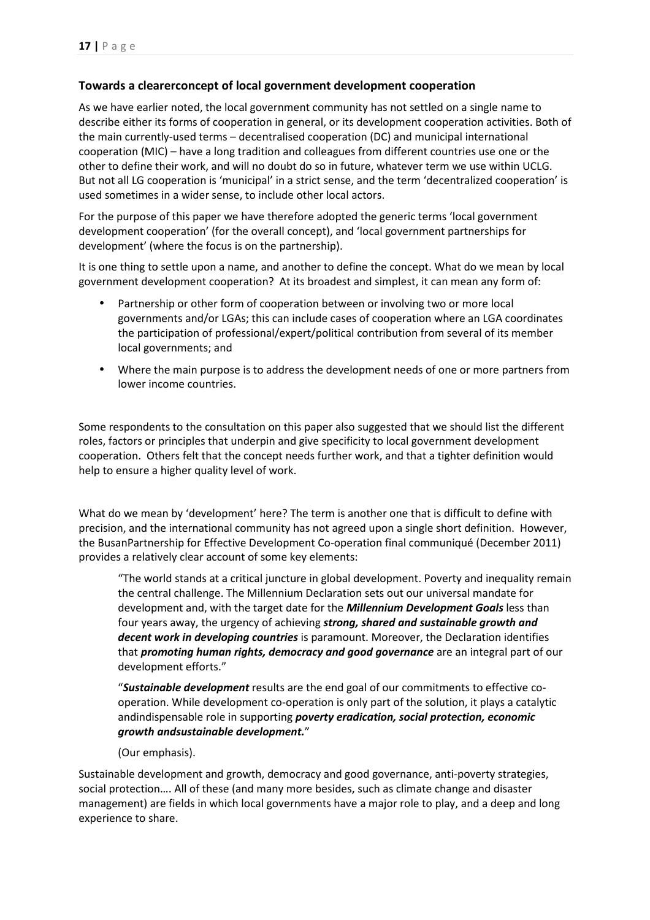## Towards a clearerconcept of local government development cooperation

As we have earlier noted, the local government community has not settled on a single name to describe either its forms of cooperation in general, or its development cooperation activities. Both of the main currently-used terms – decentralised cooperation (DC) and municipal international cooperation (MIC) – have a long tradition and colleagues from different countries use one or the other to define their work, and will no doubt do so in future, whatever term we use within UCLG. But not all LG cooperation is 'municipal' in a strict sense, and the term 'decentralized cooperation' is used sometimes in a wider sense, to include other local actors.

For the purpose of this paper we have therefore adopted the generic terms 'local government development cooperation' (for the overall concept), and 'local government partnerships for development' (where the focus is on the partnership).

It is one thing to settle upon a name, and another to define the concept. What do we mean by local government development cooperation? At its broadest and simplest, it can mean any form of:

- Partnership or other form of cooperation between or involving two or more local governments and/or LGAs; this can include cases of cooperation where an LGA coordinates the participation of professional/expert/political contribution from several of its member local governments; and
- Where the main purpose is to address the development needs of one or more partners from lower income countries.

Some respondents to the consultation on this paper also suggested that we should list the different roles, factors or principles that underpin and give specificity to local government development cooperation. Others felt that the concept needs further work, and that a tighter definition would help to ensure a higher quality level of work.

What do we mean by 'development' here? The term is another one that is difficult to define with precision, and the international community has not agreed upon a single short definition. However, the BusanPartnership for Effective Development Co-operation final communiqué (December 2011) provides a relatively clear account of some key elements:

> "The world stands at a critical juncture in global development. Poverty and inequality remain the central challenge. The Millennium Declaration sets out our universal mandate for development and, with the target date for the ***Millennium Development Goals*** less than four years away, the urgency of achieving ***strong, shared and sustainable growth and decent work in developing countries*** is paramount. Moreover, the Declaration identifies that ***promoting human rights, democracy and good governance*** are an integral part of our development efforts."
>
> "***Sustainable development*** results are the end goal of our commitments to effective co-operation. While development co-operation is only part of the solution, it plays a catalytic andindispensable role in supporting ***poverty eradication, social protection, economic growth andsustainable development.***"
>
> (Our emphasis).

Sustainable development and growth, democracy and good governance, anti-poverty strategies, social protection…. All of these (and many more besides, such as climate change and disaster management) are fields in which local governments have a major role to play, and a deep and long experience to share.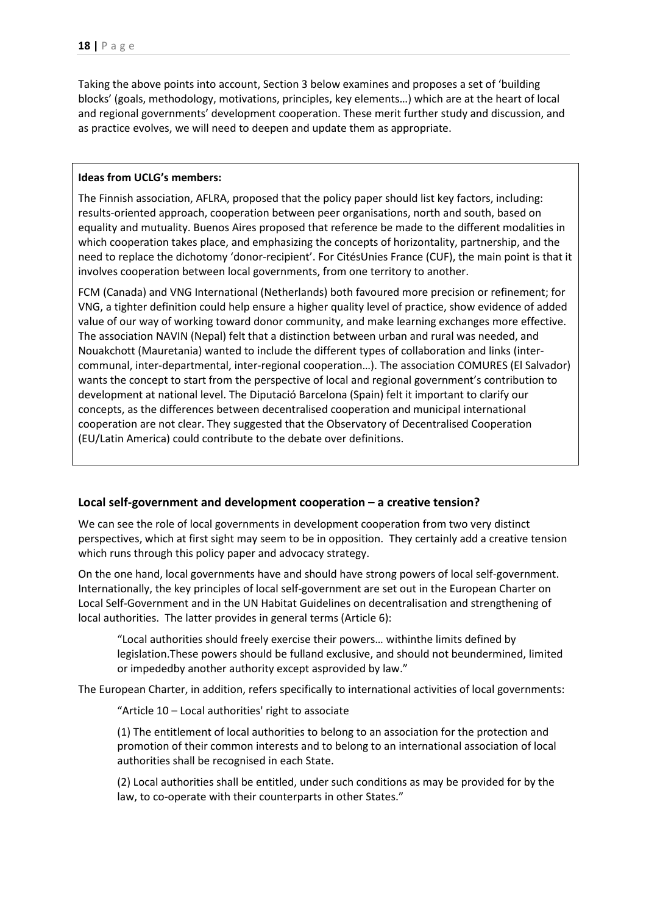Taking the above points into account, Section 3 below examines and proposes a set of 'building blocks' (goals, methodology, motivations, principles, key elements…) which are at the heart of local and regional governments' development cooperation. These merit further study and discussion, and as practice evolves, we will need to deepen and update them as appropriate.

> **Ideas from UCLG's members:**
>
> The Finnish association, AFLRA, proposed that the policy paper should list key factors, including: results-oriented approach, cooperation between peer organisations, north and south, based on equality and mutuality. Buenos Aires proposed that reference be made to the different modalities in which cooperation takes place, and emphasizing the concepts of horizontality, partnership, and the need to replace the dichotomy 'donor-recipient'. For CitésUnies France (CUF), the main point is that it involves cooperation between local governments, from one territory to another.
>
> FCM (Canada) and VNG International (Netherlands) both favoured more precision or refinement; for VNG, a tighter definition could help ensure a higher quality level of practice, show evidence of added value of our way of working toward donor community, and make learning exchanges more effective. The association NAVIN (Nepal) felt that a distinction between urban and rural was needed, and Nouakchott (Mauretania) wanted to include the different types of collaboration and links (inter-communal, inter-departmental, inter-regional cooperation…). The association COMURES (El Salvador) wants the concept to start from the perspective of local and regional government's contribution to development at national level. The Diputació Barcelona (Spain) felt it important to clarify our concepts, as the differences between decentralised cooperation and municipal international cooperation are not clear. They suggested that the Observatory of Decentralised Cooperation (EU/Latin America) could contribute to the debate over definitions.

### Local self-government and development cooperation – a creative tension?

We can see the role of local governments in development cooperation from two very distinct perspectives, which at first sight may seem to be in opposition. They certainly add a creative tension which runs through this policy paper and advocacy strategy.

On the one hand, local governments have and should have strong powers of local self-government. Internationally, the key principles of local self-government are set out in the European Charter on Local Self-Government and in the UN Habitat Guidelines on decentralisation and strengthening of local authorities. The latter provides in general terms (Article 6):

> "Local authorities should freely exercise their powers… withinthe limits defined by legislation.These powers should be fulland exclusive, and should not beundermined, limited or impededby another authority except asprovided by law."

The European Charter, in addition, refers specifically to international activities of local governments:

> "Article 10 – Local authorities' right to associate
>
> (1) The entitlement of local authorities to belong to an association for the protection and promotion of their common interests and to belong to an international association of local authorities shall be recognised in each State.
>
> (2) Local authorities shall be entitled, under such conditions as may be provided for by the law, to co-operate with their counterparts in other States."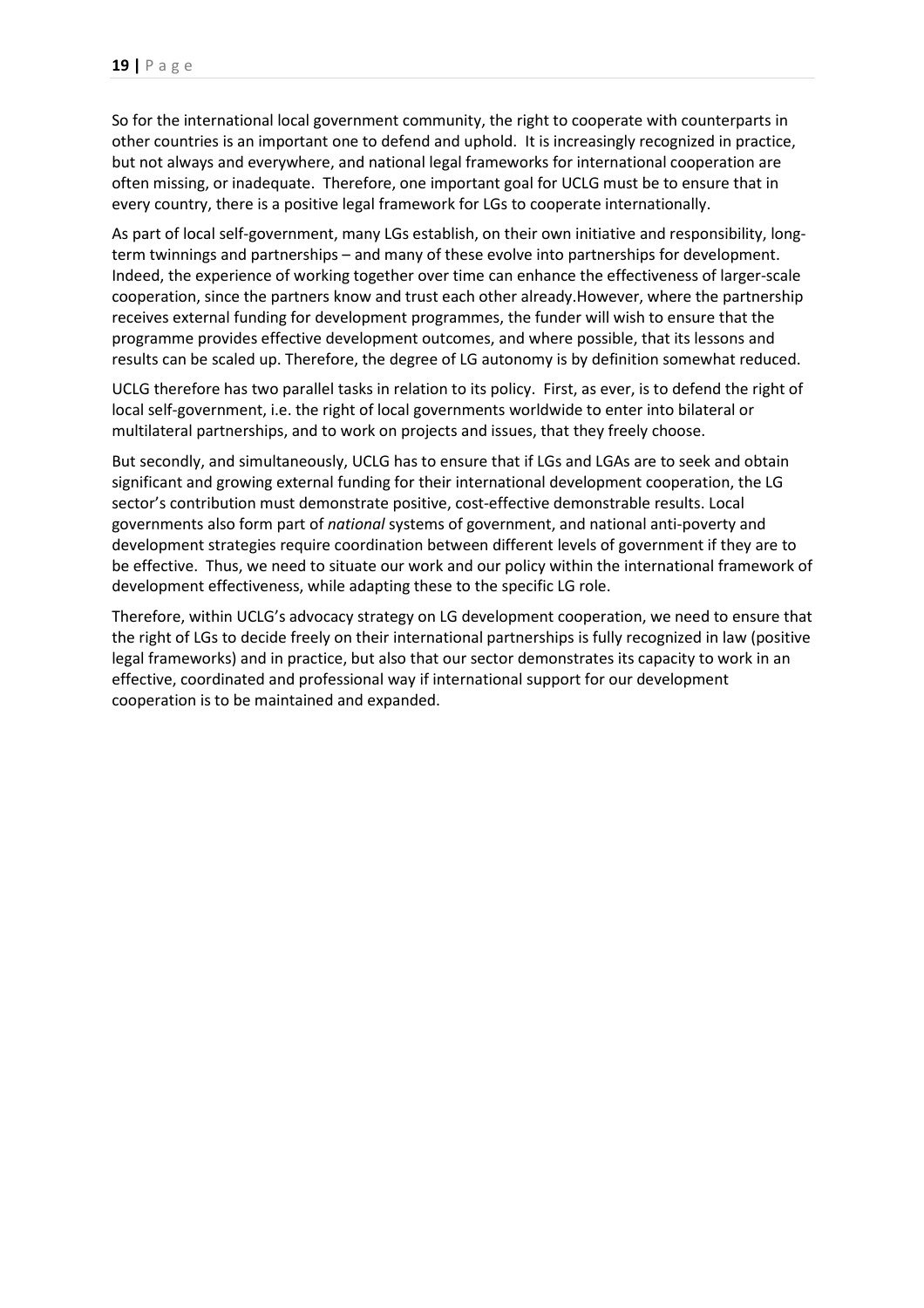So for the international local government community, the right to cooperate with counterparts in other countries is an important one to defend and uphold. It is increasingly recognized in practice, but not always and everywhere, and national legal frameworks for international cooperation are often missing, or inadequate. Therefore, one important goal for UCLG must be to ensure that in every country, there is a positive legal framework for LGs to cooperate internationally.

As part of local self-government, many LGs establish, on their own initiative and responsibility, long-term twinnings and partnerships – and many of these evolve into partnerships for development. Indeed, the experience of working together over time can enhance the effectiveness of larger-scale cooperation, since the partners know and trust each other already.However, where the partnership receives external funding for development programmes, the funder will wish to ensure that the programme provides effective development outcomes, and where possible, that its lessons and results can be scaled up. Therefore, the degree of LG autonomy is by definition somewhat reduced.

UCLG therefore has two parallel tasks in relation to its policy. First, as ever, is to defend the right of local self-government, i.e. the right of local governments worldwide to enter into bilateral or multilateral partnerships, and to work on projects and issues, that they freely choose.

But secondly, and simultaneously, UCLG has to ensure that if LGs and LGAs are to seek and obtain significant and growing external funding for their international development cooperation, the LG sector's contribution must demonstrate positive, cost-effective demonstrable results. Local governments also form part of *national* systems of government, and national anti-poverty and development strategies require coordination between different levels of government if they are to be effective. Thus, we need to situate our work and our policy within the international framework of development effectiveness, while adapting these to the specific LG role.

Therefore, within UCLG's advocacy strategy on LG development cooperation, we need to ensure that the right of LGs to decide freely on their international partnerships is fully recognized in law (positive legal frameworks) and in practice, but also that our sector demonstrates its capacity to work in an effective, coordinated and professional way if international support for our development cooperation is to be maintained and expanded.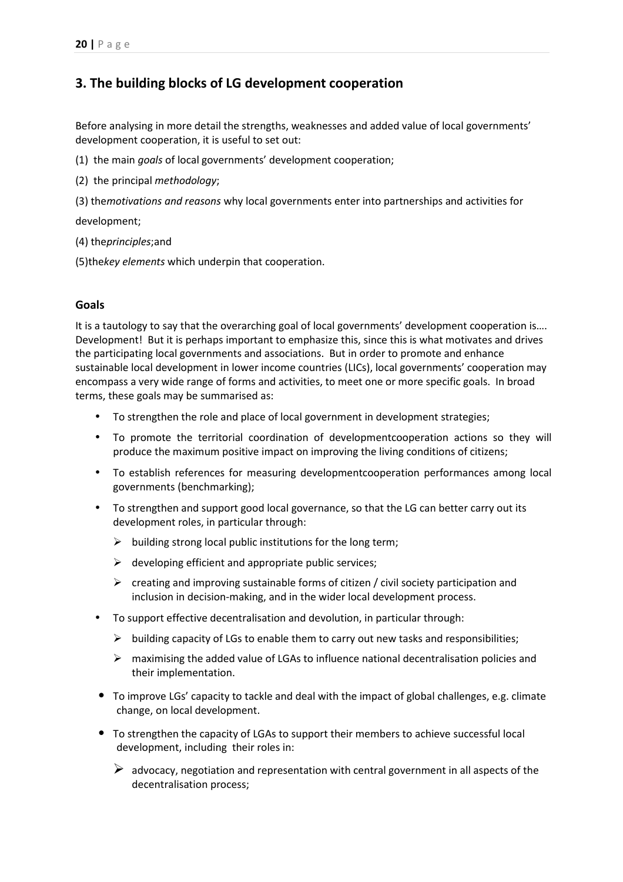## 3. The building blocks of LG development cooperation

Before analysing in more detail the strengths, weaknesses and added value of local governments' development cooperation, it is useful to set out:

(1) the main *goals* of local governments' development cooperation;

(2) the principal *methodology*;

(3) the*motivations and reasons* why local governments enter into partnerships and activities for development;

(4) the*principles*;and

(5)the*key elements* which underpin that cooperation.

### Goals

It is a tautology to say that the overarching goal of local governments' development cooperation is…. Development! But it is perhaps important to emphasize this, since this is what motivates and drives the participating local governments and associations. But in order to promote and enhance sustainable local development in lower income countries (LICs), local governments' cooperation may encompass a very wide range of forms and activities, to meet one or more specific goals. In broad terms, these goals may be summarised as:

- To strengthen the role and place of local government in development strategies;
- To promote the territorial coordination of developmentcooperation actions so they will produce the maximum positive impact on improving the living conditions of citizens;
- To establish references for measuring developmentcooperation performances among local governments (benchmarking);
- To strengthen and support good local governance, so that the LG can better carry out its development roles, in particular through:
    - building strong local public institutions for the long term;
    - developing efficient and appropriate public services;
    - creating and improving sustainable forms of citizen / civil society participation and inclusion in decision-making, and in the wider local development process.
- To support effective decentralisation and devolution, in particular through:
    - building capacity of LGs to enable them to carry out new tasks and responsibilities;
    - maximising the added value of LGAs to influence national decentralisation policies and their implementation.
- To improve LGs' capacity to tackle and deal with the impact of global challenges, e.g. climate change, on local development.
- To strengthen the capacity of LGAs to support their members to achieve successful local development, including their roles in:
    - advocacy, negotiation and representation with central government in all aspects of the decentralisation process;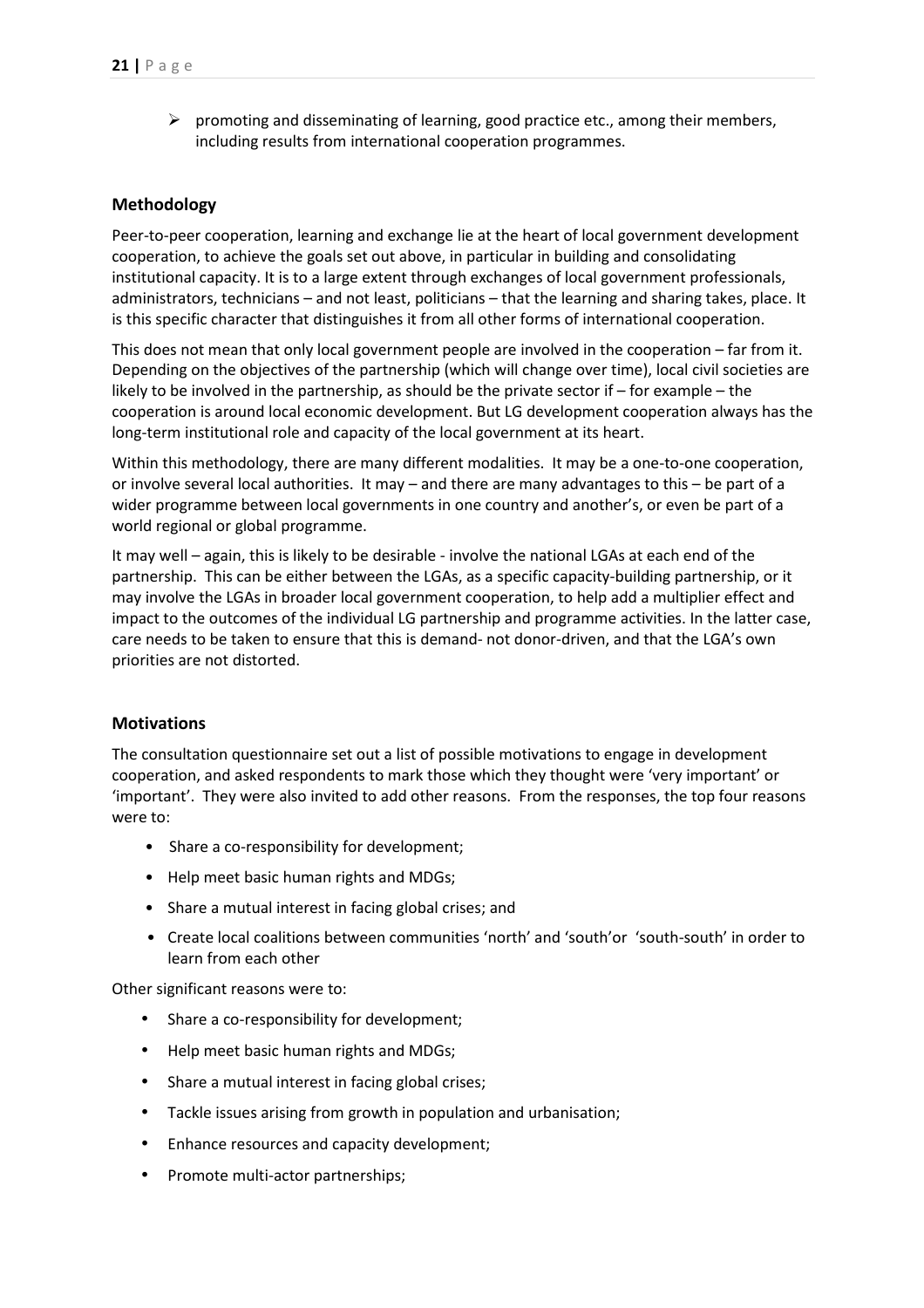- promoting and disseminating of learning, good practice etc., among their members, including results from international cooperation programmes.

## Methodology

Peer-to-peer cooperation, learning and exchange lie at the heart of local government development cooperation, to achieve the goals set out above, in particular in building and consolidating institutional capacity. It is to a large extent through exchanges of local government professionals, administrators, technicians – and not least, politicians – that the learning and sharing takes, place. It is this specific character that distinguishes it from all other forms of international cooperation.

This does not mean that only local government people are involved in the cooperation – far from it. Depending on the objectives of the partnership (which will change over time), local civil societies are likely to be involved in the partnership, as should be the private sector if – for example – the cooperation is around local economic development. But LG development cooperation always has the long-term institutional role and capacity of the local government at its heart.

Within this methodology, there are many different modalities. It may be a one-to-one cooperation, or involve several local authorities. It may – and there are many advantages to this – be part of a wider programme between local governments in one country and another's, or even be part of a world regional or global programme.

It may well – again, this is likely to be desirable - involve the national LGAs at each end of the partnership. This can be either between the LGAs, as a specific capacity-building partnership, or it may involve the LGAs in broader local government cooperation, to help add a multiplier effect and impact to the outcomes of the individual LG partnership and programme activities. In the latter case, care needs to be taken to ensure that this is demand- not donor-driven, and that the LGA's own priorities are not distorted.

## Motivations

The consultation questionnaire set out a list of possible motivations to engage in development cooperation, and asked respondents to mark those which they thought were 'very important' or 'important'. They were also invited to add other reasons. From the responses, the top four reasons were to:

- Share a co-responsibility for development;
- Help meet basic human rights and MDGs;
- Share a mutual interest in facing global crises; and
- Create local coalitions between communities 'north' and 'south'or 'south-south' in order to learn from each other

Other significant reasons were to:

- Share a co-responsibility for development;
- Help meet basic human rights and MDGs;
- Share a mutual interest in facing global crises;
- Tackle issues arising from growth in population and urbanisation;
- Enhance resources and capacity development;
- Promote multi-actor partnerships;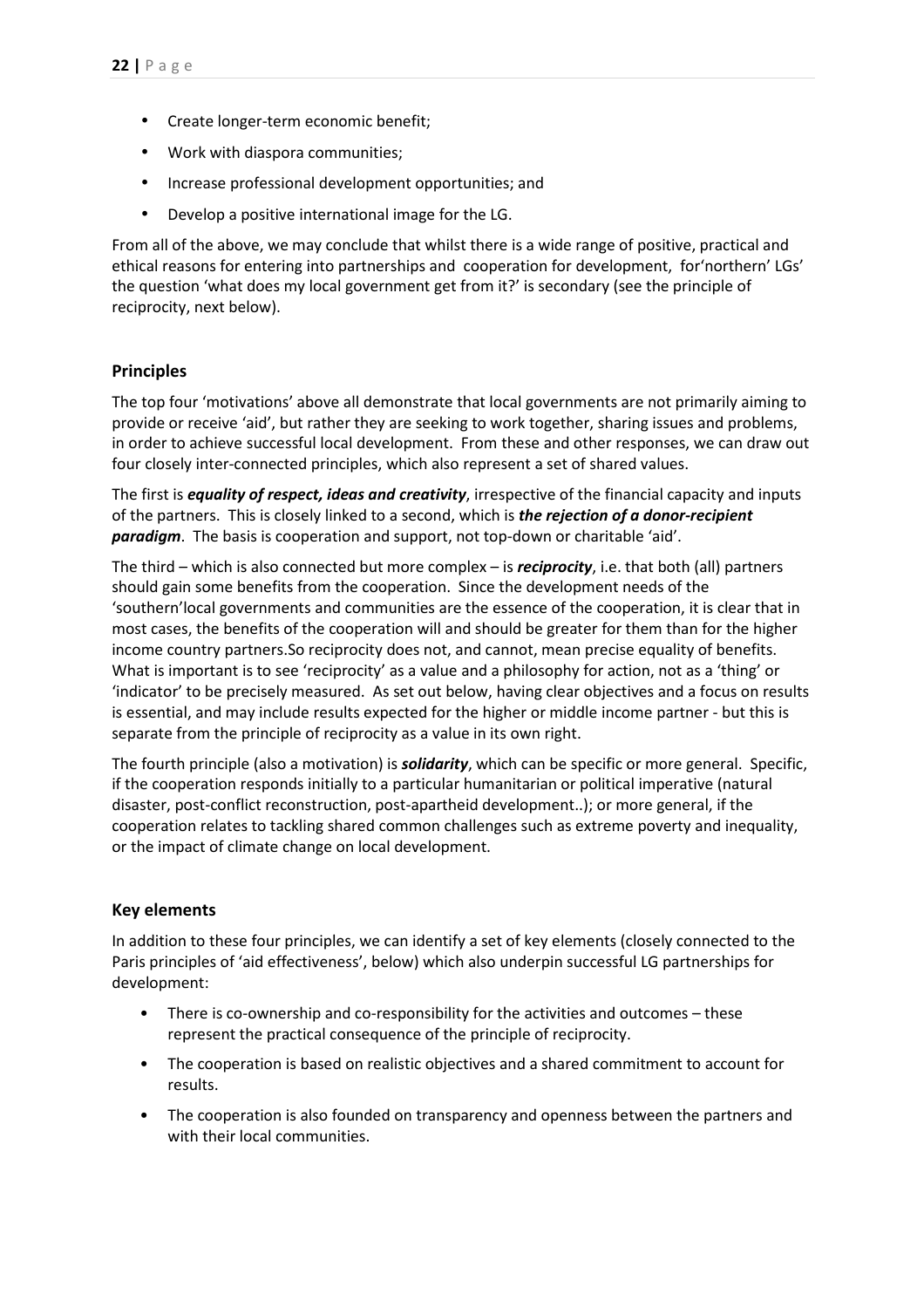- Create longer-term economic benefit;
- Work with diaspora communities;
- Increase professional development opportunities; and
- Develop a positive international image for the LG.

From all of the above, we may conclude that whilst there is a wide range of positive, practical and ethical reasons for entering into partnerships and cooperation for development, for'northern' LGs' the question 'what does my local government get from it?' is secondary (see the principle of reciprocity, next below).

## Principles

The top four 'motivations' above all demonstrate that local governments are not primarily aiming to provide or receive 'aid', but rather they are seeking to work together, sharing issues and problems, in order to achieve successful local development. From these and other responses, we can draw out four closely inter-connected principles, which also represent a set of shared values.

The first is ***equality of respect, ideas and creativity***, irrespective of the financial capacity and inputs of the partners. This is closely linked to a second, which is ***the rejection of a donor-recipient paradigm***. The basis is cooperation and support, not top-down or charitable 'aid'.

The third – which is also connected but more complex – is ***reciprocity***, i.e. that both (all) partners should gain some benefits from the cooperation. Since the development needs of the 'southern'local governments and communities are the essence of the cooperation, it is clear that in most cases, the benefits of the cooperation will and should be greater for them than for the higher income country partners.So reciprocity does not, and cannot, mean precise equality of benefits. What is important is to see 'reciprocity' as a value and a philosophy for action, not as a 'thing' or 'indicator' to be precisely measured. As set out below, having clear objectives and a focus on results is essential, and may include results expected for the higher or middle income partner - but this is separate from the principle of reciprocity as a value in its own right.

The fourth principle (also a motivation) is ***solidarity***, which can be specific or more general. Specific, if the cooperation responds initially to a particular humanitarian or political imperative (natural disaster, post-conflict reconstruction, post-apartheid development..); or more general, if the cooperation relates to tackling shared common challenges such as extreme poverty and inequality, or the impact of climate change on local development.

## Key elements

In addition to these four principles, we can identify a set of key elements (closely connected to the Paris principles of 'aid effectiveness', below) which also underpin successful LG partnerships for development:

- There is co-ownership and co-responsibility for the activities and outcomes – these represent the practical consequence of the principle of reciprocity.
- The cooperation is based on realistic objectives and a shared commitment to account for results.
- The cooperation is also founded on transparency and openness between the partners and with their local communities.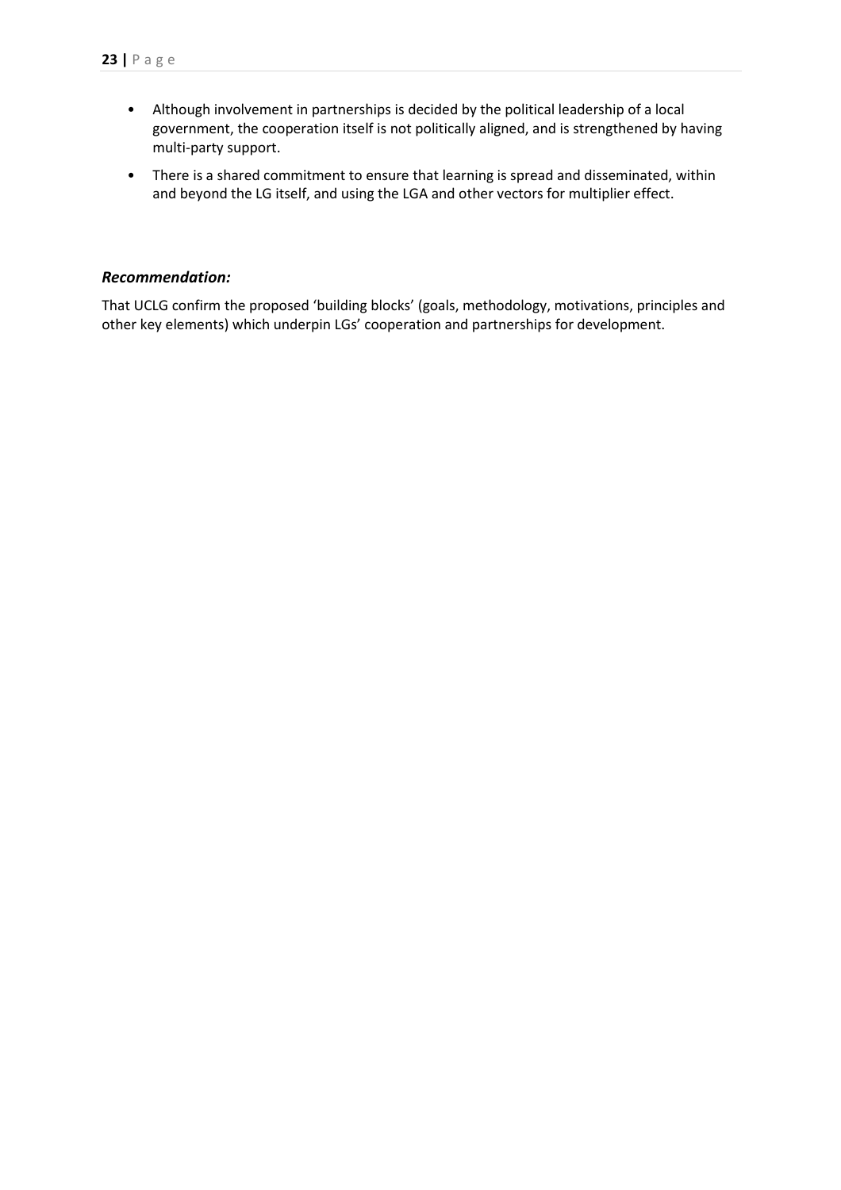- Although involvement in partnerships is decided by the political leadership of a local government, the cooperation itself is not politically aligned, and is strengthened by having multi-party support.
- There is a shared commitment to ensure that learning is spread and disseminated, within and beyond the LG itself, and using the LGA and other vectors for multiplier effect.

### *Recommendation:*

That UCLG confirm the proposed 'building blocks' (goals, methodology, motivations, principles and other key elements) which underpin LGs' cooperation and partnerships for development.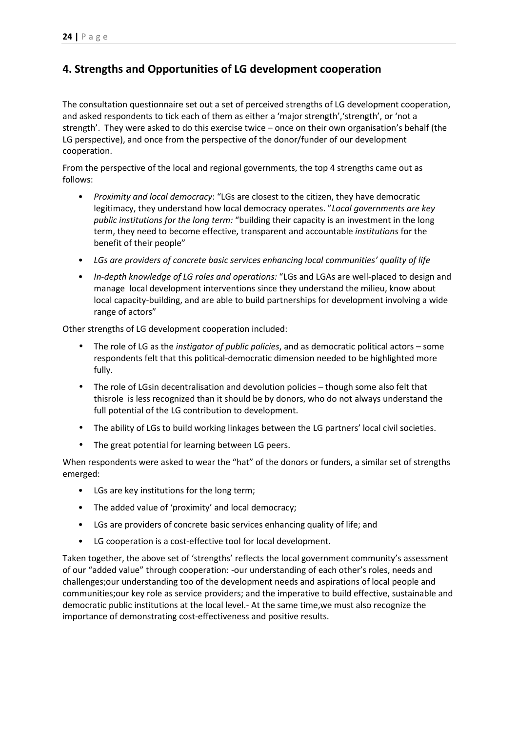## 4. Strengths and Opportunities of LG development cooperation

The consultation questionnaire set out a set of perceived strengths of LG development cooperation, and asked respondents to tick each of them as either a 'major strength','strength', or 'not a strength'. They were asked to do this exercise twice – once on their own organisation's behalf (the LG perspective), and once from the perspective of the donor/funder of our development cooperation.

From the perspective of the local and regional governments, the top 4 strengths came out as follows:

- *Proximity and local democracy*: "LGs are closest to the citizen, they have democratic legitimacy, they understand how local democracy operates. "*Local governments are key public institutions for the long term:* "building their capacity is an investment in the long term, they need to become effective, transparent and accountable *institutions* for the benefit of their people"
- *LGs are providers of concrete basic services enhancing local communities' quality of life*
- *In-depth knowledge of LG roles and operations:* "LGs and LGAs are well-placed to design and manage local development interventions since they understand the milieu, know about local capacity-building, and are able to build partnerships for development involving a wide range of actors"

Other strengths of LG development cooperation included:

- The role of LG as the *instigator of public policies*, and as democratic political actors – some respondents felt that this political-democratic dimension needed to be highlighted more fully.
- The role of LGsin decentralisation and devolution policies – though some also felt that thisrole is less recognized than it should be by donors, who do not always understand the full potential of the LG contribution to development.
- The ability of LGs to build working linkages between the LG partners' local civil societies.
- The great potential for learning between LG peers.

When respondents were asked to wear the "hat" of the donors or funders, a similar set of strengths emerged:

- LGs are key institutions for the long term;
- The added value of 'proximity' and local democracy;
- LGs are providers of concrete basic services enhancing quality of life; and
- LG cooperation is a cost-effective tool for local development.

Taken together, the above set of 'strengths' reflects the local government community's assessment of our "added value" through cooperation: -our understanding of each other's roles, needs and challenges;our understanding too of the development needs and aspirations of local people and communities;our key role as service providers; and the imperative to build effective, sustainable and democratic public institutions at the local level.- At the same time,we must also recognize the importance of demonstrating cost-effectiveness and positive results.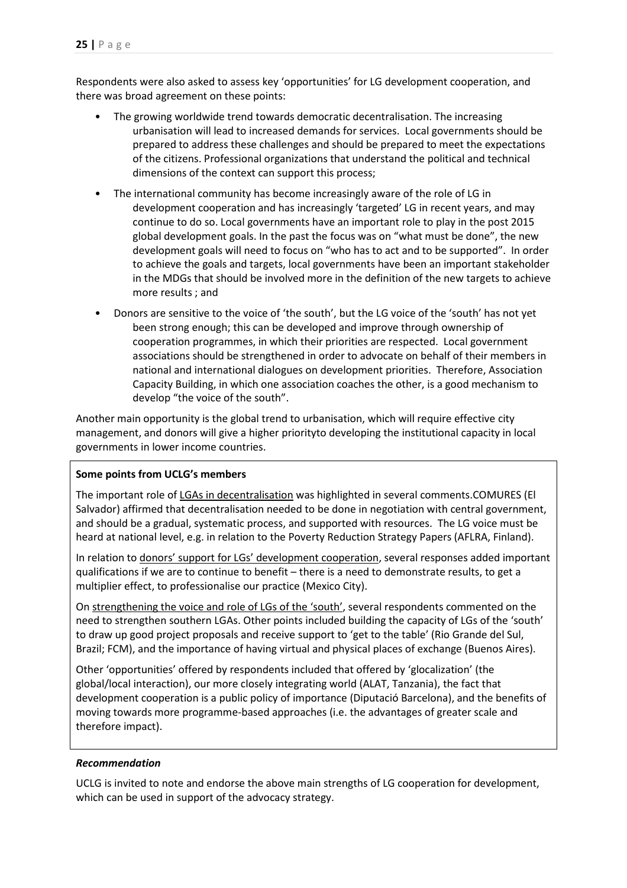Respondents were also asked to assess key 'opportunities' for LG development cooperation, and there was broad agreement on these points:

- The growing worldwide trend towards democratic decentralisation. The increasing urbanisation will lead to increased demands for services. Local governments should be prepared to address these challenges and should be prepared to meet the expectations of the citizens. Professional organizations that understand the political and technical dimensions of the context can support this process;
- The international community has become increasingly aware of the role of LG in development cooperation and has increasingly 'targeted' LG in recent years, and may continue to do so. Local governments have an important role to play in the post 2015 global development goals. In the past the focus was on "what must be done", the new development goals will need to focus on "who has to act and to be supported". In order to achieve the goals and targets, local governments have been an important stakeholder in the MDGs that should be involved more in the definition of the new targets to achieve more results ; and
- Donors are sensitive to the voice of 'the south', but the LG voice of the 'south' has not yet been strong enough; this can be developed and improve through ownership of cooperation programmes, in which their priorities are respected. Local government associations should be strengthened in order to advocate on behalf of their members in national and international dialogues on development priorities. Therefore, Association Capacity Building, in which one association coaches the other, is a good mechanism to develop "the voice of the south".

Another main opportunity is the global trend to urbanisation, which will require effective city management, and donors will give a higher priorityto developing the institutional capacity in local governments in lower income countries.

**Some points from UCLG's members**

The important role of LGAs in decentralisation was highlighted in several comments.COMURES (El Salvador) affirmed that decentralisation needed to be done in negotiation with central government, and should be a gradual, systematic process, and supported with resources. The LG voice must be heard at national level, e.g. in relation to the Poverty Reduction Strategy Papers (AFLRA, Finland).

In relation to donors' support for LGs' development cooperation, several responses added important qualifications if we are to continue to benefit – there is a need to demonstrate results, to get a multiplier effect, to professionalise our practice (Mexico City).

On strengthening the voice and role of LGs of the 'south', several respondents commented on the need to strengthen southern LGAs. Other points included building the capacity of LGs of the 'south' to draw up good project proposals and receive support to 'get to the table' (Rio Grande del Sul, Brazil; FCM), and the importance of having virtual and physical places of exchange (Buenos Aires).

Other 'opportunities' offered by respondents included that offered by 'glocalization' (the global/local interaction), our more closely integrating world (ALAT, Tanzania), the fact that development cooperation is a public policy of importance (Diputació Barcelona), and the benefits of moving towards more programme-based approaches (i.e. the advantages of greater scale and therefore impact).

***Recommendation***

UCLG is invited to note and endorse the above main strengths of LG cooperation for development, which can be used in support of the advocacy strategy.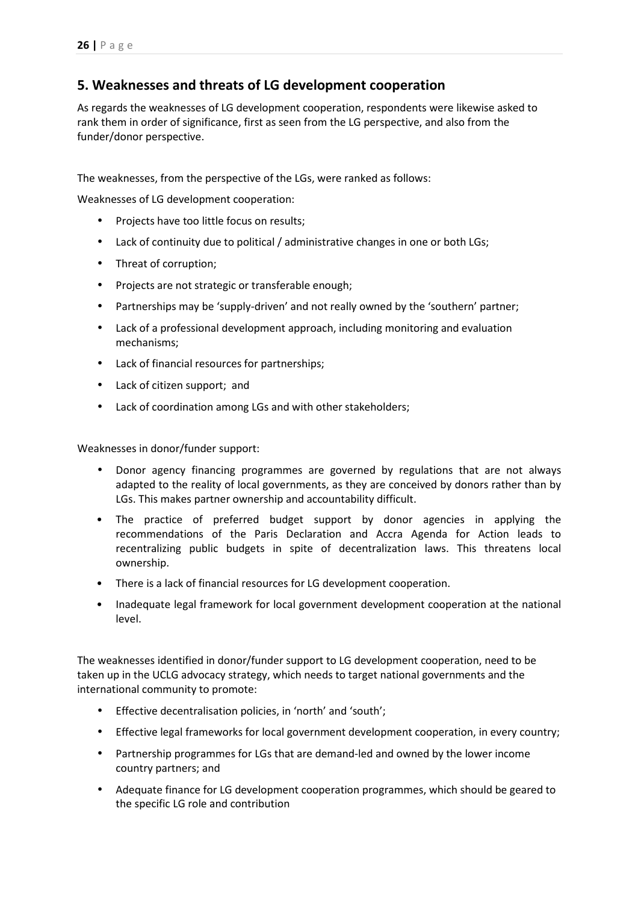## 5. Weaknesses and threats of LG development cooperation

As regards the weaknesses of LG development cooperation, respondents were likewise asked to rank them in order of significance, first as seen from the LG perspective, and also from the funder/donor perspective.

The weaknesses, from the perspective of the LGs, were ranked as follows:

Weaknesses of LG development cooperation:

- Projects have too little focus on results;
- Lack of continuity due to political / administrative changes in one or both LGs;
- Threat of corruption;
- Projects are not strategic or transferable enough;
- Partnerships may be 'supply-driven' and not really owned by the 'southern' partner;
- Lack of a professional development approach, including monitoring and evaluation mechanisms;
- Lack of financial resources for partnerships;
- Lack of citizen support; and
- Lack of coordination among LGs and with other stakeholders;

Weaknesses in donor/funder support:

- Donor agency financing programmes are governed by regulations that are not always adapted to the reality of local governments, as they are conceived by donors rather than by LGs. This makes partner ownership and accountability difficult.
- The practice of preferred budget support by donor agencies in applying the recommendations of the Paris Declaration and Accra Agenda for Action leads to recentralizing public budgets in spite of decentralization laws. This threatens local ownership.
- There is a lack of financial resources for LG development cooperation.
- Inadequate legal framework for local government development cooperation at the national level.

The weaknesses identified in donor/funder support to LG development cooperation, need to be taken up in the UCLG advocacy strategy, which needs to target national governments and the international community to promote:

- Effective decentralisation policies, in 'north' and 'south';
- Effective legal frameworks for local government development cooperation, in every country;
- Partnership programmes for LGs that are demand-led and owned by the lower income country partners; and
- Adequate finance for LG development cooperation programmes, which should be geared to the specific LG role and contribution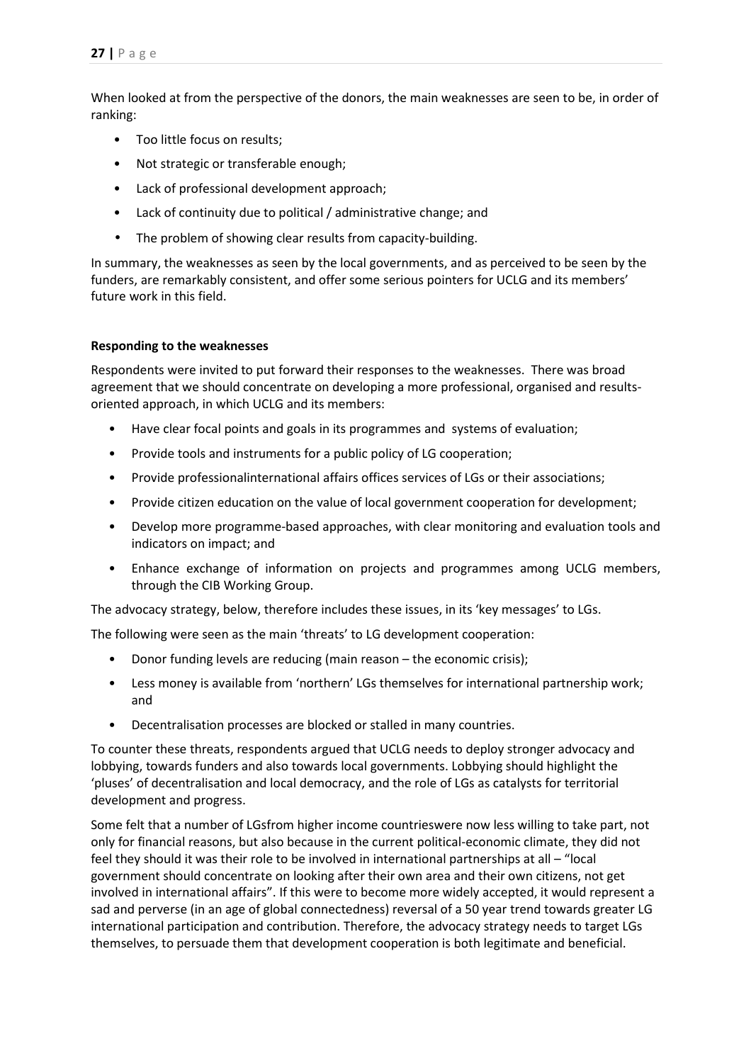When looked at from the perspective of the donors, the main weaknesses are seen to be, in order of ranking:

- Too little focus on results;
- Not strategic or transferable enough;
- Lack of professional development approach;
- Lack of continuity due to political / administrative change; and
- The problem of showing clear results from capacity-building.

In summary, the weaknesses as seen by the local governments, and as perceived to be seen by the funders, are remarkably consistent, and offer some serious pointers for UCLG and its members' future work in this field.

**Responding to the weaknesses**

Respondents were invited to put forward their responses to the weaknesses. There was broad agreement that we should concentrate on developing a more professional, organised and results-oriented approach, in which UCLG and its members:

- Have clear focal points and goals in its programmes and systems of evaluation;
- Provide tools and instruments for a public policy of LG cooperation;
- Provide professionalinternational affairs offices services of LGs or their associations;
- Provide citizen education on the value of local government cooperation for development;
- Develop more programme-based approaches, with clear monitoring and evaluation tools and indicators on impact; and
- Enhance exchange of information on projects and programmes among UCLG members, through the CIB Working Group.

The advocacy strategy, below, therefore includes these issues, in its 'key messages' to LGs.

The following were seen as the main 'threats' to LG development cooperation:

- Donor funding levels are reducing (main reason – the economic crisis);
- Less money is available from 'northern' LGs themselves for international partnership work; and
- Decentralisation processes are blocked or stalled in many countries.

To counter these threats, respondents argued that UCLG needs to deploy stronger advocacy and lobbying, towards funders and also towards local governments. Lobbying should highlight the 'pluses' of decentralisation and local democracy, and the role of LGs as catalysts for territorial development and progress.

Some felt that a number of LGsfrom higher income countrieswere now less willing to take part, not only for financial reasons, but also because in the current political-economic climate, they did not feel they should it was their role to be involved in international partnerships at all – "local government should concentrate on looking after their own area and their own citizens, not get involved in international affairs". If this were to become more widely accepted, it would represent a sad and perverse (in an age of global connectedness) reversal of a 50 year trend towards greater LG international participation and contribution. Therefore, the advocacy strategy needs to target LGs themselves, to persuade them that development cooperation is both legitimate and beneficial.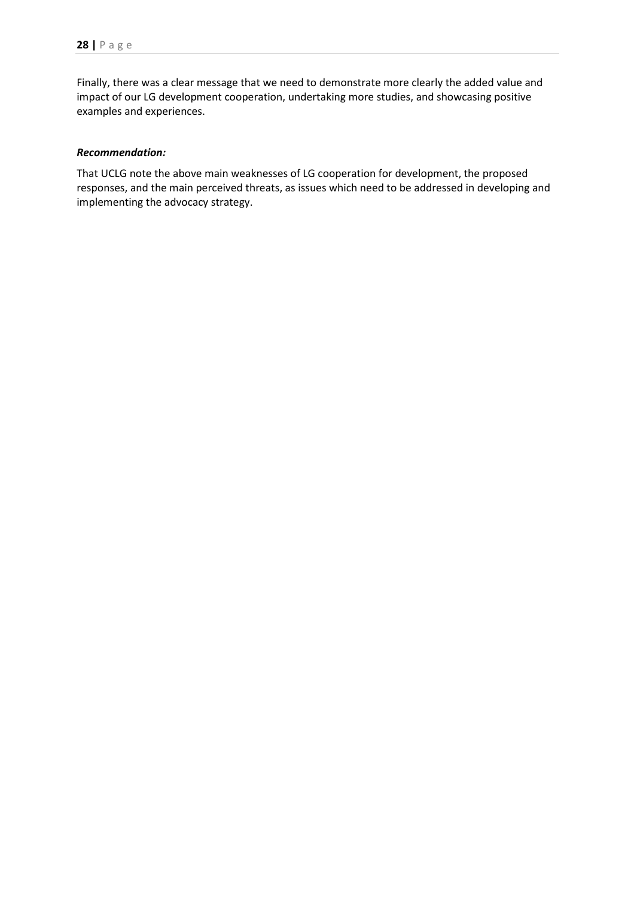Finally, there was a clear message that we need to demonstrate more clearly the added value and impact of our LG development cooperation, undertaking more studies, and showcasing positive examples and experiences.

***Recommendation:***

That UCLG note the above main weaknesses of LG cooperation for development, the proposed responses, and the main perceived threats, as issues which need to be addressed in developing and implementing the advocacy strategy.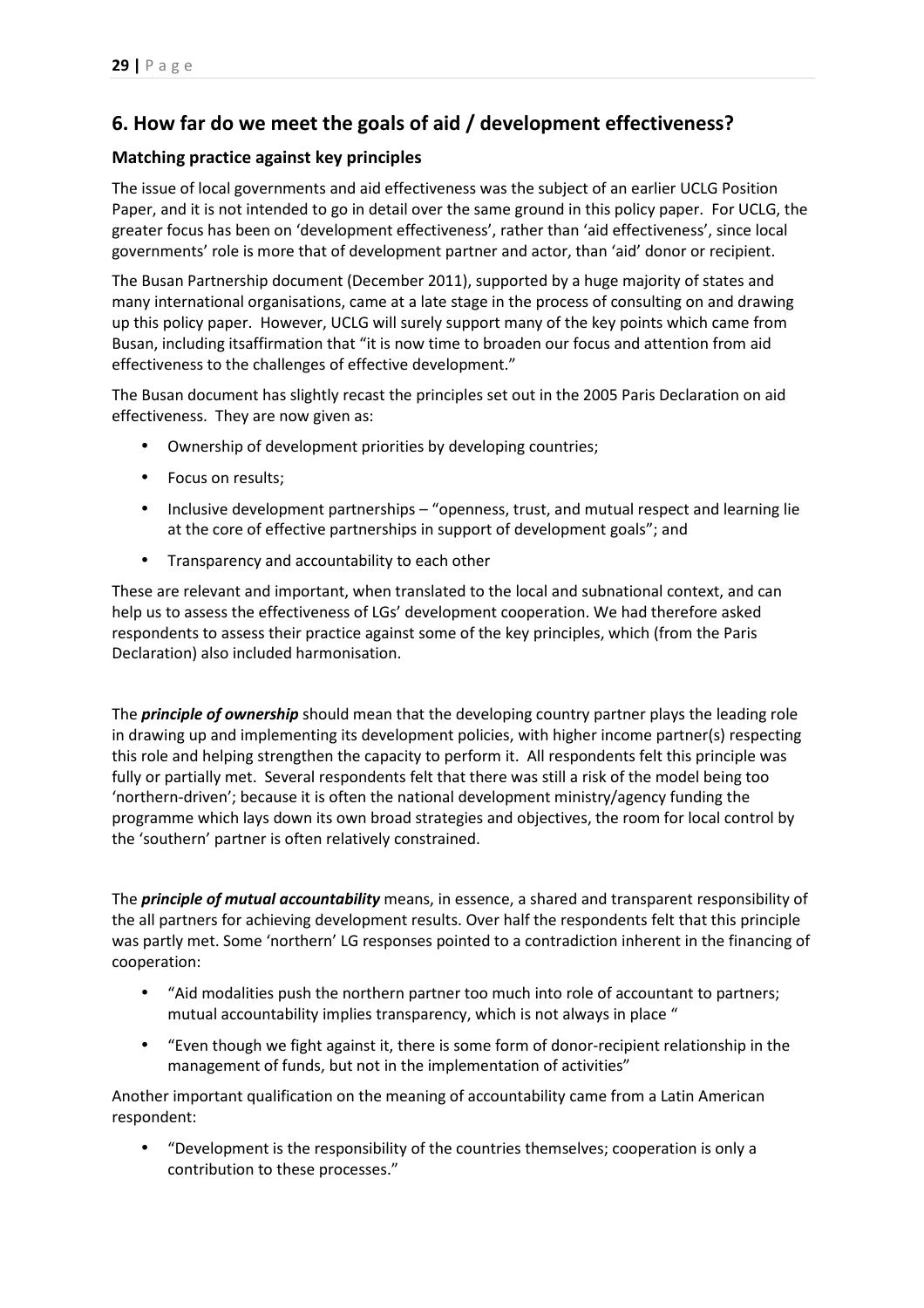## 6. How far do we meet the goals of aid / development effectiveness?

### Matching practice against key principles

The issue of local governments and aid effectiveness was the subject of an earlier UCLG Position Paper, and it is not intended to go in detail over the same ground in this policy paper. For UCLG, the greater focus has been on 'development effectiveness', rather than 'aid effectiveness', since local governments' role is more that of development partner and actor, than 'aid' donor or recipient.

The Busan Partnership document (December 2011), supported by a huge majority of states and many international organisations, came at a late stage in the process of consulting on and drawing up this policy paper. However, UCLG will surely support many of the key points which came from Busan, including itsaffirmation that "it is now time to broaden our focus and attention from aid effectiveness to the challenges of effective development."

The Busan document has slightly recast the principles set out in the 2005 Paris Declaration on aid effectiveness. They are now given as:

- Ownership of development priorities by developing countries;
- Focus on results;
- Inclusive development partnerships – "openness, trust, and mutual respect and learning lie at the core of effective partnerships in support of development goals"; and
- Transparency and accountability to each other

These are relevant and important, when translated to the local and subnational context, and can help us to assess the effectiveness of LGs' development cooperation. We had therefore asked respondents to assess their practice against some of the key principles, which (from the Paris Declaration) also included harmonisation.

The ***principle of ownership*** should mean that the developing country partner plays the leading role in drawing up and implementing its development policies, with higher income partner(s) respecting this role and helping strengthen the capacity to perform it. All respondents felt this principle was fully or partially met. Several respondents felt that there was still a risk of the model being too 'northern-driven'; because it is often the national development ministry/agency funding the programme which lays down its own broad strategies and objectives, the room for local control by the 'southern' partner is often relatively constrained.

The ***principle of mutual accountability*** means, in essence, a shared and transparent responsibility of the all partners for achieving development results. Over half the respondents felt that this principle was partly met. Some 'northern' LG responses pointed to a contradiction inherent in the financing of cooperation:

- "Aid modalities push the northern partner too much into role of accountant to partners; mutual accountability implies transparency, which is not always in place "
- "Even though we fight against it, there is some form of donor-recipient relationship in the management of funds, but not in the implementation of activities"

Another important qualification on the meaning of accountability came from a Latin American respondent:

- "Development is the responsibility of the countries themselves; cooperation is only a contribution to these processes."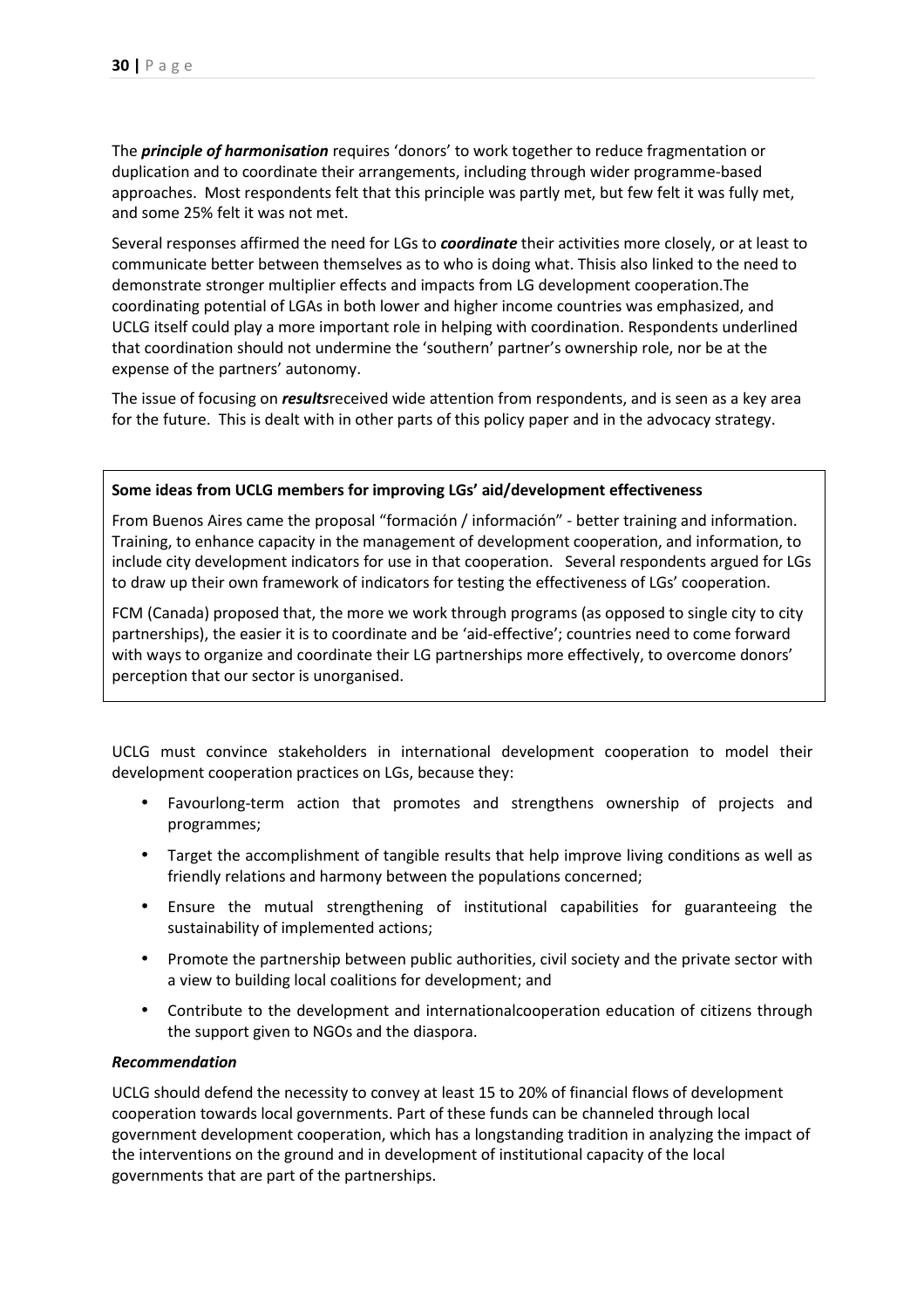The ***principle of harmonisation*** requires 'donors' to work together to reduce fragmentation or duplication and to coordinate their arrangements, including through wider programme-based approaches. Most respondents felt that this principle was partly met, but few felt it was fully met, and some 25% felt it was not met.

Several responses affirmed the need for LGs to ***coordinate*** their activities more closely, or at least to communicate better between themselves as to who is doing what. Thisis also linked to the need to demonstrate stronger multiplier effects and impacts from LG development cooperation.The coordinating potential of LGAs in both lower and higher income countries was emphasized, and UCLG itself could play a more important role in helping with coordination. Respondents underlined that coordination should not undermine the 'southern' partner's ownership role, nor be at the expense of the partners' autonomy.

The issue of focusing on ***results***received wide attention from respondents, and is seen as a key area for the future. This is dealt with in other parts of this policy paper and in the advocacy strategy.

**Some ideas from UCLG members for improving LGs' aid/development effectiveness**

From Buenos Aires came the proposal "formación / información" - better training and information. Training, to enhance capacity in the management of development cooperation, and information, to include city development indicators for use in that cooperation. Several respondents argued for LGs to draw up their own framework of indicators for testing the effectiveness of LGs' cooperation.

FCM (Canada) proposed that, the more we work through programs (as opposed to single city to city partnerships), the easier it is to coordinate and be 'aid-effective'; countries need to come forward with ways to organize and coordinate their LG partnerships more effectively, to overcome donors' perception that our sector is unorganised.

UCLG must convince stakeholders in international development cooperation to model their development cooperation practices on LGs, because they:

- Favourlong-term action that promotes and strengthens ownership of projects and programmes;
- Target the accomplishment of tangible results that help improve living conditions as well as friendly relations and harmony between the populations concerned;
- Ensure the mutual strengthening of institutional capabilities for guaranteeing the sustainability of implemented actions;
- Promote the partnership between public authorities, civil society and the private sector with a view to building local coalitions for development; and
- Contribute to the development and internationalcooperation education of citizens through the support given to NGOs and the diaspora.

***Recommendation***

UCLG should defend the necessity to convey at least 15 to 20% of financial flows of development cooperation towards local governments. Part of these funds can be channeled through local government development cooperation, which has a longstanding tradition in analyzing the impact of the interventions on the ground and in development of institutional capacity of the local governments that are part of the partnerships.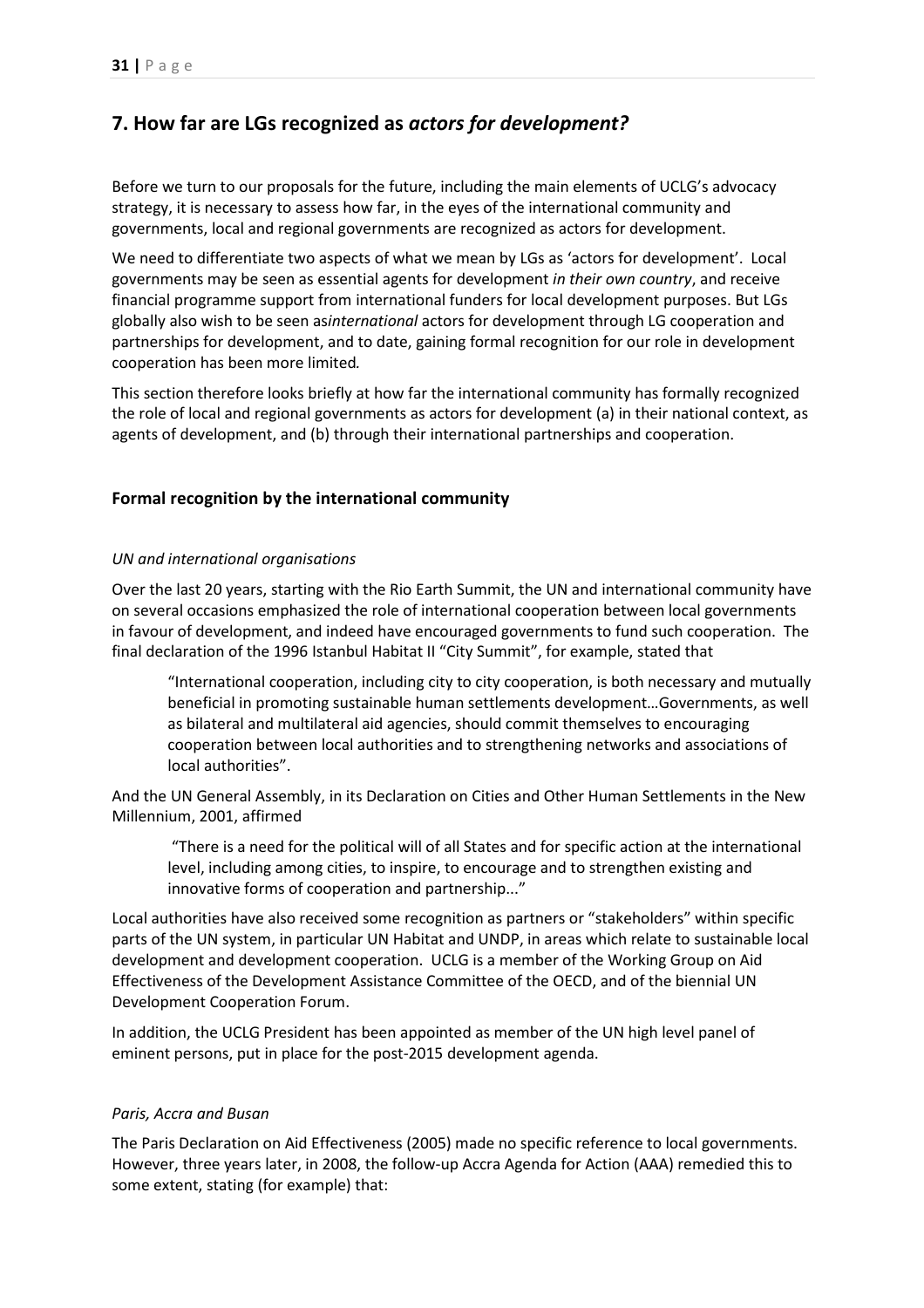## 7. How far are LGs recognized as *actors for development?*

Before we turn to our proposals for the future, including the main elements of UCLG's advocacy strategy, it is necessary to assess how far, in the eyes of the international community and governments, local and regional governments are recognized as actors for development.

We need to differentiate two aspects of what we mean by LGs as 'actors for development'. Local governments may be seen as essential agents for development *in their own country*, and receive financial programme support from international funders for local development purposes. But LGs globally also wish to be seen as*international* actors for development through LG cooperation and partnerships for development, and to date, gaining formal recognition for our role in development cooperation has been more limited.

This section therefore looks briefly at how far the international community has formally recognized the role of local and regional governments as actors for development (a) in their national context, as agents of development, and (b) through their international partnerships and cooperation.

### Formal recognition by the international community

*UN and international organisations*

Over the last 20 years, starting with the Rio Earth Summit, the UN and international community have on several occasions emphasized the role of international cooperation between local governments in favour of development, and indeed have encouraged governments to fund such cooperation. The final declaration of the 1996 Istanbul Habitat II "City Summit", for example, stated that

> "International cooperation, including city to city cooperation, is both necessary and mutually beneficial in promoting sustainable human settlements development…Governments, as well as bilateral and multilateral aid agencies, should commit themselves to encouraging cooperation between local authorities and to strengthening networks and associations of local authorities".

And the UN General Assembly, in its Declaration on Cities and Other Human Settlements in the New Millennium, 2001, affirmed

> "There is a need for the political will of all States and for specific action at the international level, including among cities, to inspire, to encourage and to strengthen existing and innovative forms of cooperation and partnership..."

Local authorities have also received some recognition as partners or "stakeholders" within specific parts of the UN system, in particular UN Habitat and UNDP, in areas which relate to sustainable local development and development cooperation. UCLG is a member of the Working Group on Aid Effectiveness of the Development Assistance Committee of the OECD, and of the biennial UN Development Cooperation Forum.

In addition, the UCLG President has been appointed as member of the UN high level panel of eminent persons, put in place for the post-2015 development agenda.

*Paris, Accra and Busan*

The Paris Declaration on Aid Effectiveness (2005) made no specific reference to local governments. However, three years later, in 2008, the follow-up Accra Agenda for Action (AAA) remedied this to some extent, stating (for example) that: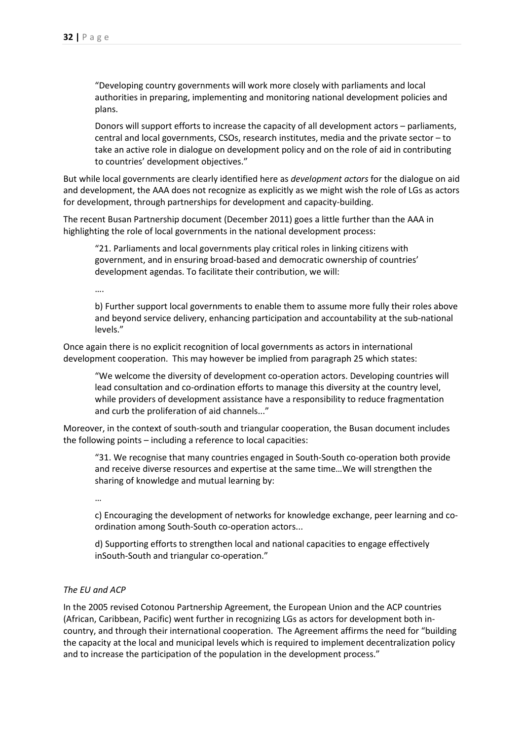> "Developing country governments will work more closely with parliaments and local authorities in preparing, implementing and monitoring national development policies and plans.
>
> Donors will support efforts to increase the capacity of all development actors – parliaments, central and local governments, CSOs, research institutes, media and the private sector – to take an active role in dialogue on development policy and on the role of aid in contributing to countries' development objectives."

But while local governments are clearly identified here as *development actors* for the dialogue on aid and development, the AAA does not recognize as explicitly as we might wish the role of LGs as actors for development, through partnerships for development and capacity-building.

The recent Busan Partnership document (December 2011) goes a little further than the AAA in highlighting the role of local governments in the national development process:

> "21. Parliaments and local governments play critical roles in linking citizens with government, and in ensuring broad-based and democratic ownership of countries' development agendas. To facilitate their contribution, we will:
>
> ….
>
> b) Further support local governments to enable them to assume more fully their roles above and beyond service delivery, enhancing participation and accountability at the sub-national levels."

Once again there is no explicit recognition of local governments as actors in international development cooperation. This may however be implied from paragraph 25 which states:

> "We welcome the diversity of development co-operation actors. Developing countries will lead consultation and co-ordination efforts to manage this diversity at the country level, while providers of development assistance have a responsibility to reduce fragmentation and curb the proliferation of aid channels..."

Moreover, in the context of south-south and triangular cooperation, the Busan document includes the following points – including a reference to local capacities:

> "31. We recognise that many countries engaged in South-South co-operation both provide and receive diverse resources and expertise at the same time…We will strengthen the sharing of knowledge and mutual learning by:
>
> …
>
> c) Encouraging the development of networks for knowledge exchange, peer learning and co-ordination among South-South co-operation actors...
>
> d) Supporting efforts to strengthen local and national capacities to engage effectively inSouth-South and triangular co-operation."

*The EU and ACP*

In the 2005 revised Cotonou Partnership Agreement, the European Union and the ACP countries (African, Caribbean, Pacific) went further in recognizing LGs as actors for development both in-country, and through their international cooperation. The Agreement affirms the need for "building the capacity at the local and municipal levels which is required to implement decentralization policy and to increase the participation of the population in the development process."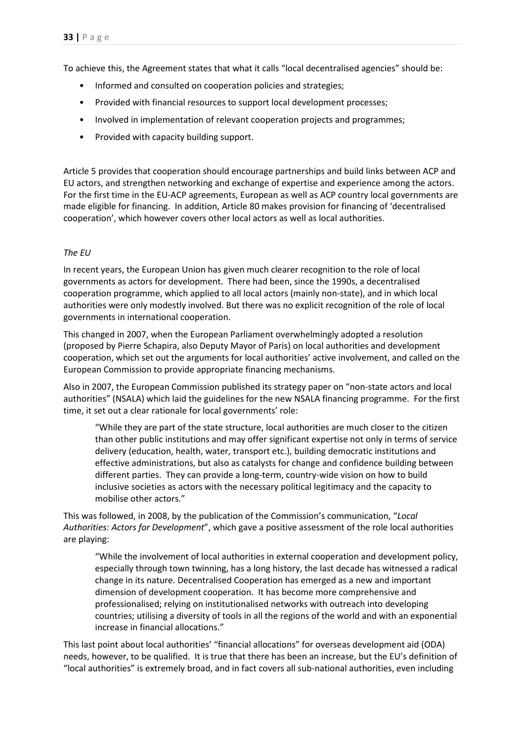To achieve this, the Agreement states that what it calls "local decentralised agencies" should be:

- Informed and consulted on cooperation policies and strategies;
- Provided with financial resources to support local development processes;
- Involved in implementation of relevant cooperation projects and programmes;
- Provided with capacity building support.

Article 5 provides that cooperation should encourage partnerships and build links between ACP and EU actors, and strengthen networking and exchange of expertise and experience among the actors. For the first time in the EU-ACP agreements, European as well as ACP country local governments are made eligible for financing. In addition, Article 80 makes provision for financing of 'decentralised cooperation', which however covers other local actors as well as local authorities.

*The EU*

In recent years, the European Union has given much clearer recognition to the role of local governments as actors for development. There had been, since the 1990s, a decentralised cooperation programme, which applied to all local actors (mainly non-state), and in which local authorities were only modestly involved. But there was no explicit recognition of the role of local governments in international cooperation.

This changed in 2007, when the European Parliament overwhelmingly adopted a resolution (proposed by Pierre Schapira, also Deputy Mayor of Paris) on local authorities and development cooperation, which set out the arguments for local authorities' active involvement, and called on the European Commission to provide appropriate financing mechanisms.

Also in 2007, the European Commission published its strategy paper on "non-state actors and local authorities" (NSALA) which laid the guidelines for the new NSALA financing programme. For the first time, it set out a clear rationale for local governments' role:

> "While they are part of the state structure, local authorities are much closer to the citizen than other public institutions and may offer significant expertise not only in terms of service delivery (education, health, water, transport etc.), building democratic institutions and effective administrations, but also as catalysts for change and confidence building between different parties. They can provide a long-term, country-wide vision on how to build inclusive societies as actors with the necessary political legitimacy and the capacity to mobilise other actors."

This was followed, in 2008, by the publication of the Commission's communication, "*Local Authorities: Actors for Development*", which gave a positive assessment of the role local authorities are playing:

> "While the involvement of local authorities in external cooperation and development policy, especially through town twinning, has a long history, the last decade has witnessed a radical change in its nature. Decentralised Cooperation has emerged as a new and important dimension of development cooperation. It has become more comprehensive and professionalised; relying on institutionalised networks with outreach into developing countries; utilising a diversity of tools in all the regions of the world and with an exponential increase in financial allocations."

This last point about local authorities' "financial allocations" for overseas development aid (ODA) needs, however, to be qualified. It is true that there has been an increase, but the EU's definition of "local authorities" is extremely broad, and in fact covers all sub-national authorities, even including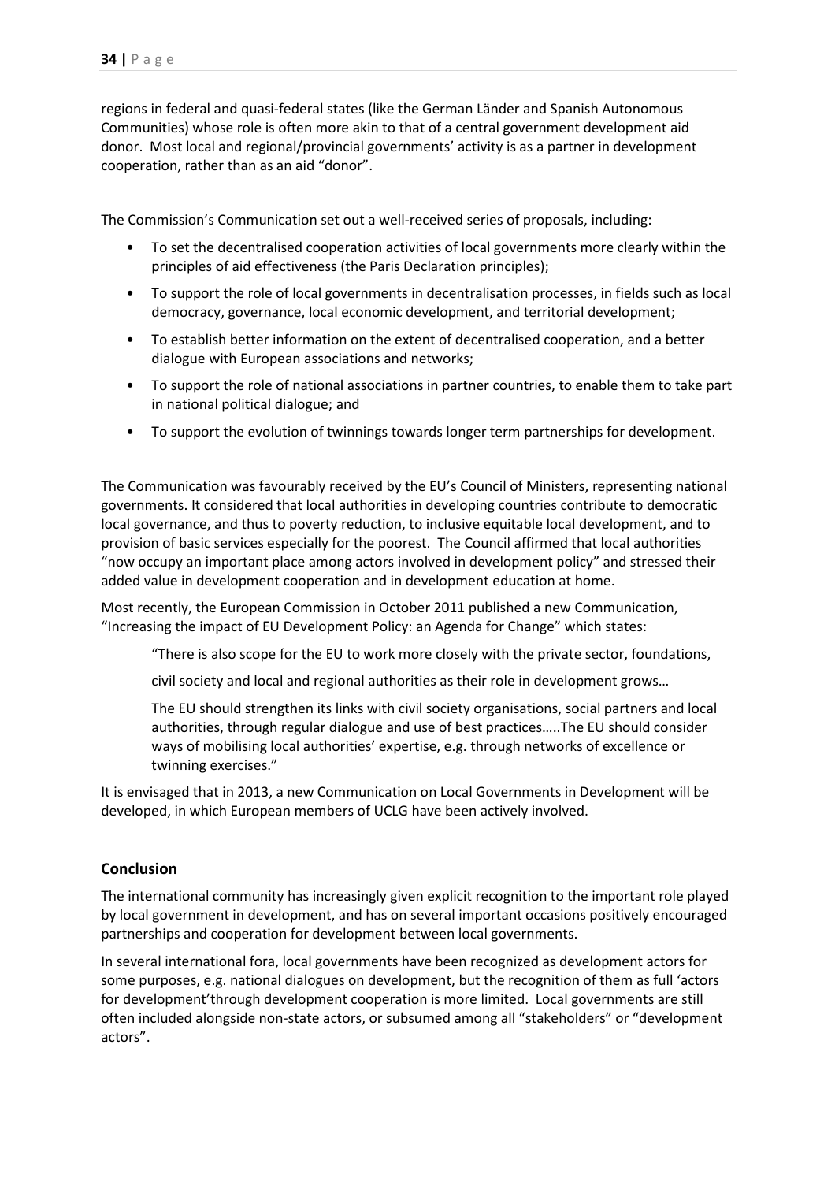regions in federal and quasi-federal states (like the German Länder and Spanish Autonomous Communities) whose role is often more akin to that of a central government development aid donor. Most local and regional/provincial governments' activity is as a partner in development cooperation, rather than as an aid "donor".

The Commission's Communication set out a well-received series of proposals, including:

- To set the decentralised cooperation activities of local governments more clearly within the principles of aid effectiveness (the Paris Declaration principles);
- To support the role of local governments in decentralisation processes, in fields such as local democracy, governance, local economic development, and territorial development;
- To establish better information on the extent of decentralised cooperation, and a better dialogue with European associations and networks;
- To support the role of national associations in partner countries, to enable them to take part in national political dialogue; and
- To support the evolution of twinnings towards longer term partnerships for development.

The Communication was favourably received by the EU's Council of Ministers, representing national governments. It considered that local authorities in developing countries contribute to democratic local governance, and thus to poverty reduction, to inclusive equitable local development, and to provision of basic services especially for the poorest. The Council affirmed that local authorities "now occupy an important place among actors involved in development policy" and stressed their added value in development cooperation and in development education at home.

Most recently, the European Commission in October 2011 published a new Communication, "Increasing the impact of EU Development Policy: an Agenda for Change" which states:

> "There is also scope for the EU to work more closely with the private sector, foundations,
>
> civil society and local and regional authorities as their role in development grows…
>
> The EU should strengthen its links with civil society organisations, social partners and local authorities, through regular dialogue and use of best practices…..The EU should consider ways of mobilising local authorities' expertise, e.g. through networks of excellence or twinning exercises."

It is envisaged that in 2013, a new Communication on Local Governments in Development will be developed, in which European members of UCLG have been actively involved.

## Conclusion

The international community has increasingly given explicit recognition to the important role played by local government in development, and has on several important occasions positively encouraged partnerships and cooperation for development between local governments.

In several international fora, local governments have been recognized as development actors for some purposes, e.g. national dialogues on development, but the recognition of them as full 'actors for development'through development cooperation is more limited. Local governments are still often included alongside non-state actors, or subsumed among all "stakeholders" or "development actors".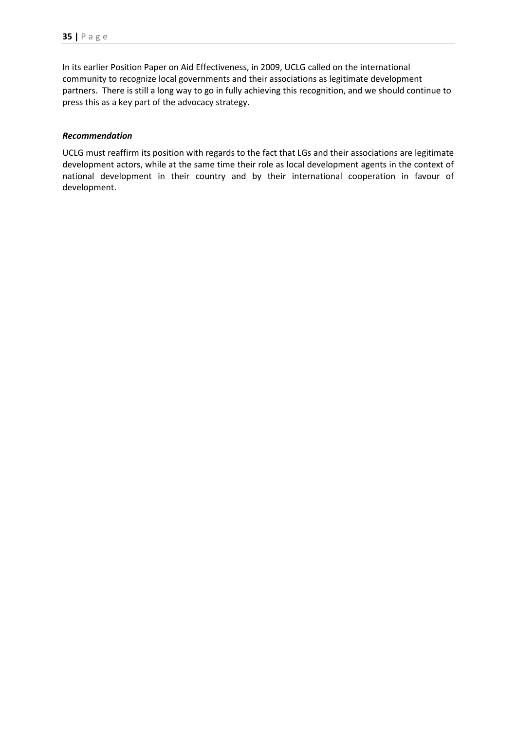In its earlier Position Paper on Aid Effectiveness, in 2009, UCLG called on the international community to recognize local governments and their associations as legitimate development partners. There is still a long way to go in fully achieving this recognition, and we should continue to press this as a key part of the advocacy strategy.

***Recommendation***

UCLG must reaffirm its position with regards to the fact that LGs and their associations are legitimate development actors, while at the same time their role as local development agents in the context of national development in their country and by their international cooperation in favour of development.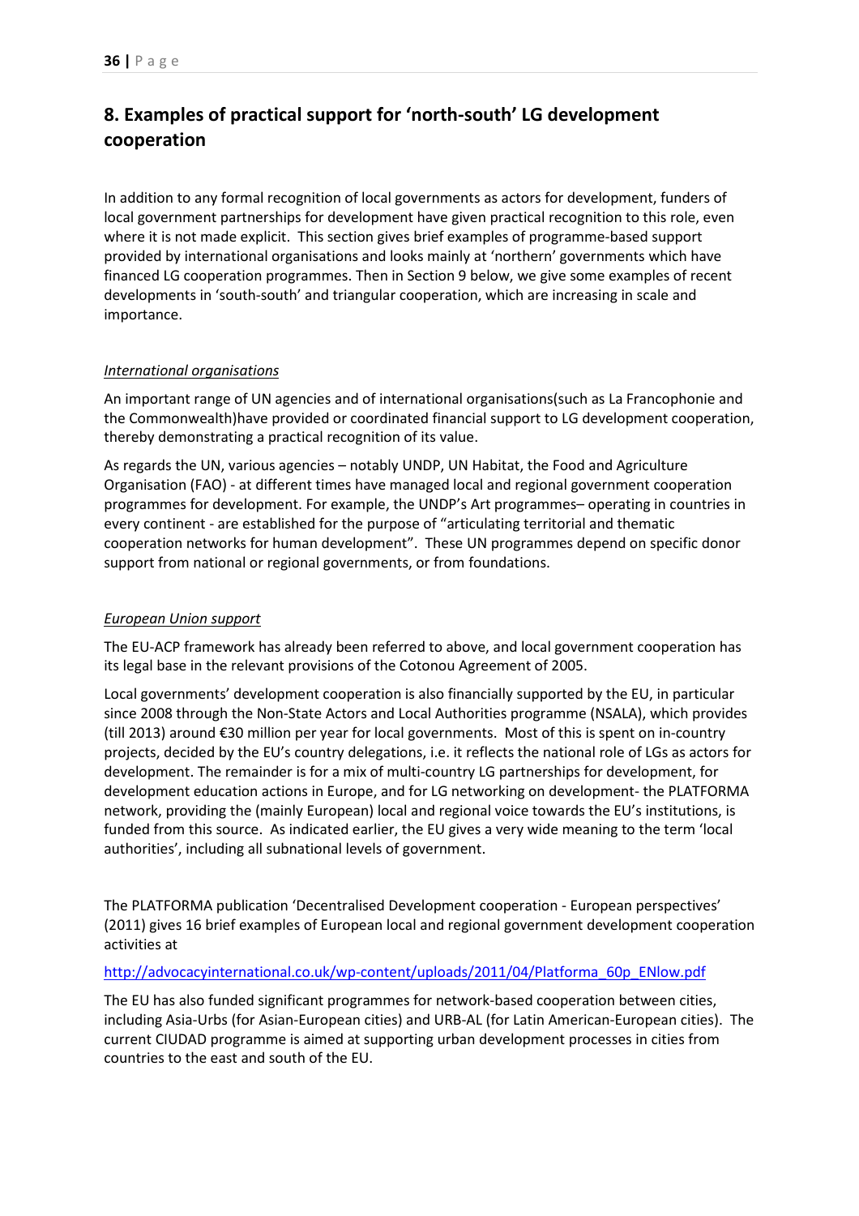## 8. Examples of practical support for 'north-south' LG development cooperation

In addition to any formal recognition of local governments as actors for development, funders of local government partnerships for development have given practical recognition to this role, even where it is not made explicit. This section gives brief examples of programme-based support provided by international organisations and looks mainly at 'northern' governments which have financed LG cooperation programmes. Then in Section 9 below, we give some examples of recent developments in 'south-south' and triangular cooperation, which are increasing in scale and importance.

*International organisations*

An important range of UN agencies and of international organisations(such as La Francophonie and the Commonwealth)have provided or coordinated financial support to LG development cooperation, thereby demonstrating a practical recognition of its value.

As regards the UN, various agencies – notably UNDP, UN Habitat, the Food and Agriculture Organisation (FAO) - at different times have managed local and regional government cooperation programmes for development. For example, the UNDP's Art programmes– operating in countries in every continent - are established for the purpose of "articulating territorial and thematic cooperation networks for human development". These UN programmes depend on specific donor support from national or regional governments, or from foundations.

*European Union support*

The EU-ACP framework has already been referred to above, and local government cooperation has its legal base in the relevant provisions of the Cotonou Agreement of 2005.

Local governments' development cooperation is also financially supported by the EU, in particular since 2008 through the Non-State Actors and Local Authorities programme (NSALA), which provides (till 2013) around €30 million per year for local governments. Most of this is spent on in-country projects, decided by the EU's country delegations, i.e. it reflects the national role of LGs as actors for development. The remainder is for a mix of multi-country LG partnerships for development, for development education actions in Europe, and for LG networking on development- the PLATFORMA network, providing the (mainly European) local and regional voice towards the EU's institutions, is funded from this source. As indicated earlier, the EU gives a very wide meaning to the term 'local authorities', including all subnational levels of government.

The PLATFORMA publication 'Decentralised Development cooperation - European perspectives' (2011) gives 16 brief examples of European local and regional government development cooperation activities at

http://advocacyinternational.co.uk/wp-content/uploads/2011/04/Platforma_60p_ENlow.pdf

The EU has also funded significant programmes for network-based cooperation between cities, including Asia-Urbs (for Asian-European cities) and URB-AL (for Latin American-European cities). The current CIUDAD programme is aimed at supporting urban development processes in cities from countries to the east and south of the EU.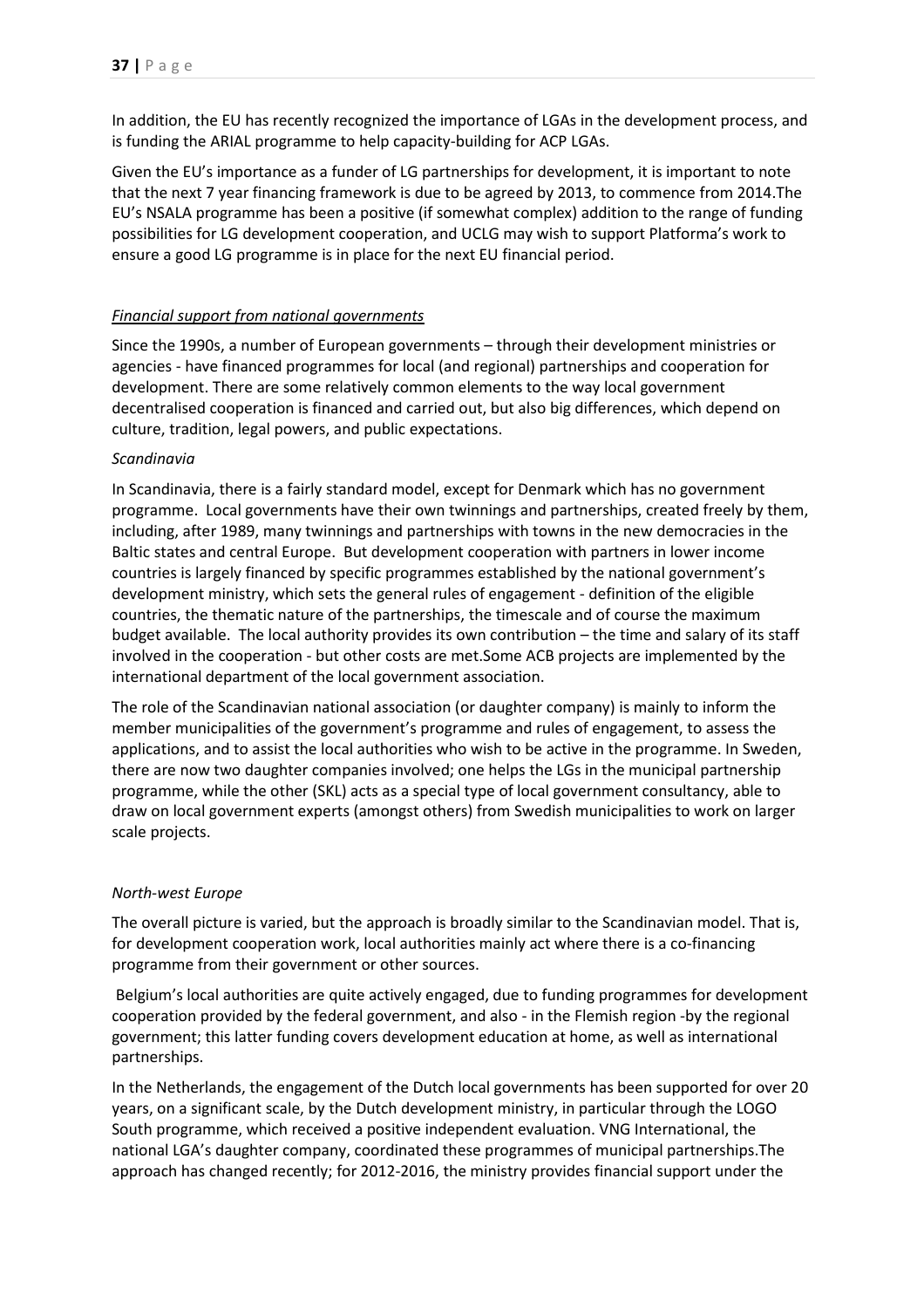In addition, the EU has recently recognized the importance of LGAs in the development process, and is funding the ARIAL programme to help capacity-building for ACP LGAs.

Given the EU's importance as a funder of LG partnerships for development, it is important to note that the next 7 year financing framework is due to be agreed by 2013, to commence from 2014.The EU's NSALA programme has been a positive (if somewhat complex) addition to the range of funding possibilities for LG development cooperation, and UCLG may wish to support Platforma's work to ensure a good LG programme is in place for the next EU financial period.

*Financial support from national governments*

Since the 1990s, a number of European governments – through their development ministries or agencies - have financed programmes for local (and regional) partnerships and cooperation for development. There are some relatively common elements to the way local government decentralised cooperation is financed and carried out, but also big differences, which depend on culture, tradition, legal powers, and public expectations.

*Scandinavia*

In Scandinavia, there is a fairly standard model, except for Denmark which has no government programme. Local governments have their own twinnings and partnerships, created freely by them, including, after 1989, many twinnings and partnerships with towns in the new democracies in the Baltic states and central Europe. But development cooperation with partners in lower income countries is largely financed by specific programmes established by the national government's development ministry, which sets the general rules of engagement - definition of the eligible countries, the thematic nature of the partnerships, the timescale and of course the maximum budget available. The local authority provides its own contribution – the time and salary of its staff involved in the cooperation - but other costs are met.Some ACB projects are implemented by the international department of the local government association.

The role of the Scandinavian national association (or daughter company) is mainly to inform the member municipalities of the government's programme and rules of engagement, to assess the applications, and to assist the local authorities who wish to be active in the programme. In Sweden, there are now two daughter companies involved; one helps the LGs in the municipal partnership programme, while the other (SKL) acts as a special type of local government consultancy, able to draw on local government experts (amongst others) from Swedish municipalities to work on larger scale projects.

*North-west Europe*

The overall picture is varied, but the approach is broadly similar to the Scandinavian model. That is, for development cooperation work, local authorities mainly act where there is a co-financing programme from their government or other sources.

Belgium's local authorities are quite actively engaged, due to funding programmes for development cooperation provided by the federal government, and also - in the Flemish region -by the regional government; this latter funding covers development education at home, as well as international partnerships.

In the Netherlands, the engagement of the Dutch local governments has been supported for over 20 years, on a significant scale, by the Dutch development ministry, in particular through the LOGO South programme, which received a positive independent evaluation. VNG International, the national LGA's daughter company, coordinated these programmes of municipal partnerships.The approach has changed recently; for 2012-2016, the ministry provides financial support under the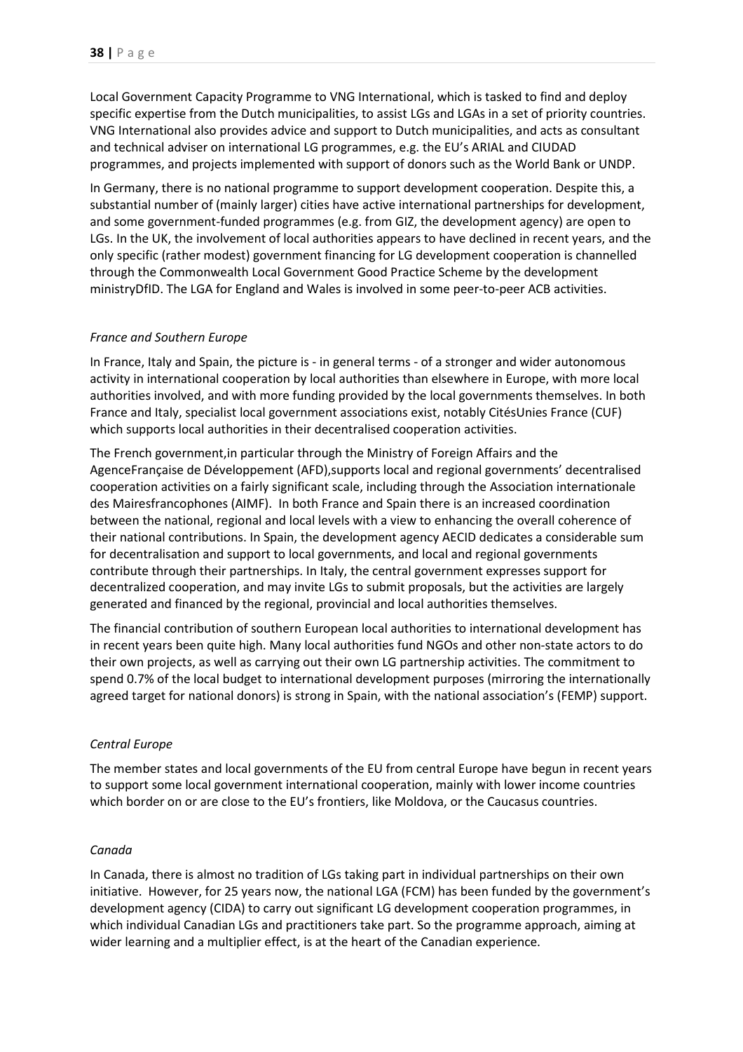Local Government Capacity Programme to VNG International, which is tasked to find and deploy specific expertise from the Dutch municipalities, to assist LGs and LGAs in a set of priority countries. VNG International also provides advice and support to Dutch municipalities, and acts as consultant and technical adviser on international LG programmes, e.g. the EU's ARIAL and CIUDAD programmes, and projects implemented with support of donors such as the World Bank or UNDP.

In Germany, there is no national programme to support development cooperation. Despite this, a substantial number of (mainly larger) cities have active international partnerships for development, and some government-funded programmes (e.g. from GIZ, the development agency) are open to LGs. In the UK, the involvement of local authorities appears to have declined in recent years, and the only specific (rather modest) government financing for LG development cooperation is channelled through the Commonwealth Local Government Good Practice Scheme by the development ministryDfID. The LGA for England and Wales is involved in some peer-to-peer ACB activities.

*France and Southern Europe*

In France, Italy and Spain, the picture is - in general terms - of a stronger and wider autonomous activity in international cooperation by local authorities than elsewhere in Europe, with more local authorities involved, and with more funding provided by the local governments themselves. In both France and Italy, specialist local government associations exist, notably CitésUnies France (CUF) which supports local authorities in their decentralised cooperation activities.

The French government,in particular through the Ministry of Foreign Affairs and the AgenceFrançaise de Développement (AFD),supports local and regional governments' decentralised cooperation activities on a fairly significant scale, including through the Association internationale des Mairesfrancophones (AIMF). In both France and Spain there is an increased coordination between the national, regional and local levels with a view to enhancing the overall coherence of their national contributions. In Spain, the development agency AECID dedicates a considerable sum for decentralisation and support to local governments, and local and regional governments contribute through their partnerships. In Italy, the central government expresses support for decentralized cooperation, and may invite LGs to submit proposals, but the activities are largely generated and financed by the regional, provincial and local authorities themselves.

The financial contribution of southern European local authorities to international development has in recent years been quite high. Many local authorities fund NGOs and other non-state actors to do their own projects, as well as carrying out their own LG partnership activities. The commitment to spend 0.7% of the local budget to international development purposes (mirroring the internationally agreed target for national donors) is strong in Spain, with the national association's (FEMP) support.

*Central Europe*

The member states and local governments of the EU from central Europe have begun in recent years to support some local government international cooperation, mainly with lower income countries which border on or are close to the EU's frontiers, like Moldova, or the Caucasus countries.

*Canada*

In Canada, there is almost no tradition of LGs taking part in individual partnerships on their own initiative. However, for 25 years now, the national LGA (FCM) has been funded by the government's development agency (CIDA) to carry out significant LG development cooperation programmes, in which individual Canadian LGs and practitioners take part. So the programme approach, aiming at wider learning and a multiplier effect, is at the heart of the Canadian experience.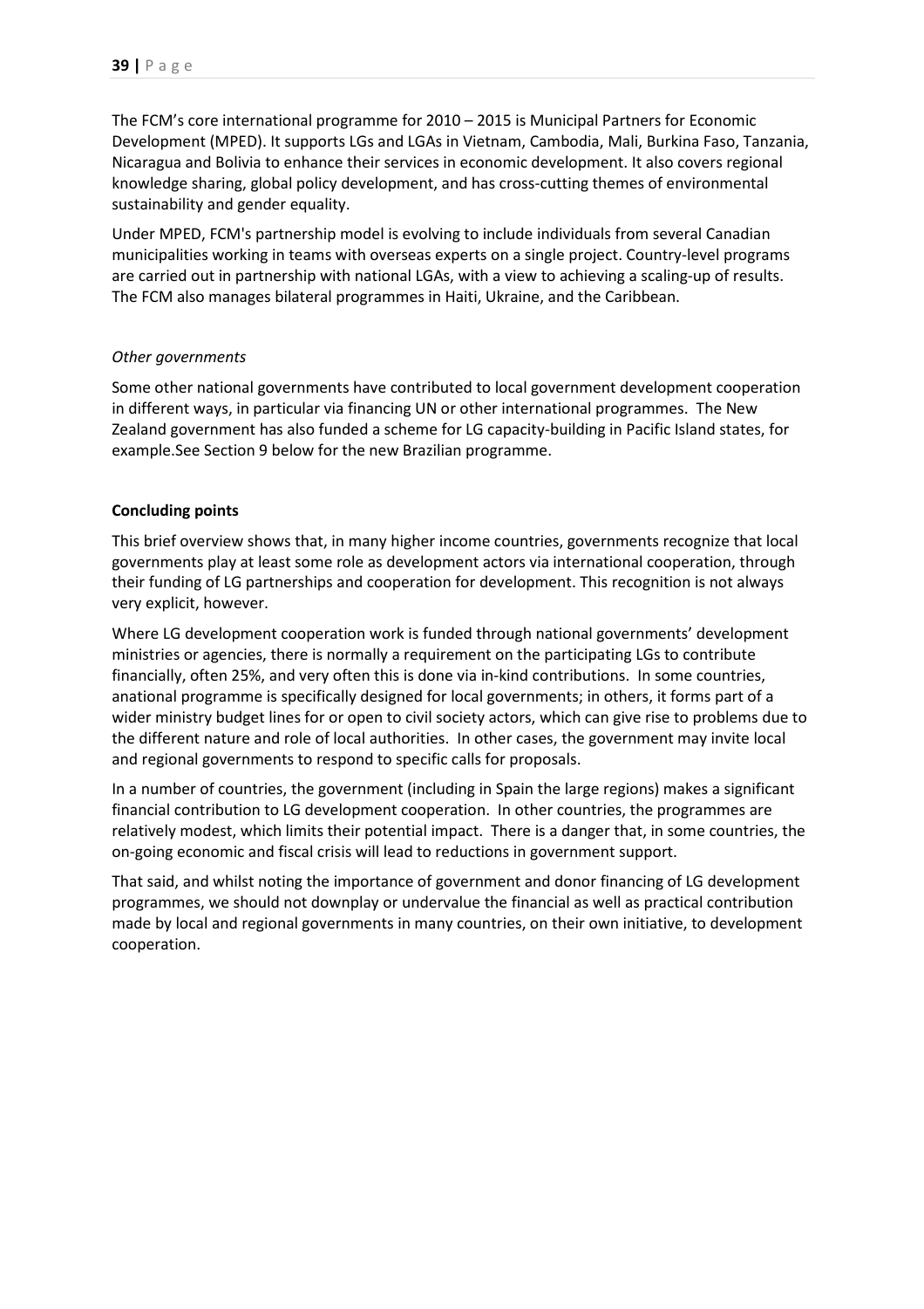The FCM's core international programme for 2010 – 2015 is Municipal Partners for Economic Development (MPED). It supports LGs and LGAs in Vietnam, Cambodia, Mali, Burkina Faso, Tanzania, Nicaragua and Bolivia to enhance their services in economic development. It also covers regional knowledge sharing, global policy development, and has cross-cutting themes of environmental sustainability and gender equality.

Under MPED, FCM's partnership model is evolving to include individuals from several Canadian municipalities working in teams with overseas experts on a single project. Country-level programs are carried out in partnership with national LGAs, with a view to achieving a scaling-up of results. The FCM also manages bilateral programmes in Haiti, Ukraine, and the Caribbean.

*Other governments*

Some other national governments have contributed to local government development cooperation in different ways, in particular via financing UN or other international programmes. The New Zealand government has also funded a scheme for LG capacity-building in Pacific Island states, for example.See Section 9 below for the new Brazilian programme.

**Concluding points**

This brief overview shows that, in many higher income countries, governments recognize that local governments play at least some role as development actors via international cooperation, through their funding of LG partnerships and cooperation for development. This recognition is not always very explicit, however.

Where LG development cooperation work is funded through national governments' development ministries or agencies, there is normally a requirement on the participating LGs to contribute financially, often 25%, and very often this is done via in-kind contributions. In some countries, anational programme is specifically designed for local governments; in others, it forms part of a wider ministry budget lines for or open to civil society actors, which can give rise to problems due to the different nature and role of local authorities. In other cases, the government may invite local and regional governments to respond to specific calls for proposals.

In a number of countries, the government (including in Spain the large regions) makes a significant financial contribution to LG development cooperation. In other countries, the programmes are relatively modest, which limits their potential impact. There is a danger that, in some countries, the on-going economic and fiscal crisis will lead to reductions in government support.

That said, and whilst noting the importance of government and donor financing of LG development programmes, we should not downplay or undervalue the financial as well as practical contribution made by local and regional governments in many countries, on their own initiative, to development cooperation.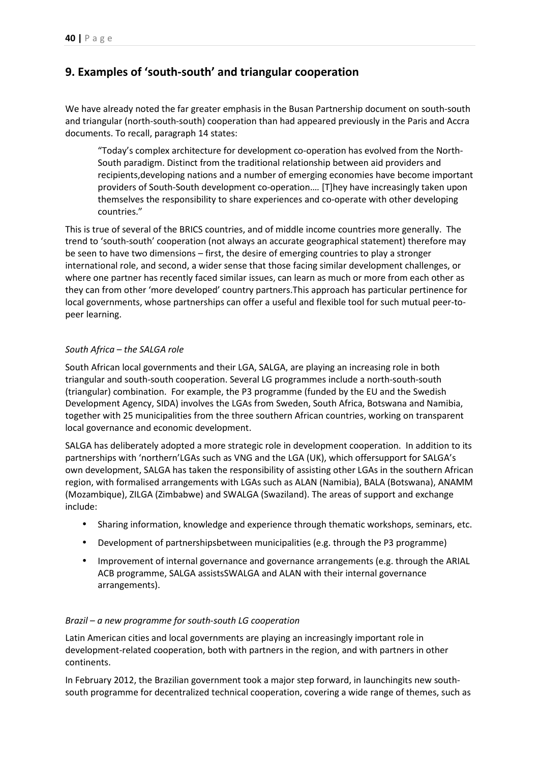## 9. Examples of 'south-south' and triangular cooperation

We have already noted the far greater emphasis in the Busan Partnership document on south-south and triangular (north-south-south) cooperation than had appeared previously in the Paris and Accra documents. To recall, paragraph 14 states:

> "Today's complex architecture for development co-operation has evolved from the North-South paradigm. Distinct from the traditional relationship between aid providers and recipients,developing nations and a number of emerging economies have become important providers of South-South development co-operation.… [T]hey have increasingly taken upon themselves the responsibility to share experiences and co-operate with other developing countries."

This is true of several of the BRICS countries, and of middle income countries more generally. The trend to 'south-south' cooperation (not always an accurate geographical statement) therefore may be seen to have two dimensions – first, the desire of emerging countries to play a stronger international role, and second, a wider sense that those facing similar development challenges, or where one partner has recently faced similar issues, can learn as much or more from each other as they can from other 'more developed' country partners.This approach has particular pertinence for local governments, whose partnerships can offer a useful and flexible tool for such mutual peer-to-peer learning.

*South Africa – the SALGA role*

South African local governments and their LGA, SALGA, are playing an increasing role in both triangular and south-south cooperation. Several LG programmes include a north-south-south (triangular) combination. For example, the P3 programme (funded by the EU and the Swedish Development Agency, SIDA) involves the LGAs from Sweden, South Africa, Botswana and Namibia, together with 25 municipalities from the three southern African countries, working on transparent local governance and economic development.

SALGA has deliberately adopted a more strategic role in development cooperation. In addition to its partnerships with 'northern'LGAs such as VNG and the LGA (UK), which offersupport for SALGA's own development, SALGA has taken the responsibility of assisting other LGAs in the southern African region, with formalised arrangements with LGAs such as ALAN (Namibia), BALA (Botswana), ANAMM (Mozambique), ZILGA (Zimbabwe) and SWALGA (Swaziland). The areas of support and exchange include:

- Sharing information, knowledge and experience through thematic workshops, seminars, etc.
- Development of partnershipsbetween municipalities (e.g. through the P3 programme)
- Improvement of internal governance and governance arrangements (e.g. through the ARIAL ACB programme, SALGA assistsSWALGA and ALAN with their internal governance arrangements).

*Brazil – a new programme for south-south LG cooperation*

Latin American cities and local governments are playing an increasingly important role in development-related cooperation, both with partners in the region, and with partners in other continents.

In February 2012, the Brazilian government took a major step forward, in launchingits new south-south programme for decentralized technical cooperation, covering a wide range of themes, such as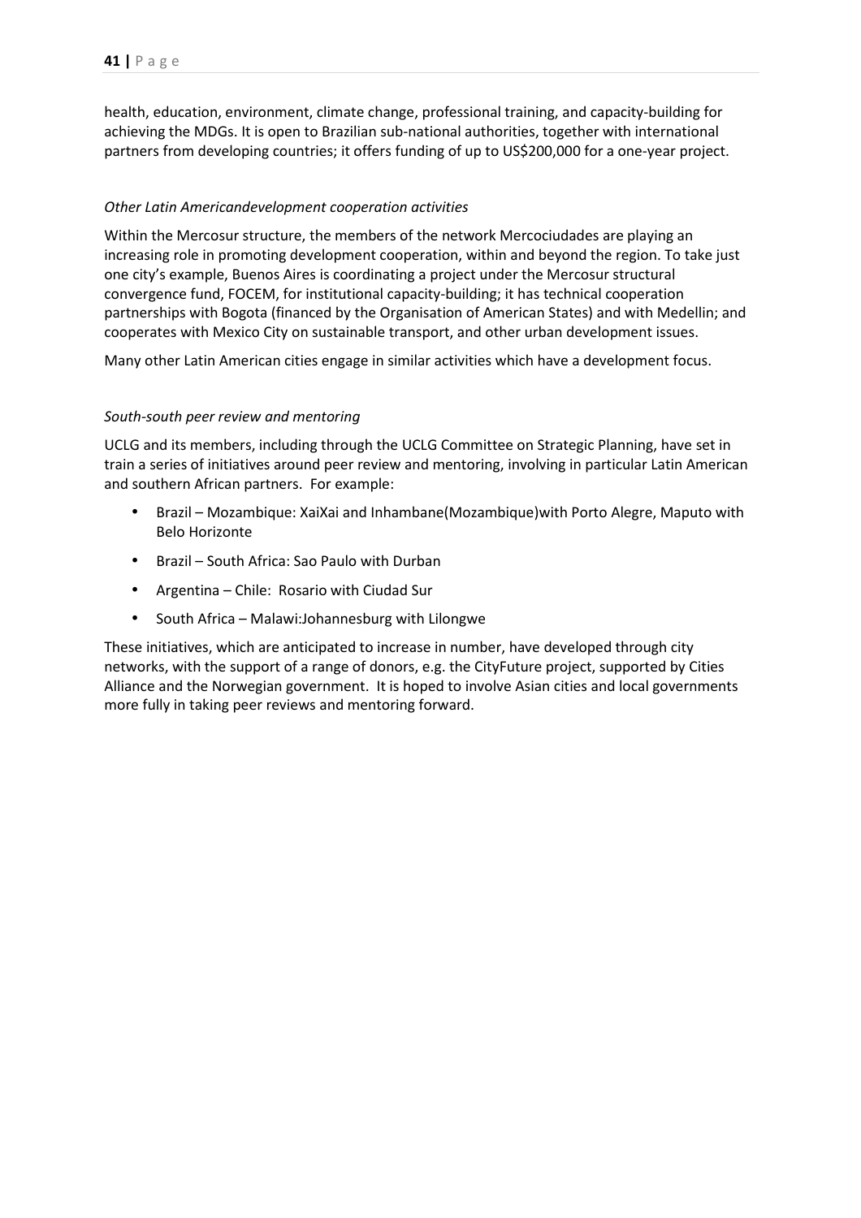health, education, environment, climate change, professional training, and capacity-building for achieving the MDGs. It is open to Brazilian sub-national authorities, together with international partners from developing countries; it offers funding of up to US$200,000 for a one-year project.

*Other Latin Americandevelopment cooperation activities*

Within the Mercosur structure, the members of the network Mercociudades are playing an increasing role in promoting development cooperation, within and beyond the region. To take just one city's example, Buenos Aires is coordinating a project under the Mercosur structural convergence fund, FOCEM, for institutional capacity-building; it has technical cooperation partnerships with Bogota (financed by the Organisation of American States) and with Medellin; and cooperates with Mexico City on sustainable transport, and other urban development issues.

Many other Latin American cities engage in similar activities which have a development focus.

*South-south peer review and mentoring*

UCLG and its members, including through the UCLG Committee on Strategic Planning, have set in train a series of initiatives around peer review and mentoring, involving in particular Latin American and southern African partners. For example:

- Brazil – Mozambique: XaiXai and Inhambane(Mozambique)with Porto Alegre, Maputo with Belo Horizonte
- Brazil – South Africa: Sao Paulo with Durban
- Argentina – Chile: Rosario with Ciudad Sur
- South Africa – Malawi:Johannesburg with Lilongwe

These initiatives, which are anticipated to increase in number, have developed through city networks, with the support of a range of donors, e.g. the CityFuture project, supported by Cities Alliance and the Norwegian government. It is hoped to involve Asian cities and local governments more fully in taking peer reviews and mentoring forward.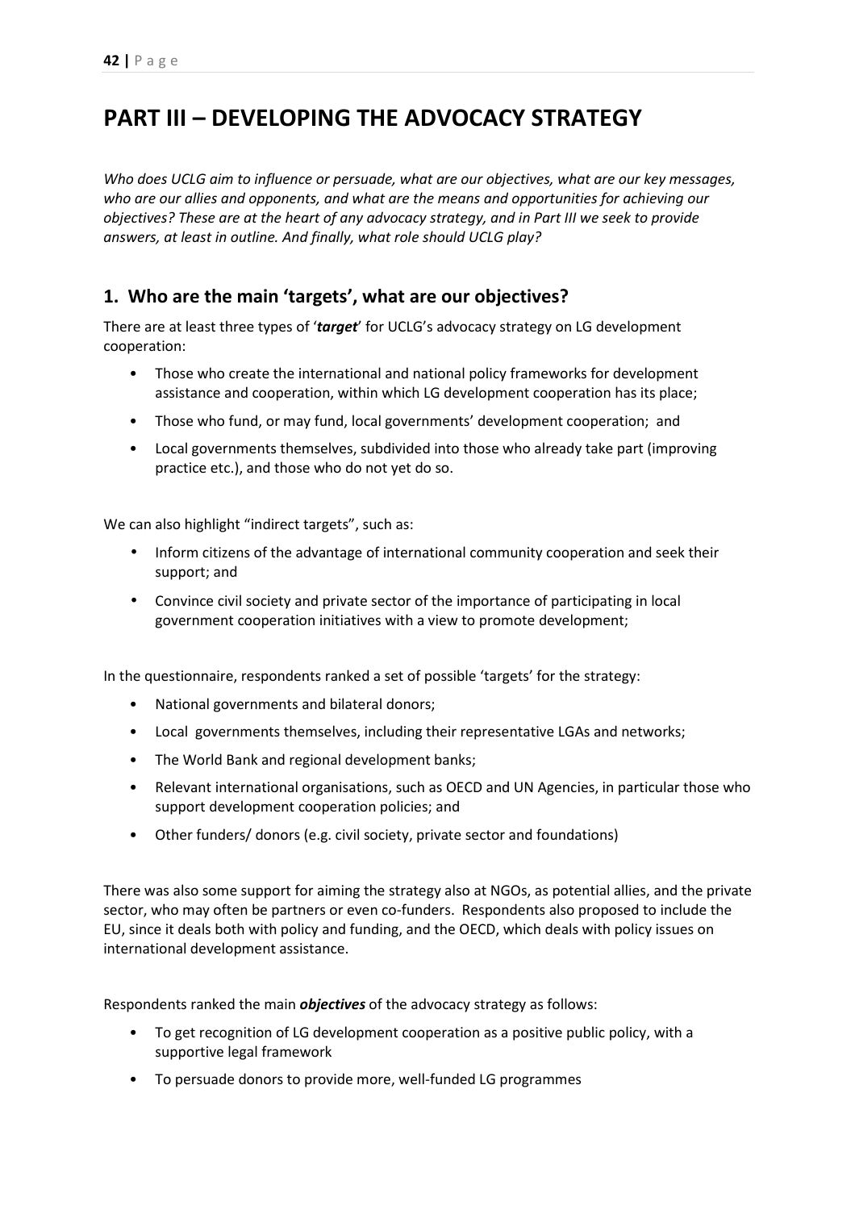# PART III – DEVELOPING THE ADVOCACY STRATEGY

*Who does UCLG aim to influence or persuade, what are our objectives, what are our key messages, who are our allies and opponents, and what are the means and opportunities for achieving our objectives? These are at the heart of any advocacy strategy, and in Part III we seek to provide answers, at least in outline. And finally, what role should UCLG play?*

## 1. Who are the main 'targets', what are our objectives?

There are at least three types of '***target***' for UCLG's advocacy strategy on LG development cooperation:

- Those who create the international and national policy frameworks for development assistance and cooperation, within which LG development cooperation has its place;
- Those who fund, or may fund, local governments' development cooperation; and
- Local governments themselves, subdivided into those who already take part (improving practice etc.), and those who do not yet do so.

We can also highlight "indirect targets", such as:

- Inform citizens of the advantage of international community cooperation and seek their support; and
- Convince civil society and private sector of the importance of participating in local government cooperation initiatives with a view to promote development;

In the questionnaire, respondents ranked a set of possible 'targets' for the strategy:

- National governments and bilateral donors;
- Local governments themselves, including their representative LGAs and networks;
- The World Bank and regional development banks;
- Relevant international organisations, such as OECD and UN Agencies, in particular those who support development cooperation policies; and
- Other funders/ donors (e.g. civil society, private sector and foundations)

There was also some support for aiming the strategy also at NGOs, as potential allies, and the private sector, who may often be partners or even co-funders. Respondents also proposed to include the EU, since it deals both with policy and funding, and the OECD, which deals with policy issues on international development assistance.

Respondents ranked the main ***objectives*** of the advocacy strategy as follows:

- To get recognition of LG development cooperation as a positive public policy, with a supportive legal framework
- To persuade donors to provide more, well-funded LG programmes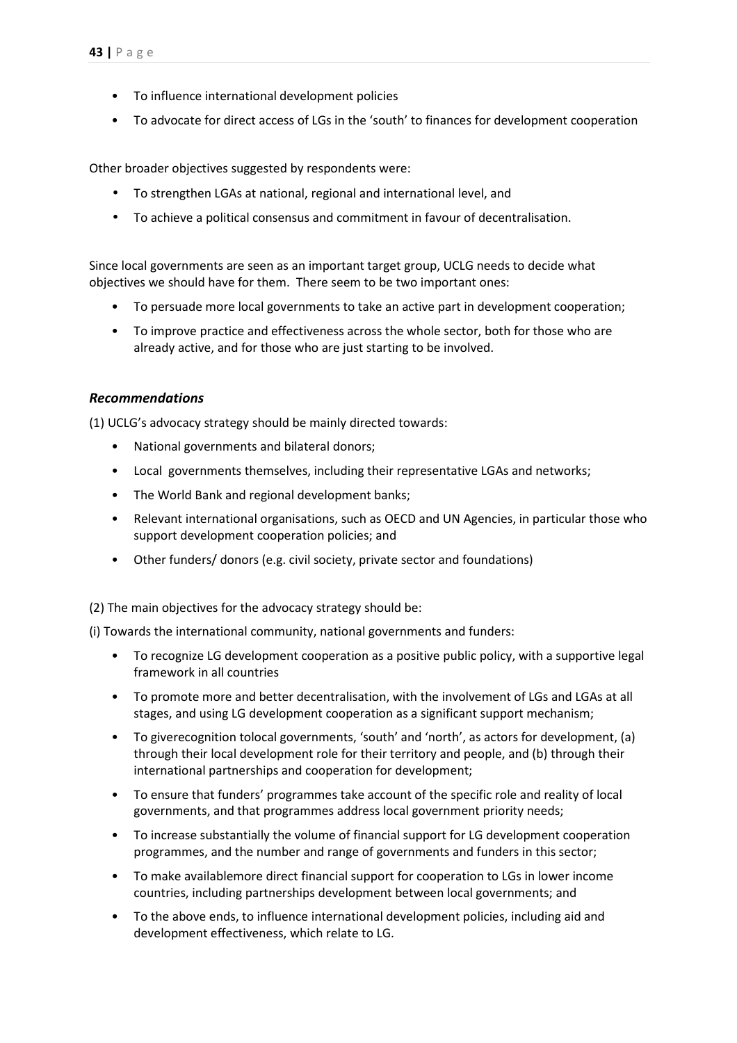- To influence international development policies
- To advocate for direct access of LGs in the 'south' to finances for development cooperation

Other broader objectives suggested by respondents were:

- To strengthen LGAs at national, regional and international level, and
- To achieve a political consensus and commitment in favour of decentralisation.

Since local governments are seen as an important target group, UCLG needs to decide what objectives we should have for them. There seem to be two important ones:

- To persuade more local governments to take an active part in development cooperation;
- To improve practice and effectiveness across the whole sector, both for those who are already active, and for those who are just starting to be involved.

### *Recommendations*

(1) UCLG's advocacy strategy should be mainly directed towards:

- National governments and bilateral donors;
- Local governments themselves, including their representative LGAs and networks;
- The World Bank and regional development banks;
- Relevant international organisations, such as OECD and UN Agencies, in particular those who support development cooperation policies; and
- Other funders/ donors (e.g. civil society, private sector and foundations)

(2) The main objectives for the advocacy strategy should be:

(i) Towards the international community, national governments and funders:

- To recognize LG development cooperation as a positive public policy, with a supportive legal framework in all countries
- To promote more and better decentralisation, with the involvement of LGs and LGAs at all stages, and using LG development cooperation as a significant support mechanism;
- To giverecognition tolocal governments, 'south' and 'north', as actors for development, (a) through their local development role for their territory and people, and (b) through their international partnerships and cooperation for development;
- To ensure that funders' programmes take account of the specific role and reality of local governments, and that programmes address local government priority needs;
- To increase substantially the volume of financial support for LG development cooperation programmes, and the number and range of governments and funders in this sector;
- To make availablemore direct financial support for cooperation to LGs in lower income countries, including partnerships development between local governments; and
- To the above ends, to influence international development policies, including aid and development effectiveness, which relate to LG.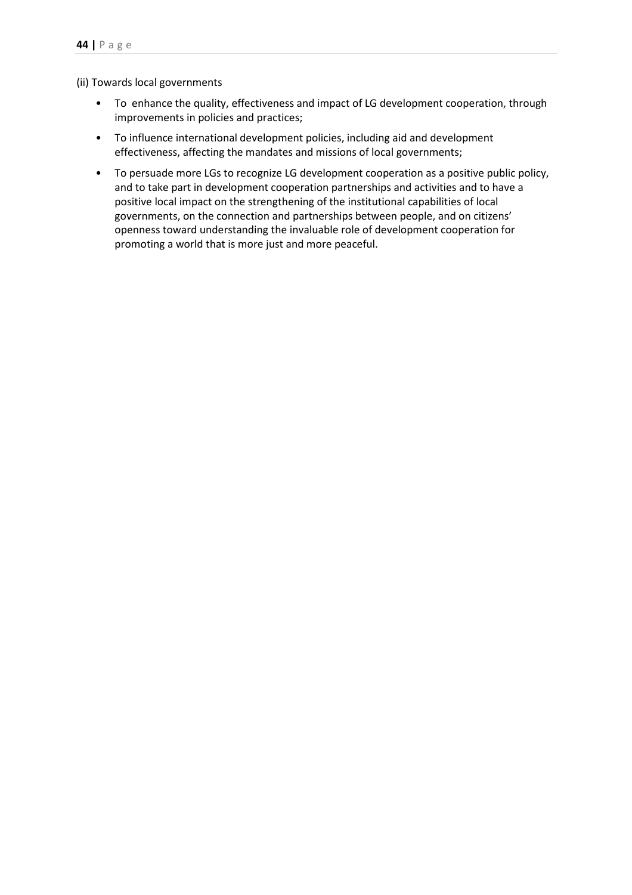(ii) Towards local governments

- To enhance the quality, effectiveness and impact of LG development cooperation, through improvements in policies and practices;
- To influence international development policies, including aid and development effectiveness, affecting the mandates and missions of local governments;
- To persuade more LGs to recognize LG development cooperation as a positive public policy, and to take part in development cooperation partnerships and activities and to have a positive local impact on the strengthening of the institutional capabilities of local governments, on the connection and partnerships between people, and on citizens' openness toward understanding the invaluable role of development cooperation for promoting a world that is more just and more peaceful.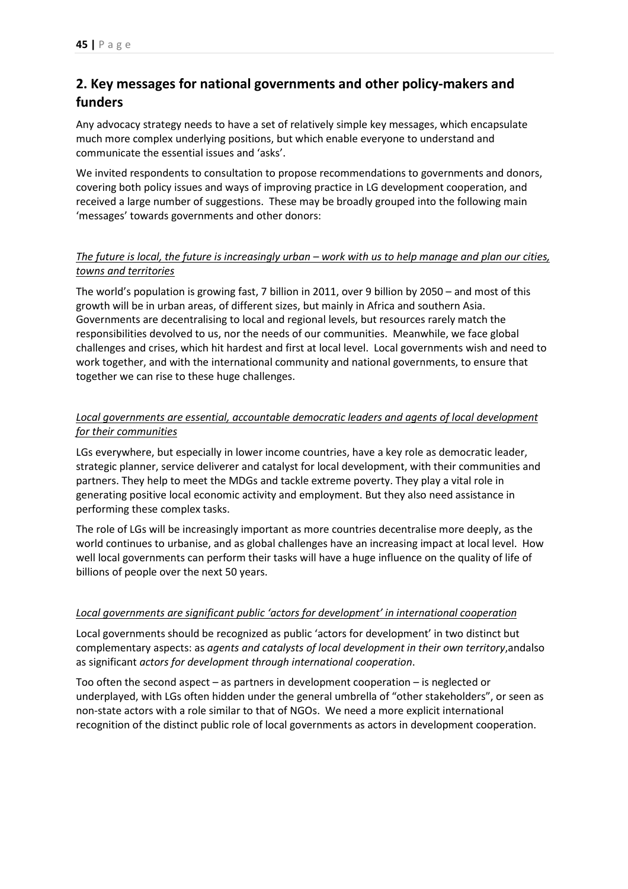## 2. Key messages for national governments and other policy-makers and funders

Any advocacy strategy needs to have a set of relatively simple key messages, which encapsulate much more complex underlying positions, but which enable everyone to understand and communicate the essential issues and 'asks'.

We invited respondents to consultation to propose recommendations to governments and donors, covering both policy issues and ways of improving practice in LG development cooperation, and received a large number of suggestions. These may be broadly grouped into the following main 'messages' towards governments and other donors:

*The future is local, the future is increasingly urban – work with us to help manage and plan our cities, towns and territories*

The world's population is growing fast, 7 billion in 2011, over 9 billion by 2050 – and most of this growth will be in urban areas, of different sizes, but mainly in Africa and southern Asia. Governments are decentralising to local and regional levels, but resources rarely match the responsibilities devolved to us, nor the needs of our communities. Meanwhile, we face global challenges and crises, which hit hardest and first at local level. Local governments wish and need to work together, and with the international community and national governments, to ensure that together we can rise to these huge challenges.

*Local governments are essential, accountable democratic leaders and agents of local development for their communities*

LGs everywhere, but especially in lower income countries, have a key role as democratic leader, strategic planner, service deliverer and catalyst for local development, with their communities and partners. They help to meet the MDGs and tackle extreme poverty. They play a vital role in generating positive local economic activity and employment. But they also need assistance in performing these complex tasks.

The role of LGs will be increasingly important as more countries decentralise more deeply, as the world continues to urbanise, and as global challenges have an increasing impact at local level. How well local governments can perform their tasks will have a huge influence on the quality of life of billions of people over the next 50 years.

*Local governments are significant public 'actors for development' in international cooperation*

Local governments should be recognized as public 'actors for development' in two distinct but complementary aspects: as *agents and catalysts of local development in their own territory*,andalso as significant *actors for development through international cooperation*.

Too often the second aspect – as partners in development cooperation – is neglected or underplayed, with LGs often hidden under the general umbrella of "other stakeholders", or seen as non-state actors with a role similar to that of NGOs. We need a more explicit international recognition of the distinct public role of local governments as actors in development cooperation.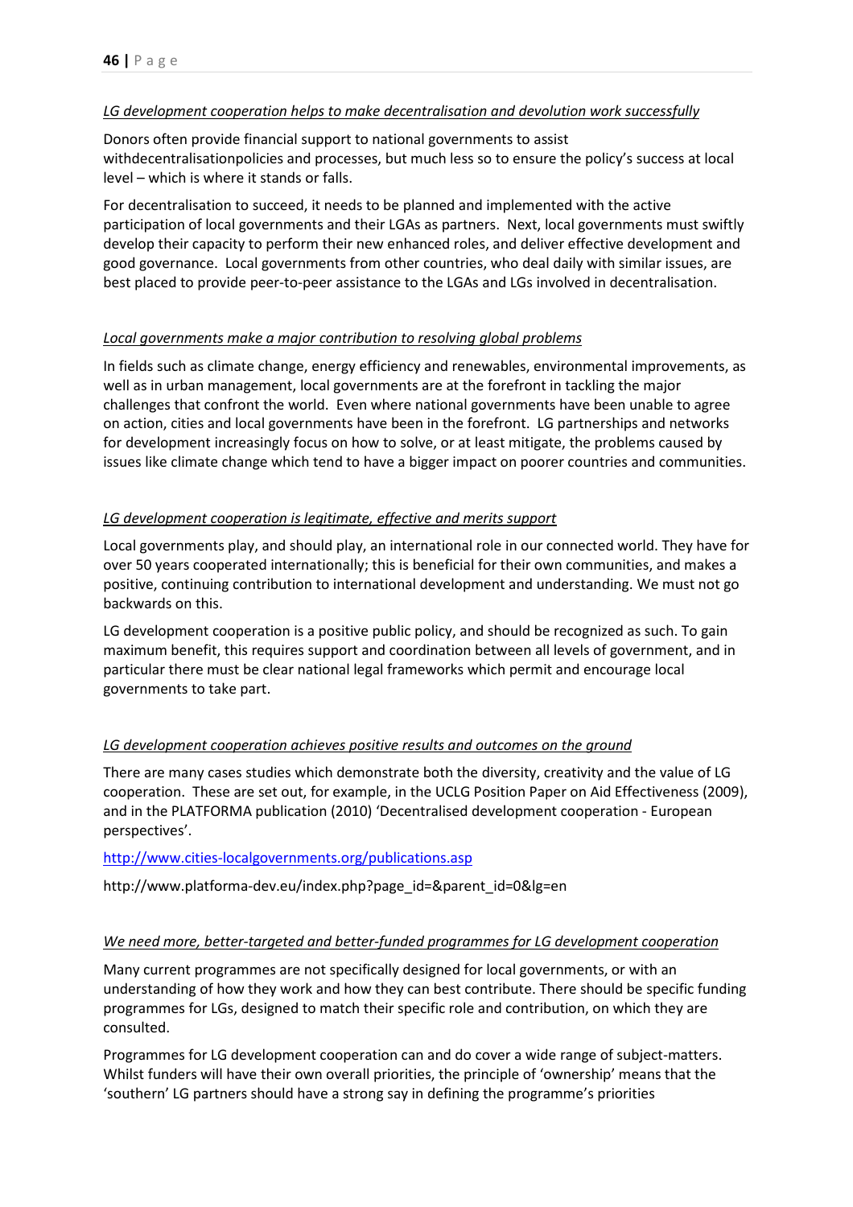*LG development cooperation helps to make decentralisation and devolution work successfully*

Donors often provide financial support to national governments to assist withdecentralisationpolicies and processes, but much less so to ensure the policy's success at local level – which is where it stands or falls.

For decentralisation to succeed, it needs to be planned and implemented with the active participation of local governments and their LGAs as partners. Next, local governments must swiftly develop their capacity to perform their new enhanced roles, and deliver effective development and good governance. Local governments from other countries, who deal daily with similar issues, are best placed to provide peer-to-peer assistance to the LGAs and LGs involved in decentralisation.

*Local governments make a major contribution to resolving global problems*

In fields such as climate change, energy efficiency and renewables, environmental improvements, as well as in urban management, local governments are at the forefront in tackling the major challenges that confront the world. Even where national governments have been unable to agree on action, cities and local governments have been in the forefront. LG partnerships and networks for development increasingly focus on how to solve, or at least mitigate, the problems caused by issues like climate change which tend to have a bigger impact on poorer countries and communities.

*LG development cooperation is legitimate, effective and merits support*

Local governments play, and should play, an international role in our connected world. They have for over 50 years cooperated internationally; this is beneficial for their own communities, and makes a positive, continuing contribution to international development and understanding. We must not go backwards on this.

LG development cooperation is a positive public policy, and should be recognized as such. To gain maximum benefit, this requires support and coordination between all levels of government, and in particular there must be clear national legal frameworks which permit and encourage local governments to take part.

*LG development cooperation achieves positive results and outcomes on the ground*

There are many cases studies which demonstrate both the diversity, creativity and the value of LG cooperation. These are set out, for example, in the UCLG Position Paper on Aid Effectiveness (2009), and in the PLATFORMA publication (2010) 'Decentralised development cooperation - European perspectives'.

http://www.cities-localgovernments.org/publications.asp

http://www.platforma-dev.eu/index.php?page_id=&parent_id=0&lg=en

*We need more, better-targeted and better-funded programmes for LG development cooperation*

Many current programmes are not specifically designed for local governments, or with an understanding of how they work and how they can best contribute. There should be specific funding programmes for LGs, designed to match their specific role and contribution, on which they are consulted.

Programmes for LG development cooperation can and do cover a wide range of subject-matters. Whilst funders will have their own overall priorities, the principle of 'ownership' means that the 'southern' LG partners should have a strong say in defining the programme's priorities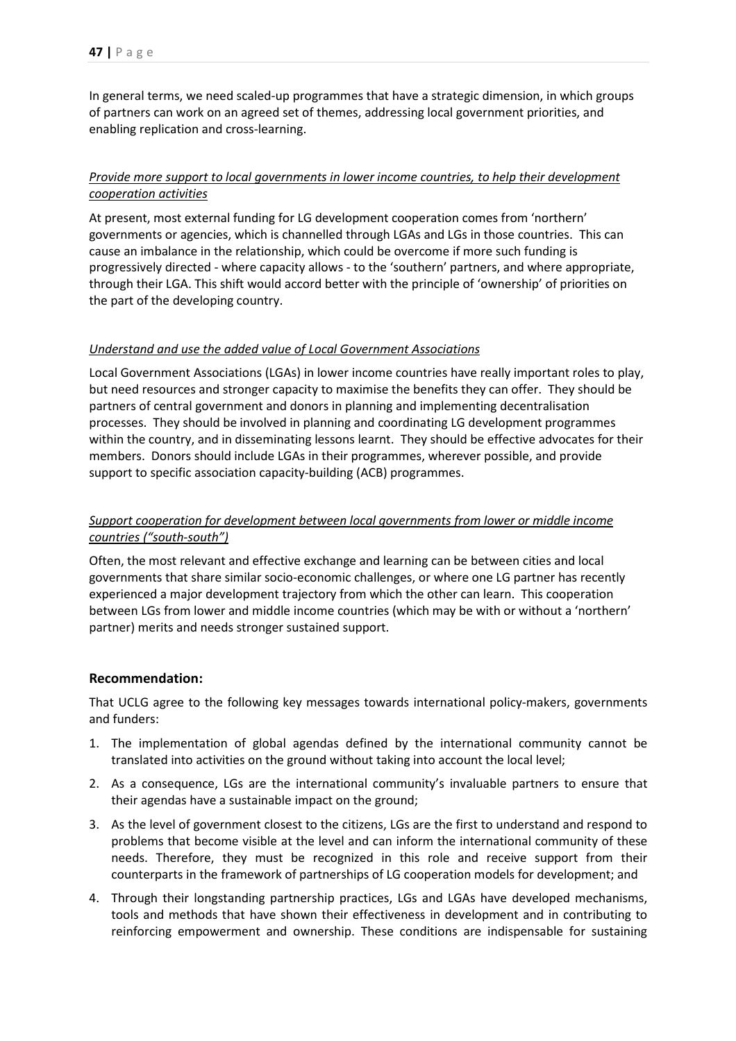In general terms, we need scaled-up programmes that have a strategic dimension, in which groups of partners can work on an agreed set of themes, addressing local government priorities, and enabling replication and cross-learning.

*Provide more support to local governments in lower income countries, to help their development cooperation activities*

At present, most external funding for LG development cooperation comes from 'northern' governments or agencies, which is channelled through LGAs and LGs in those countries. This can cause an imbalance in the relationship, which could be overcome if more such funding is progressively directed - where capacity allows - to the 'southern' partners, and where appropriate, through their LGA. This shift would accord better with the principle of 'ownership' of priorities on the part of the developing country.

*Understand and use the added value of Local Government Associations*

Local Government Associations (LGAs) in lower income countries have really important roles to play, but need resources and stronger capacity to maximise the benefits they can offer. They should be partners of central government and donors in planning and implementing decentralisation processes. They should be involved in planning and coordinating LG development programmes within the country, and in disseminating lessons learnt. They should be effective advocates for their members. Donors should include LGAs in their programmes, wherever possible, and provide support to specific association capacity-building (ACB) programmes.

*Support cooperation for development between local governments from lower or middle income countries ("south-south")*

Often, the most relevant and effective exchange and learning can be between cities and local governments that share similar socio-economic challenges, or where one LG partner has recently experienced a major development trajectory from which the other can learn. This cooperation between LGs from lower and middle income countries (which may be with or without a 'northern' partner) merits and needs stronger sustained support.

### Recommendation:

That UCLG agree to the following key messages towards international policy-makers, governments and funders:

1. The implementation of global agendas defined by the international community cannot be translated into activities on the ground without taking into account the local level;
2. As a consequence, LGs are the international community's invaluable partners to ensure that their agendas have a sustainable impact on the ground;
3. As the level of government closest to the citizens, LGs are the first to understand and respond to problems that become visible at the level and can inform the international community of these needs. Therefore, they must be recognized in this role and receive support from their counterparts in the framework of partnerships of LG cooperation models for development; and
4. Through their longstanding partnership practices, LGs and LGAs have developed mechanisms, tools and methods that have shown their effectiveness in development and in contributing to reinforcing empowerment and ownership. These conditions are indispensable for sustaining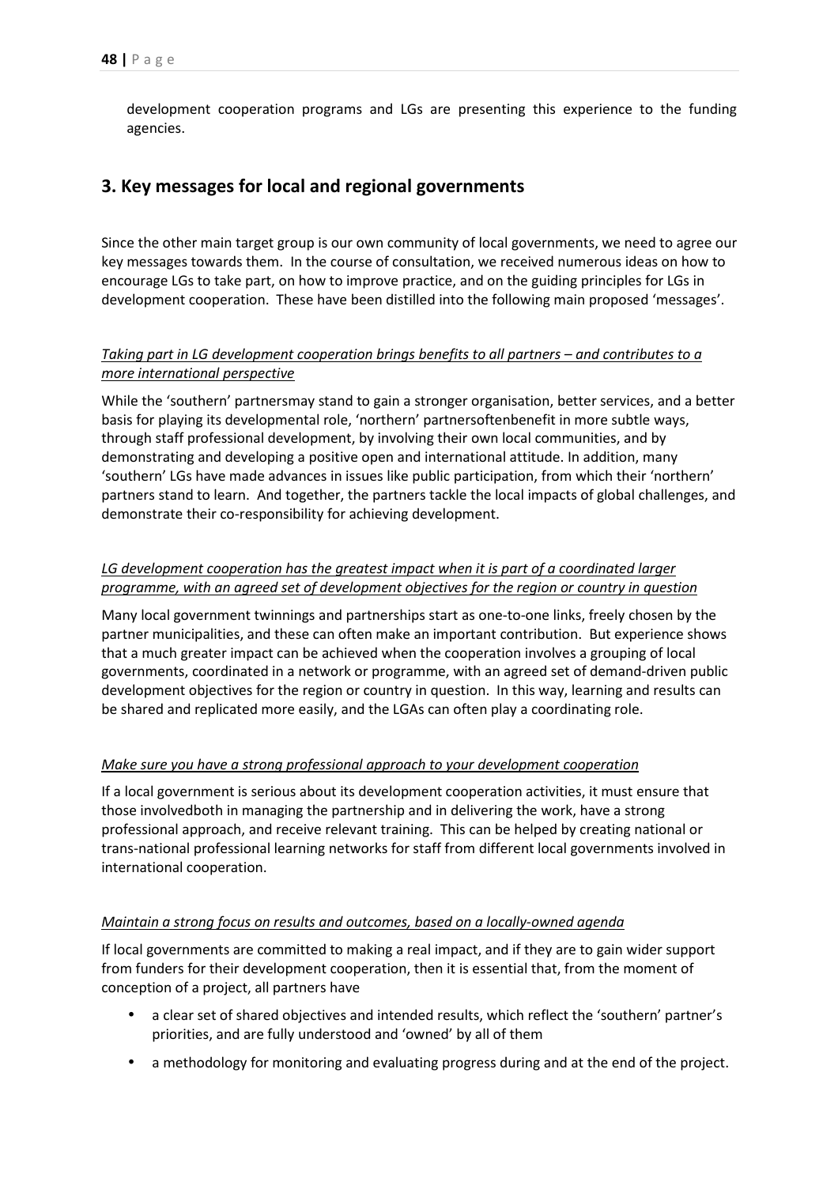development cooperation programs and LGs are presenting this experience to the funding agencies.

## 3. Key messages for local and regional governments

Since the other main target group is our own community of local governments, we need to agree our key messages towards them. In the course of consultation, we received numerous ideas on how to encourage LGs to take part, on how to improve practice, and on the guiding principles for LGs in development cooperation. These have been distilled into the following main proposed 'messages'.

*Taking part in LG development cooperation brings benefits to all partners – and contributes to a more international perspective*

While the 'southern' partnersmay stand to gain a stronger organisation, better services, and a better basis for playing its developmental role, 'northern' partnersoftenbenefit in more subtle ways, through staff professional development, by involving their own local communities, and by demonstrating and developing a positive open and international attitude. In addition, many 'southern' LGs have made advances in issues like public participation, from which their 'northern' partners stand to learn. And together, the partners tackle the local impacts of global challenges, and demonstrate their co-responsibility for achieving development.

*LG development cooperation has the greatest impact when it is part of a coordinated larger programme, with an agreed set of development objectives for the region or country in question*

Many local government twinnings and partnerships start as one-to-one links, freely chosen by the partner municipalities, and these can often make an important contribution. But experience shows that a much greater impact can be achieved when the cooperation involves a grouping of local governments, coordinated in a network or programme, with an agreed set of demand-driven public development objectives for the region or country in question. In this way, learning and results can be shared and replicated more easily, and the LGAs can often play a coordinating role.

*Make sure you have a strong professional approach to your development cooperation*

If a local government is serious about its development cooperation activities, it must ensure that those involvedboth in managing the partnership and in delivering the work, have a strong professional approach, and receive relevant training. This can be helped by creating national or trans-national professional learning networks for staff from different local governments involved in international cooperation.

*Maintain a strong focus on results and outcomes, based on a locally-owned agenda*

If local governments are committed to making a real impact, and if they are to gain wider support from funders for their development cooperation, then it is essential that, from the moment of conception of a project, all partners have

- a clear set of shared objectives and intended results, which reflect the 'southern' partner's priorities, and are fully understood and 'owned' by all of them
- a methodology for monitoring and evaluating progress during and at the end of the project.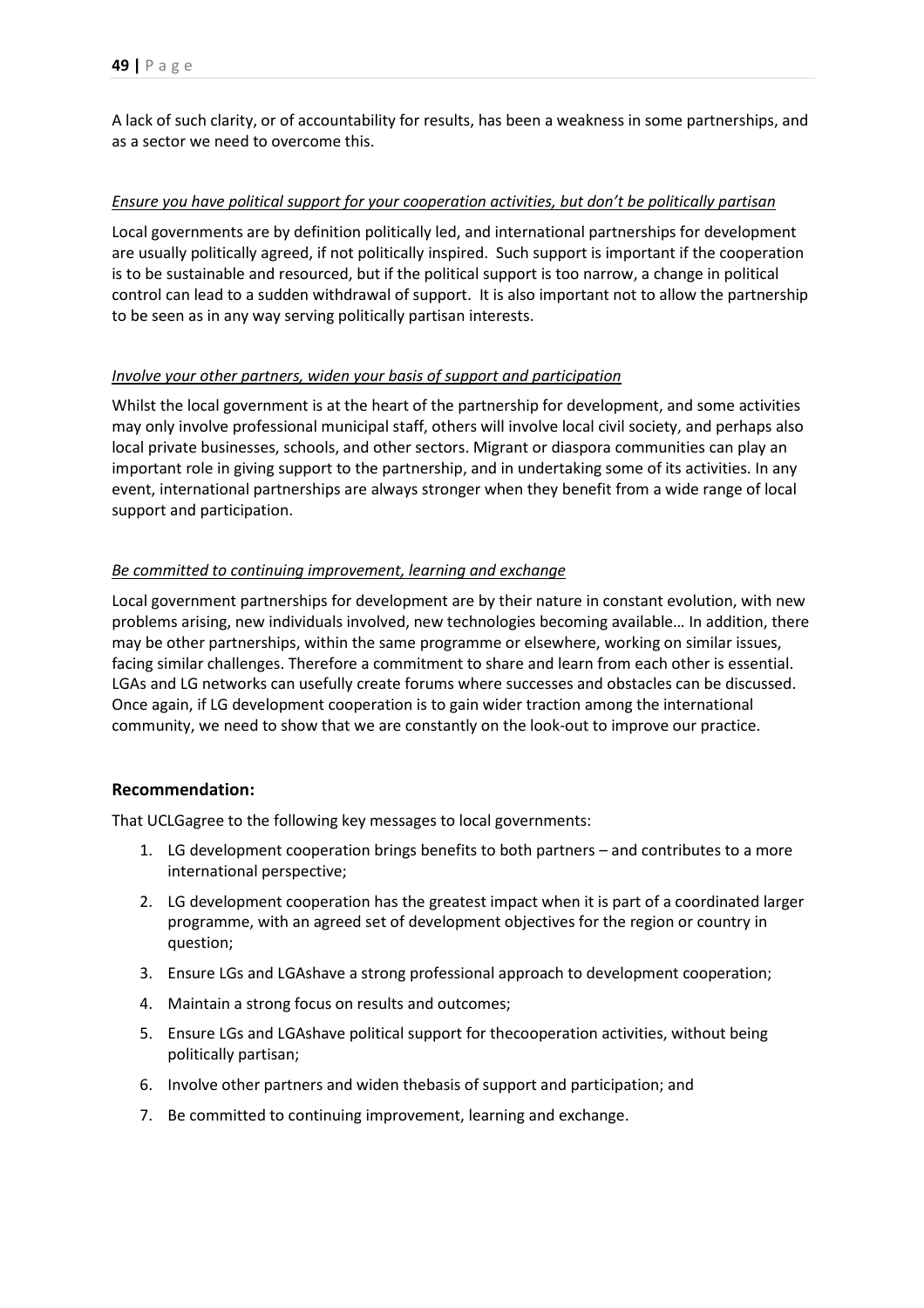A lack of such clarity, or of accountability for results, has been a weakness in some partnerships, and as a sector we need to overcome this.

*Ensure you have political support for your cooperation activities, but don't be politically partisan*

Local governments are by definition politically led, and international partnerships for development are usually politically agreed, if not politically inspired. Such support is important if the cooperation is to be sustainable and resourced, but if the political support is too narrow, a change in political control can lead to a sudden withdrawal of support. It is also important not to allow the partnership to be seen as in any way serving politically partisan interests.

*Involve your other partners, widen your basis of support and participation*

Whilst the local government is at the heart of the partnership for development, and some activities may only involve professional municipal staff, others will involve local civil society, and perhaps also local private businesses, schools, and other sectors. Migrant or diaspora communities can play an important role in giving support to the partnership, and in undertaking some of its activities. In any event, international partnerships are always stronger when they benefit from a wide range of local support and participation.

*Be committed to continuing improvement, learning and exchange*

Local government partnerships for development are by their nature in constant evolution, with new problems arising, new individuals involved, new technologies becoming available… In addition, there may be other partnerships, within the same programme or elsewhere, working on similar issues, facing similar challenges. Therefore a commitment to share and learn from each other is essential. LGAs and LG networks can usefully create forums where successes and obstacles can be discussed. Once again, if LG development cooperation is to gain wider traction among the international community, we need to show that we are constantly on the look-out to improve our practice.

### Recommendation:

That UCLGagree to the following key messages to local governments:

1. LG development cooperation brings benefits to both partners – and contributes to a more international perspective;
2. LG development cooperation has the greatest impact when it is part of a coordinated larger programme, with an agreed set of development objectives for the region or country in question;
3. Ensure LGs and LGAshave a strong professional approach to development cooperation;
4. Maintain a strong focus on results and outcomes;
5. Ensure LGs and LGAshave political support for thecooperation activities, without being politically partisan;
6. Involve other partners and widen thebasis of support and participation; and
7. Be committed to continuing improvement, learning and exchange.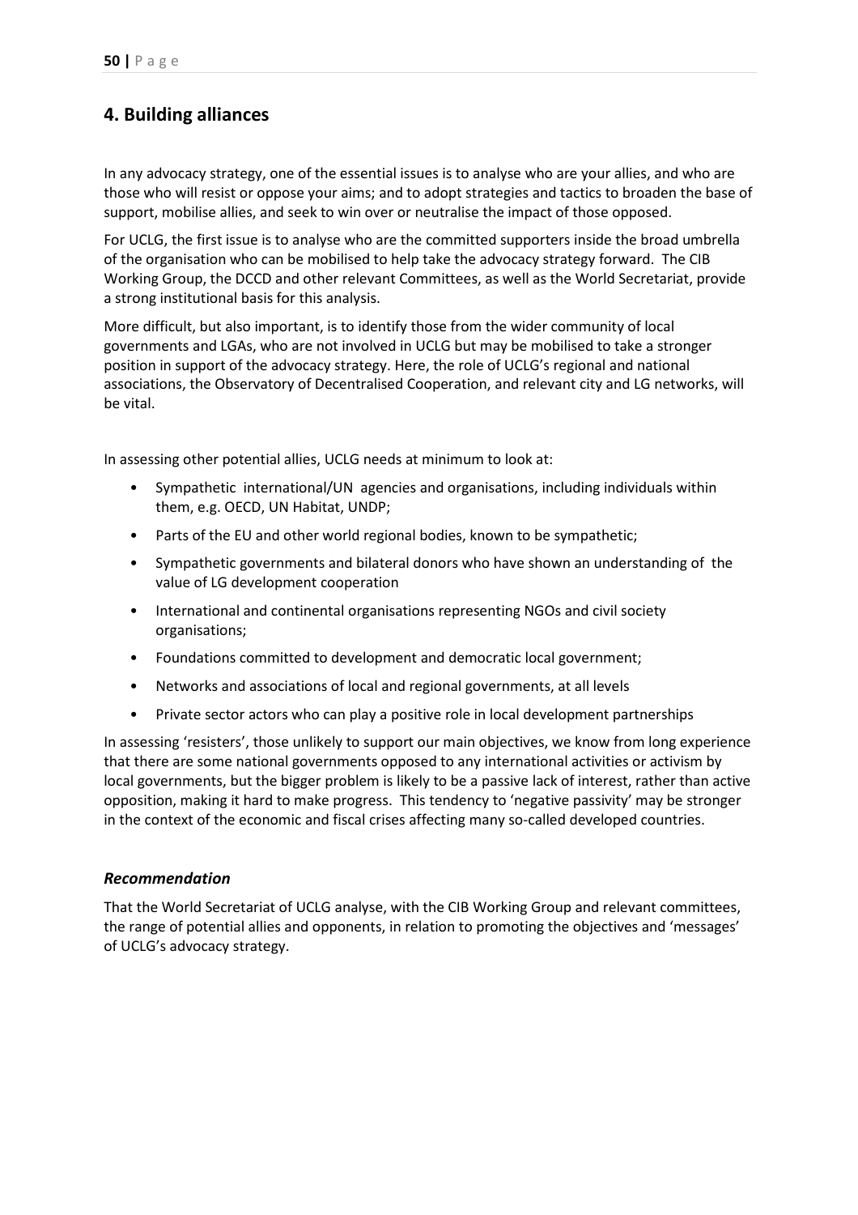## 4. Building alliances

In any advocacy strategy, one of the essential issues is to analyse who are your allies, and who are those who will resist or oppose your aims; and to adopt strategies and tactics to broaden the base of support, mobilise allies, and seek to win over or neutralise the impact of those opposed.

For UCLG, the first issue is to analyse who are the committed supporters inside the broad umbrella of the organisation who can be mobilised to help take the advocacy strategy forward. The CIB Working Group, the DCCD and other relevant Committees, as well as the World Secretariat, provide a strong institutional basis for this analysis.

More difficult, but also important, is to identify those from the wider community of local governments and LGAs, who are not involved in UCLG but may be mobilised to take a stronger position in support of the advocacy strategy. Here, the role of UCLG's regional and national associations, the Observatory of Decentralised Cooperation, and relevant city and LG networks, will be vital.

In assessing other potential allies, UCLG needs at minimum to look at:

- Sympathetic international/UN agencies and organisations, including individuals within them, e.g. OECD, UN Habitat, UNDP;
- Parts of the EU and other world regional bodies, known to be sympathetic;
- Sympathetic governments and bilateral donors who have shown an understanding of the value of LG development cooperation
- International and continental organisations representing NGOs and civil society organisations;
- Foundations committed to development and democratic local government;
- Networks and associations of local and regional governments, at all levels
- Private sector actors who can play a positive role in local development partnerships

In assessing 'resisters', those unlikely to support our main objectives, we know from long experience that there are some national governments opposed to any international activities or activism by local governments, but the bigger problem is likely to be a passive lack of interest, rather than active opposition, making it hard to make progress. This tendency to 'negative passivity' may be stronger in the context of the economic and fiscal crises affecting many so-called developed countries.

### *Recommendation*

That the World Secretariat of UCLG analyse, with the CIB Working Group and relevant committees, the range of potential allies and opponents, in relation to promoting the objectives and 'messages' of UCLG's advocacy strategy.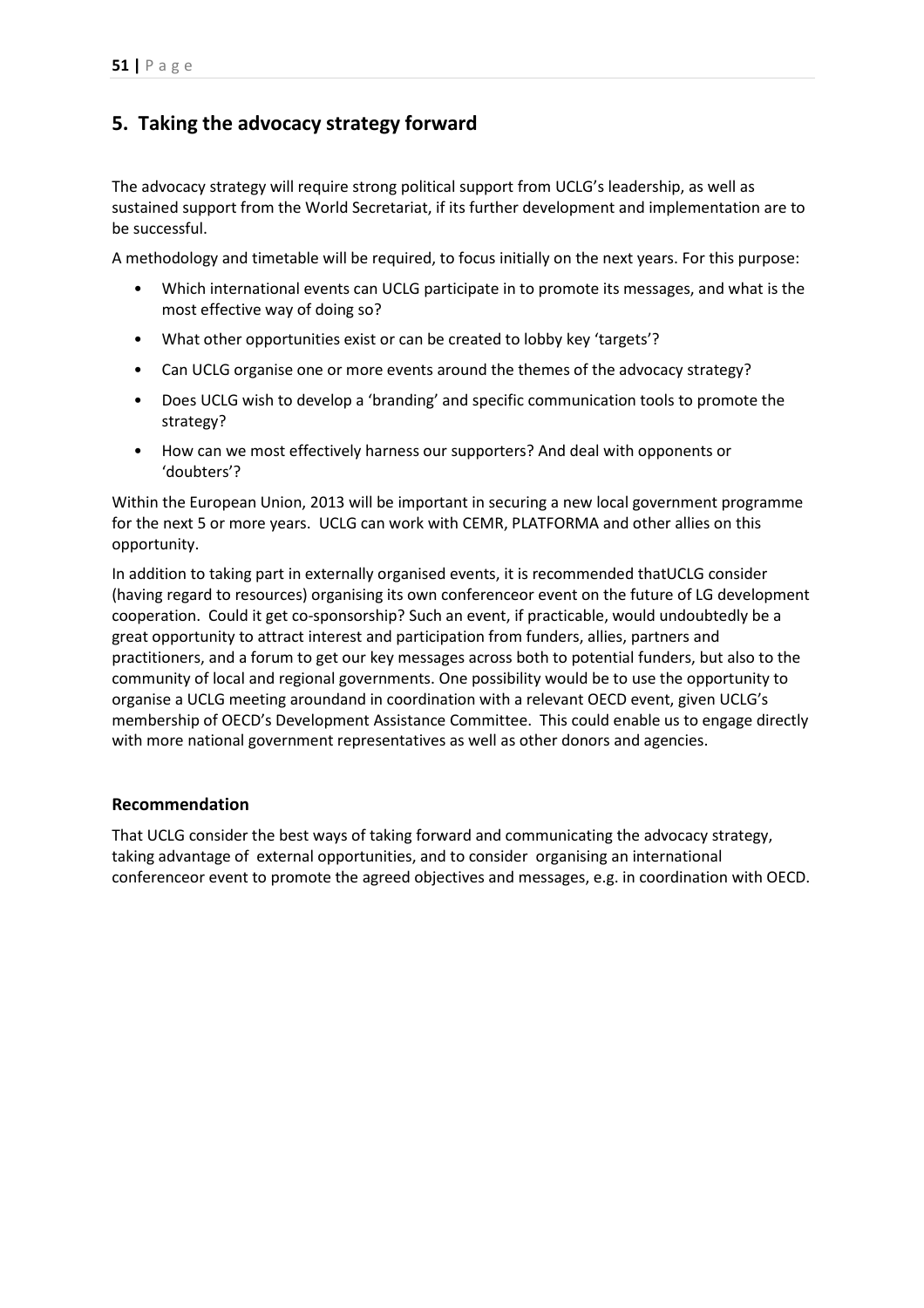## 5. Taking the advocacy strategy forward

The advocacy strategy will require strong political support from UCLG's leadership, as well as sustained support from the World Secretariat, if its further development and implementation are to be successful.

A methodology and timetable will be required, to focus initially on the next years. For this purpose:

- Which international events can UCLG participate in to promote its messages, and what is the most effective way of doing so?
- What other opportunities exist or can be created to lobby key 'targets'?
- Can UCLG organise one or more events around the themes of the advocacy strategy?
- Does UCLG wish to develop a 'branding' and specific communication tools to promote the strategy?
- How can we most effectively harness our supporters? And deal with opponents or 'doubters'?

Within the European Union, 2013 will be important in securing a new local government programme for the next 5 or more years. UCLG can work with CEMR, PLATFORMA and other allies on this opportunity.

In addition to taking part in externally organised events, it is recommended thatUCLG consider (having regard to resources) organising its own conferenceor event on the future of LG development cooperation. Could it get co-sponsorship? Such an event, if practicable, would undoubtedly be a great opportunity to attract interest and participation from funders, allies, partners and practitioners, and a forum to get our key messages across both to potential funders, but also to the community of local and regional governments. One possibility would be to use the opportunity to organise a UCLG meeting aroundand in coordination with a relevant OECD event, given UCLG's membership of OECD's Development Assistance Committee. This could enable us to engage directly with more national government representatives as well as other donors and agencies.

### Recommendation

That UCLG consider the best ways of taking forward and communicating the advocacy strategy, taking advantage of external opportunities, and to consider organising an international conferenceor event to promote the agreed objectives and messages, e.g. in coordination with OECD.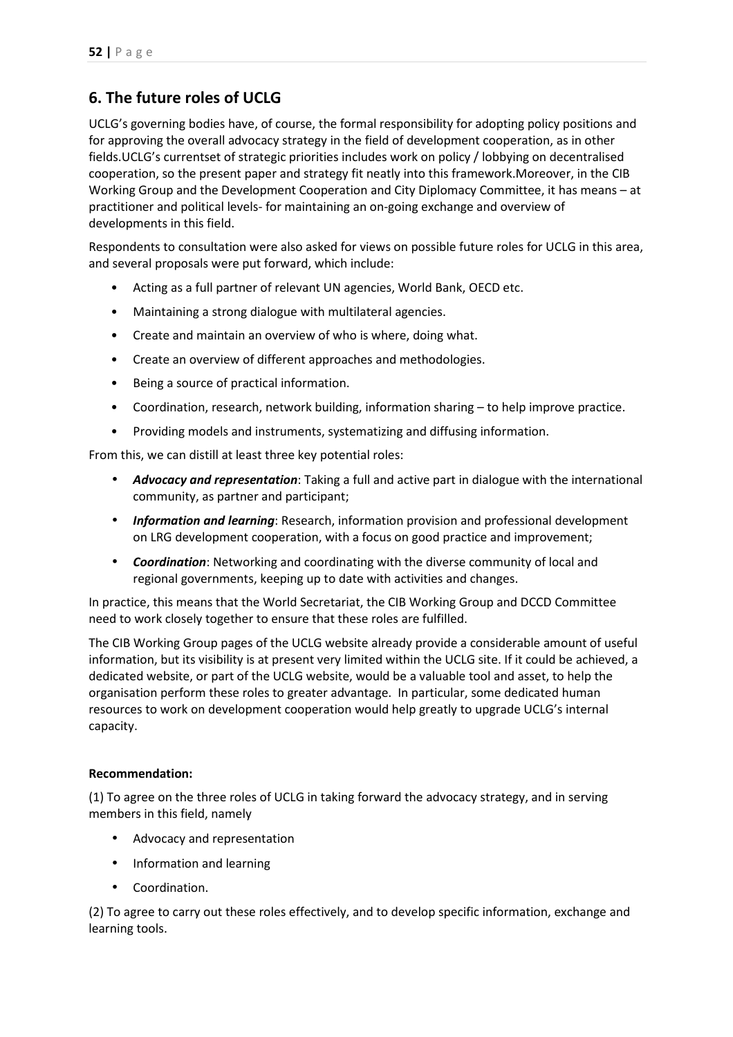## 6. The future roles of UCLG

UCLG's governing bodies have, of course, the formal responsibility for adopting policy positions and for approving the overall advocacy strategy in the field of development cooperation, as in other fields.UCLG's currentset of strategic priorities includes work on policy / lobbying on decentralised cooperation, so the present paper and strategy fit neatly into this framework.Moreover, in the CIB Working Group and the Development Cooperation and City Diplomacy Committee, it has means – at practitioner and political levels- for maintaining an on-going exchange and overview of developments in this field.

Respondents to consultation were also asked for views on possible future roles for UCLG in this area, and several proposals were put forward, which include:

- Acting as a full partner of relevant UN agencies, World Bank, OECD etc.
- Maintaining a strong dialogue with multilateral agencies.
- Create and maintain an overview of who is where, doing what.
- Create an overview of different approaches and methodologies.
- Being a source of practical information.
- Coordination, research, network building, information sharing – to help improve practice.
- Providing models and instruments, systematizing and diffusing information.

From this, we can distill at least three key potential roles:

- ***Advocacy and representation***: Taking a full and active part in dialogue with the international community, as partner and participant;
- ***Information and learning***: Research, information provision and professional development on LRG development cooperation, with a focus on good practice and improvement;
- ***Coordination***: Networking and coordinating with the diverse community of local and regional governments, keeping up to date with activities and changes.

In practice, this means that the World Secretariat, the CIB Working Group and DCCD Committee need to work closely together to ensure that these roles are fulfilled.

The CIB Working Group pages of the UCLG website already provide a considerable amount of useful information, but its visibility is at present very limited within the UCLG site. If it could be achieved, a dedicated website, or part of the UCLG website, would be a valuable tool and asset, to help the organisation perform these roles to greater advantage. In particular, some dedicated human resources to work on development cooperation would help greatly to upgrade UCLG's internal capacity.

**Recommendation:**

(1) To agree on the three roles of UCLG in taking forward the advocacy strategy, and in serving members in this field, namely

- Advocacy and representation
- Information and learning
- Coordination.

(2) To agree to carry out these roles effectively, and to develop specific information, exchange and learning tools.